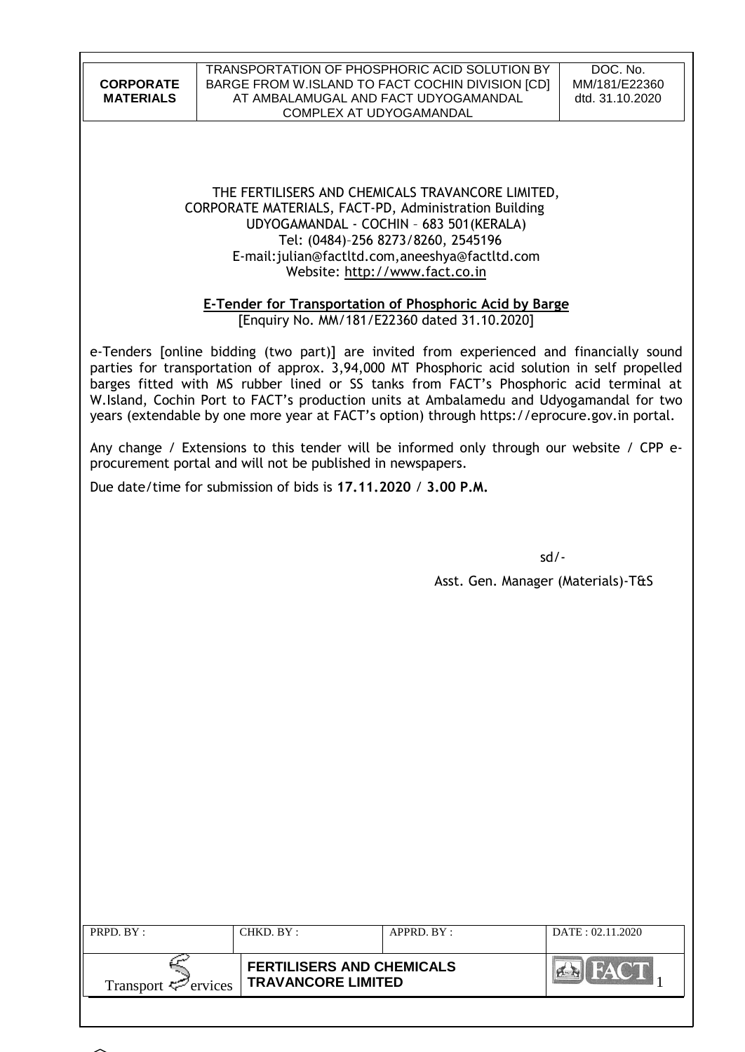THE FERTILISERS AND CHEMICALS TRAVANCORE LIMITED,
CORPORATE MATERIALS, FACT-PD, Administration Building
UDYOGAMANDAL - COCHIN – 683 501(KERALA)
Tel: (0484)–256 8273/8260, 2545196
E-mail:julian@factltd.com,aneeshya@factltd.com
Website: http://www.fact.co.in

## E-Tender for Transportation of Phosphoric Acid by Barge

[Enquiry No. MM/181/E22360 dated 31.10.2020]

e-Tenders [online bidding (two part)] are invited from experienced and financially sound parties for transportation of approx. 3,94,000 MT Phosphoric acid solution in self propelled barges fitted with MS rubber lined or SS tanks from FACT's Phosphoric acid terminal at W.Island, Cochin Port to FACT's production units at Ambalamedu and Udyogamandal for two years (extendable by one more year at FACT's option) through https://eprocure.gov.in portal.

Any change / Extensions to this tender will be informed only through our website / CPP e-procurement portal and will not be published in newspapers.

Due date/time for submission of bids is **17.11.2020 / 3.00 P.M.**

sd/-

Asst. Gen. Manager (Materials)-T&S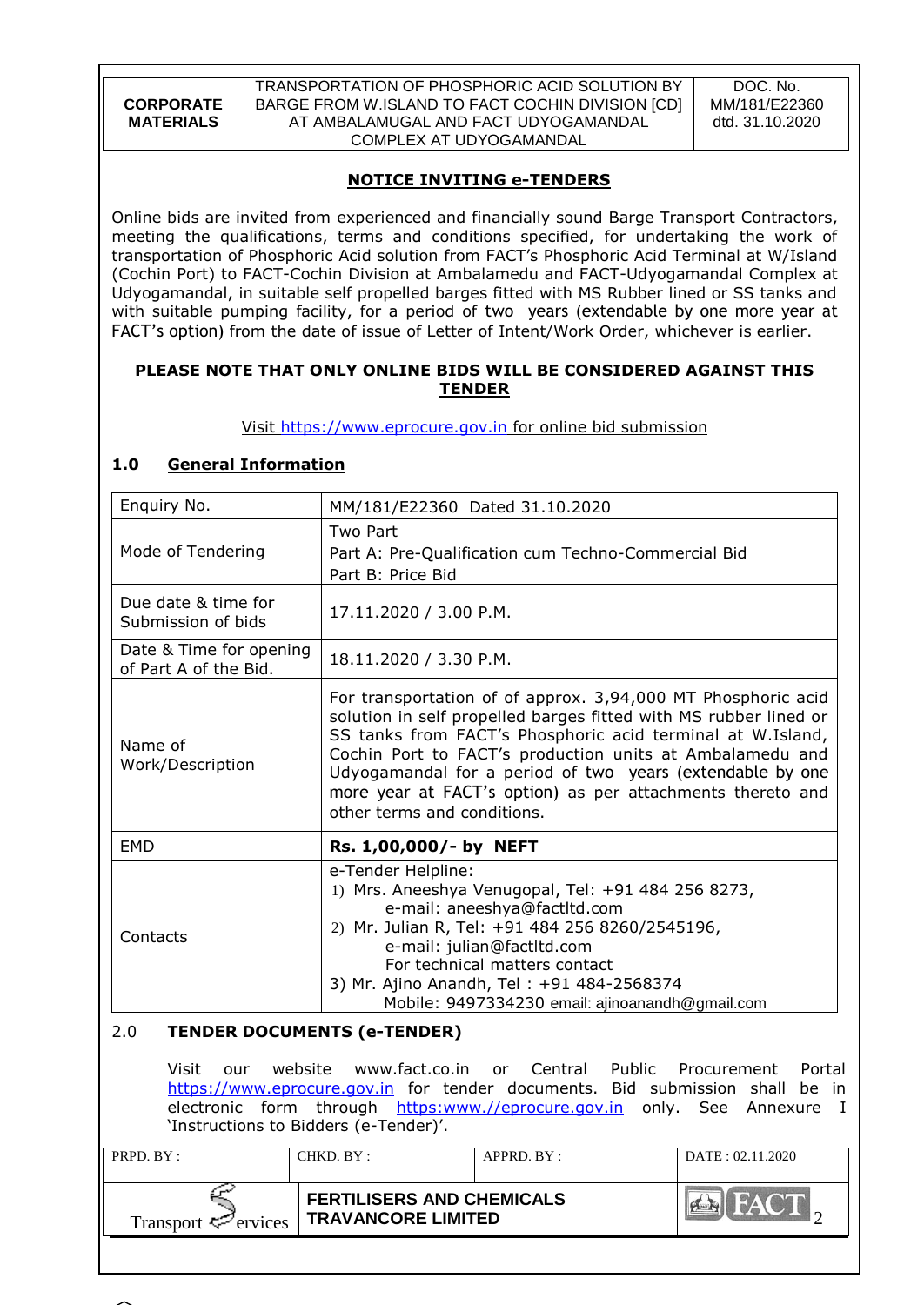## NOTICE INVITING e-TENDERS

Online bids are invited from experienced and financially sound Barge Transport Contractors, meeting the qualifications, terms and conditions specified, for undertaking the work of transportation of Phosphoric Acid solution from FACT's Phosphoric Acid Terminal at W/Island (Cochin Port) to FACT-Cochin Division at Ambalamedu and FACT-Udyogamandal Complex at Udyogamandal, in suitable self propelled barges fitted with MS Rubber lined or SS tanks and with suitable pumping facility, for a period of two years (extendable by one more year at FACT's option) from the date of issue of Letter of Intent/Work Order, whichever is earlier.

**PLEASE NOTE THAT ONLY ONLINE BIDS WILL BE CONSIDERED AGAINST THIS TENDER**

Visit https://www.eprocure.gov.in for online bid submission

### 1.0 General Information

| | |
|---|---|
| Enquiry No. | MM/181/E22360 Dated 31.10.2020 |
| Mode of Tendering | Two Part<br>Part A: Pre-Qualification cum Techno-Commercial Bid<br>Part B: Price Bid |
| Due date & time for Submission of bids | 17.11.2020 / 3.00 P.M. |
| Date & Time for opening of Part A of the Bid. | 18.11.2020 / 3.30 P.M. |
| Name of Work/Description | For transportation of of approx. 3,94,000 MT Phosphoric acid solution in self propelled barges fitted with MS rubber lined or SS tanks from FACT's Phosphoric acid terminal at W.Island, Cochin Port to FACT's production units at Ambalamedu and Udyogamandal for a period of two years (extendable by one more year at FACT's option) as per attachments thereto and other terms and conditions. |
| EMD | **Rs. 1,00,000/- by NEFT** |
| Contacts | e-Tender Helpline:<br>1) Mrs. Aneeshya Venugopal, Tel: +91 484 256 8273, e-mail: aneeshya@factltd.com<br>2) Mr. Julian R, Tel: +91 484 256 8260/2545196, e-mail: julian@factltd.com<br>For technical matters contact<br>3) Mr. Ajino Anandh, Tel : +91 484-2568374 Mobile: 9497334230 email: ajinoanandh@gmail.com |

### 2.0 TENDER DOCUMENTS (e-TENDER)

Visit our website www.fact.co.in or Central Public Procurement Portal https://www.eprocure.gov.in for tender documents. Bid submission shall be in electronic form through https:www.//eprocure.gov.in only. See Annexure I 'Instructions to Bidders (e-Tender)'.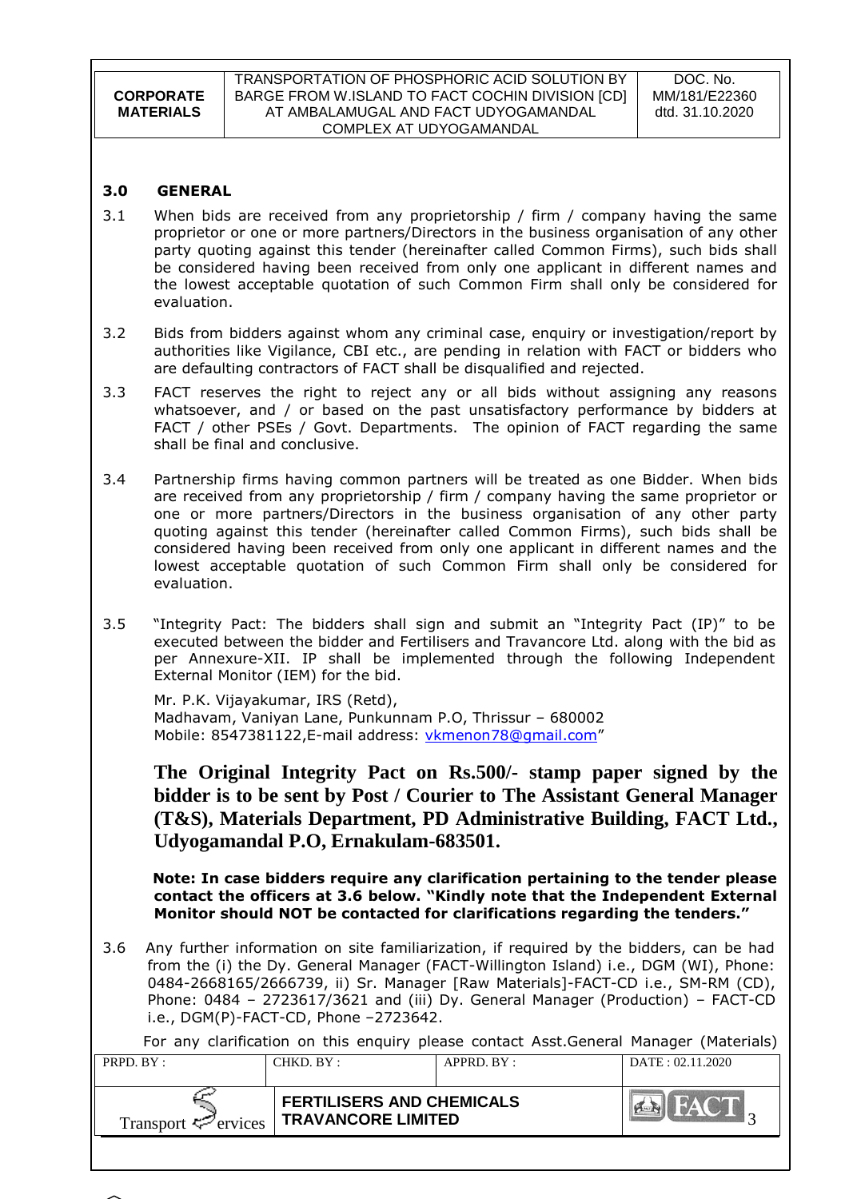### 3.0 GENERAL

3.1 When bids are received from any proprietorship / firm / company having the same proprietor or one or more partners/Directors in the business organisation of any other party quoting against this tender (hereinafter called Common Firms), such bids shall be considered having been received from only one applicant in different names and the lowest acceptable quotation of such Common Firm shall only be considered for evaluation.

3.2 Bids from bidders against whom any criminal case, enquiry or investigation/report by authorities like Vigilance, CBI etc., are pending in relation with FACT or bidders who are defaulting contractors of FACT shall be disqualified and rejected.

3.3 FACT reserves the right to reject any or all bids without assigning any reasons whatsoever, and / or based on the past unsatisfactory performance by bidders at FACT / other PSEs / Govt. Departments. The opinion of FACT regarding the same shall be final and conclusive.

3.4 Partnership firms having common partners will be treated as one Bidder. When bids are received from any proprietorship / firm / company having the same proprietor or one or more partners/Directors in the business organisation of any other party quoting against this tender (hereinafter called Common Firms), such bids shall be considered having been received from only one applicant in different names and the lowest acceptable quotation of such Common Firm shall only be considered for evaluation.

3.5 "Integrity Pact: The bidders shall sign and submit an "Integrity Pact (IP)" to be executed between the bidder and Fertilisers and Travancore Ltd. along with the bid as per Annexure-XII. IP shall be implemented through the following Independent External Monitor (IEM) for the bid.

Mr. P.K. Vijayakumar, IRS (Retd),
Madhavam, Vaniyan Lane, Punkunnam P.O, Thrissur – 680002
Mobile: 8547381122,E-mail address: vkmenon78@gmail.com"

**The Original Integrity Pact on Rs.500/- stamp paper signed by the bidder is to be sent by Post / Courier to The Assistant General Manager (T&S), Materials Department, PD Administrative Building, FACT Ltd., Udyogamandal P.O, Ernakulam-683501.**

**Note: In case bidders require any clarification pertaining to the tender please contact the officers at 3.6 below. "Kindly note that the Independent External Monitor should NOT be contacted for clarifications regarding the tenders."**

3.6 Any further information on site familiarization, if required by the bidders, can be had from the (i) the Dy. General Manager (FACT-Willington Island) i.e., DGM (WI), Phone: 0484-2668165/2666739, ii) Sr. Manager [Raw Materials]-FACT-CD i.e., SM-RM (CD), Phone: 0484 – 2723617/3621 and (iii) Dy. General Manager (Production) – FACT-CD i.e., DGM(P)-FACT-CD, Phone –2723642.

For any clarification on this enquiry please contact Asst.General Manager (Materials)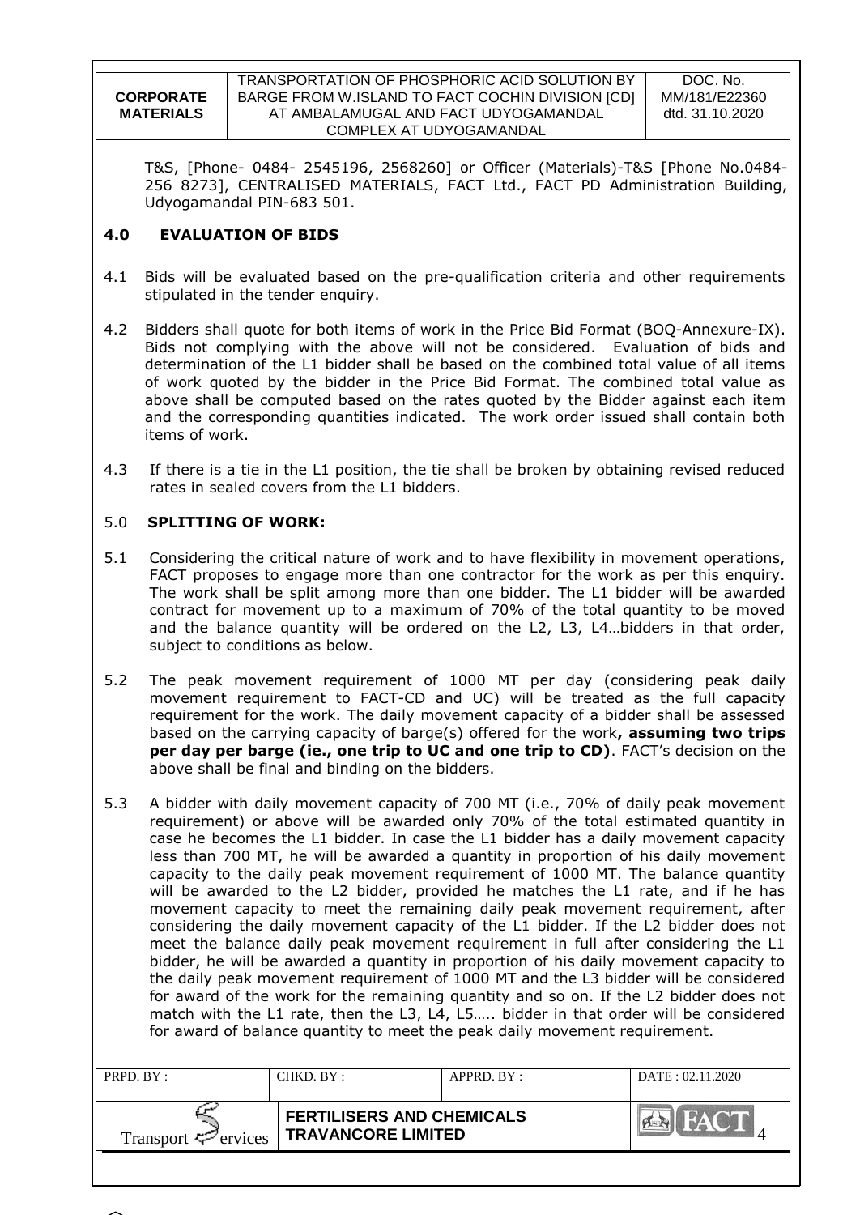T&S, [Phone- 0484- 2545196, 2568260] or Officer (Materials)-T&S [Phone No.0484-256 8273], CENTRALISED MATERIALS, FACT Ltd., FACT PD Administration Building, Udyogamandal PIN-683 501.

## 4.0 EVALUATION OF BIDS

4.1 Bids will be evaluated based on the pre-qualification criteria and other requirements stipulated in the tender enquiry.

4.2 Bidders shall quote for both items of work in the Price Bid Format (BOQ-Annexure-IX). Bids not complying with the above will not be considered. Evaluation of bids and determination of the L1 bidder shall be based on the combined total value of all items of work quoted by the bidder in the Price Bid Format. The combined total value as above shall be computed based on the rates quoted by the Bidder against each item and the corresponding quantities indicated. The work order issued shall contain both items of work.

4.3 If there is a tie in the L1 position, the tie shall be broken by obtaining revised reduced rates in sealed covers from the L1 bidders.

## 5.0 SPLITTING OF WORK:

5.1 Considering the critical nature of work and to have flexibility in movement operations, FACT proposes to engage more than one contractor for the work as per this enquiry. The work shall be split among more than one bidder. The L1 bidder will be awarded contract for movement up to a maximum of 70% of the total quantity to be moved and the balance quantity will be ordered on the L2, L3, L4…bidders in that order, subject to conditions as below.

5.2 The peak movement requirement of 1000 MT per day (considering peak daily movement requirement to FACT-CD and UC) will be treated as the full capacity requirement for the work. The daily movement capacity of a bidder shall be assessed based on the carrying capacity of barge(s) offered for the work**, assuming two trips per day per barge (ie., one trip to UC and one trip to CD)**. FACT's decision on the above shall be final and binding on the bidders.

5.3 A bidder with daily movement capacity of 700 MT (i.e., 70% of daily peak movement requirement) or above will be awarded only 70% of the total estimated quantity in case he becomes the L1 bidder. In case the L1 bidder has a daily movement capacity less than 700 MT, he will be awarded a quantity in proportion of his daily movement capacity to the daily peak movement requirement of 1000 MT. The balance quantity will be awarded to the L2 bidder, provided he matches the L1 rate, and if he has movement capacity to meet the remaining daily peak movement requirement, after considering the daily movement capacity of the L1 bidder. If the L2 bidder does not meet the balance daily peak movement requirement in full after considering the L1 bidder, he will be awarded a quantity in proportion of his daily movement capacity to the daily peak movement requirement of 1000 MT and the L3 bidder will be considered for award of the work for the remaining quantity and so on. If the L2 bidder does not match with the L1 rate, then the L3, L4, L5….. bidder in that order will be considered for award of balance quantity to meet the peak daily movement requirement.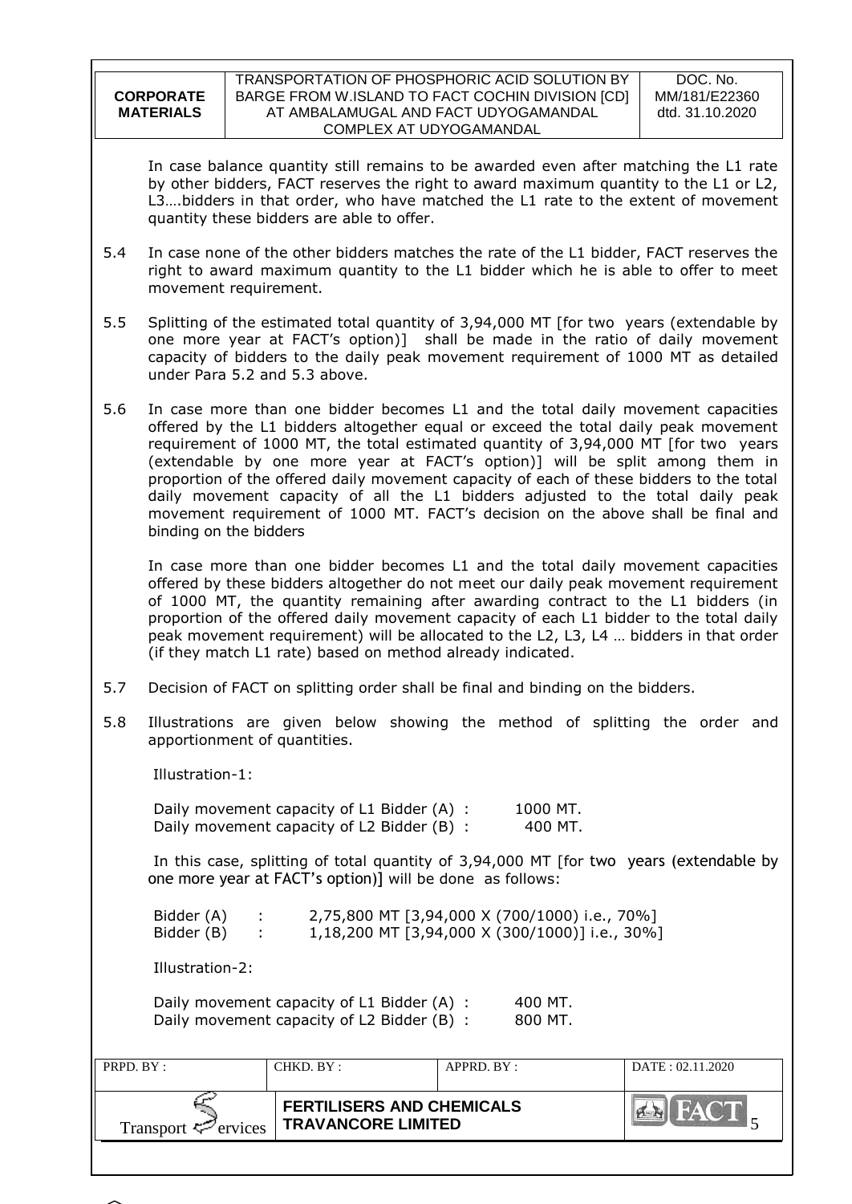In case balance quantity still remains to be awarded even after matching the L1 rate by other bidders, FACT reserves the right to award maximum quantity to the L1 or L2, L3….bidders in that order, who have matched the L1 rate to the extent of movement quantity these bidders are able to offer.

5.4 In case none of the other bidders matches the rate of the L1 bidder, FACT reserves the right to award maximum quantity to the L1 bidder which he is able to offer to meet movement requirement.

5.5 Splitting of the estimated total quantity of 3,94,000 MT [for two years (extendable by one more year at FACT's option)] shall be made in the ratio of daily movement capacity of bidders to the daily peak movement requirement of 1000 MT as detailed under Para 5.2 and 5.3 above.

5.6 In case more than one bidder becomes L1 and the total daily movement capacities offered by the L1 bidders altogether equal or exceed the total daily peak movement requirement of 1000 MT, the total estimated quantity of 3,94,000 MT [for two years (extendable by one more year at FACT's option)] will be split among them in proportion of the offered daily movement capacity of each of these bidders to the total daily movement capacity of all the L1 bidders adjusted to the total daily peak movement requirement of 1000 MT. FACT's decision on the above shall be final and binding on the bidders

In case more than one bidder becomes L1 and the total daily movement capacities offered by these bidders altogether do not meet our daily peak movement requirement of 1000 MT, the quantity remaining after awarding contract to the L1 bidders (in proportion of the offered daily movement capacity of each L1 bidder to the total daily peak movement requirement) will be allocated to the L2, L3, L4 … bidders in that order (if they match L1 rate) based on method already indicated.

5.7 Decision of FACT on splitting order shall be final and binding on the bidders.

5.8 Illustrations are given below showing the method of splitting the order and apportionment of quantities.

Illustration-1:

Daily movement capacity of L1 Bidder (A) : 1000 MT.
Daily movement capacity of L2 Bidder (B) : 400 MT.

In this case, splitting of total quantity of 3,94,000 MT [for two years (extendable by one more year at FACT's option)] will be done as follows:

Bidder (A) : 2,75,800 MT [3,94,000 X (700/1000) i.e., 70%]
Bidder (B) : 1,18,200 MT [3,94,000 X (300/1000)] i.e., 30%]

Illustration-2:

Daily movement capacity of L1 Bidder (A) : 400 MT.
Daily movement capacity of L2 Bidder (B) : 800 MT.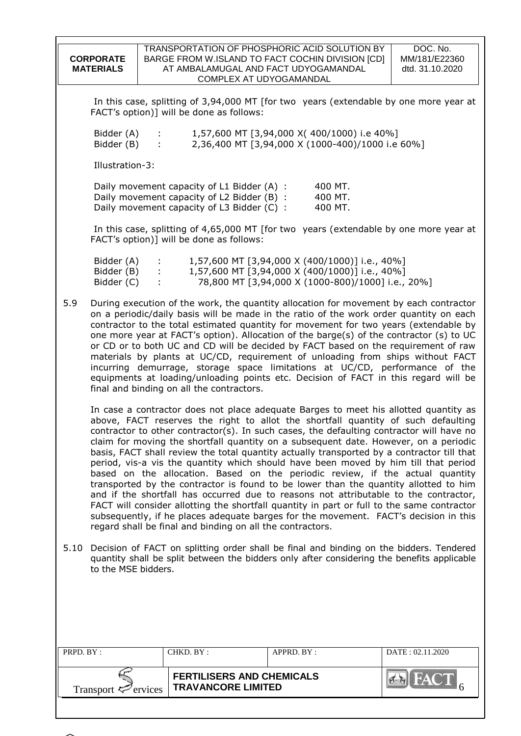In this case, splitting of 3,94,000 MT [for two years (extendable by one more year at FACT's option)] will be done as follows:

Bidder (A) : 1,57,600 MT [3,94,000 X( 400/1000) i.e 40%]
Bidder (B) : 2,36,400 MT [3,94,000 X (1000-400)/1000 i.e 60%]

Illustration-3:

Daily movement capacity of L1 Bidder (A) : 400 MT.
Daily movement capacity of L2 Bidder (B) : 400 MT.
Daily movement capacity of L3 Bidder (C) : 400 MT.

In this case, splitting of 4,65,000 MT [for two years (extendable by one more year at FACT's option)] will be done as follows:

Bidder (A) : 1,57,600 MT [3,94,000 X (400/1000)] i.e., 40%]
Bidder (B) : 1,57,600 MT [3,94,000 X (400/1000)] i.e., 40%]
Bidder (C) : 78,800 MT [3,94,000 X (1000-800)/1000] i.e., 20%]

5.9 During execution of the work, the quantity allocation for movement by each contractor on a periodic/daily basis will be made in the ratio of the work order quantity on each contractor to the total estimated quantity for movement for two years (extendable by one more year at FACT's option). Allocation of the barge(s) of the contractor (s) to UC or CD or to both UC and CD will be decided by FACT based on the requirement of raw materials by plants at UC/CD, requirement of unloading from ships without FACT incurring demurrage, storage space limitations at UC/CD, performance of the equipments at loading/unloading points etc. Decision of FACT in this regard will be final and binding on all the contractors.

In case a contractor does not place adequate Barges to meet his allotted quantity as above, FACT reserves the right to allot the shortfall quantity of such defaulting contractor to other contractor(s). In such cases, the defaulting contractor will have no claim for moving the shortfall quantity on a subsequent date. However, on a periodic basis, FACT shall review the total quantity actually transported by a contractor till that period, vis-a vis the quantity which should have been moved by him till that period based on the allocation. Based on the periodic review, if the actual quantity transported by the contractor is found to be lower than the quantity allotted to him and if the shortfall has occurred due to reasons not attributable to the contractor, FACT will consider allotting the shortfall quantity in part or full to the same contractor subsequently, if he places adequate barges for the movement. FACT's decision in this regard shall be final and binding on all the contractors.

5.10 Decision of FACT on splitting order shall be final and binding on the bidders. Tendered quantity shall be split between the bidders only after considering the benefits applicable to the MSE bidders.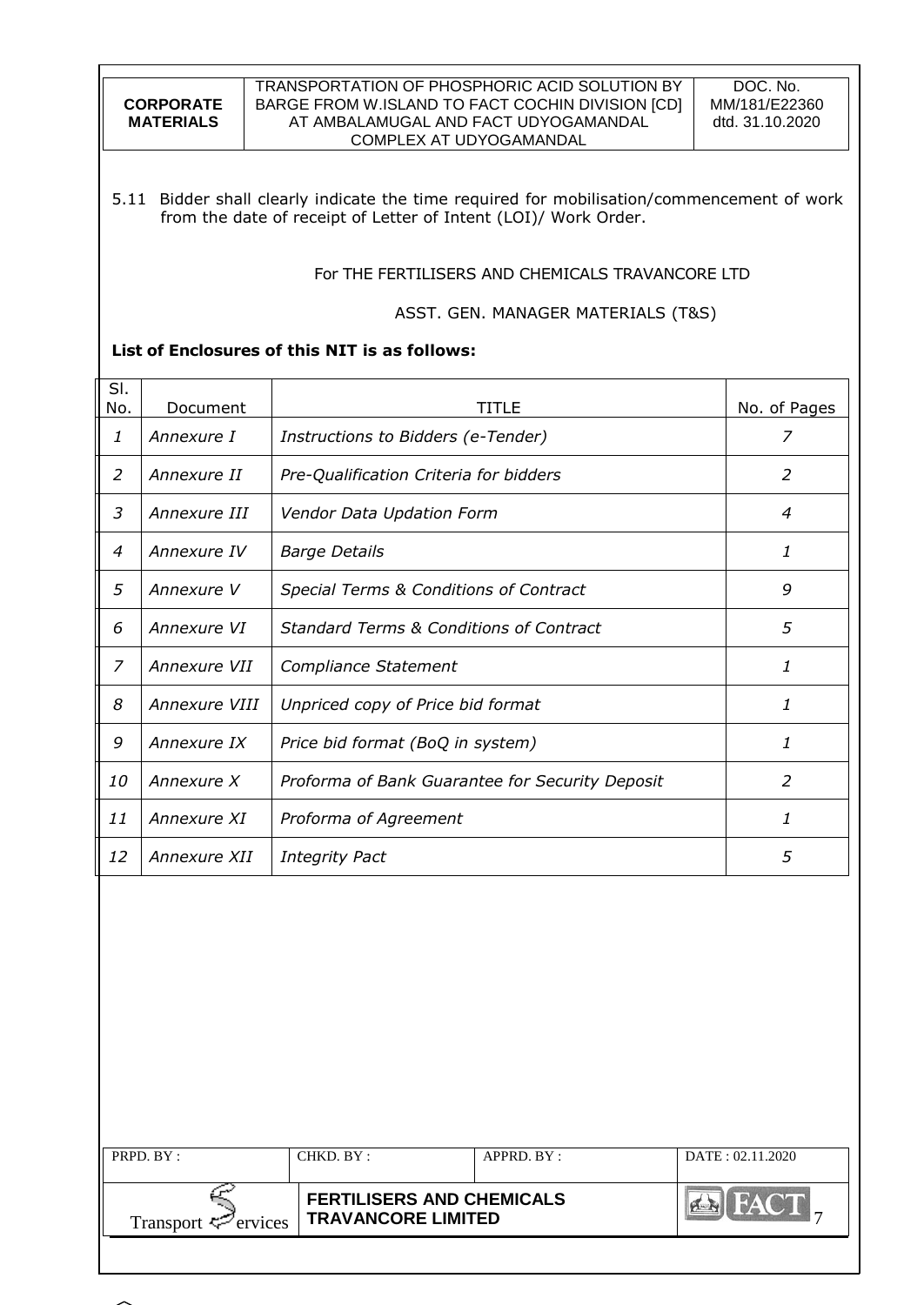5.11 Bidder shall clearly indicate the time required for mobilisation/commencement of work from the date of receipt of Letter of Intent (LOI)/ Work Order.

For THE FERTILISERS AND CHEMICALS TRAVANCORE LTD

ASST. GEN. MANAGER MATERIALS (T&S)

**List of Enclosures of this NIT is as follows:**

| Sl. No. | Document | TITLE | No. of Pages |
|---|---|---|---|
| *1* | *Annexure I* | *Instructions to Bidders (e-Tender)* | *7* |
| *2* | *Annexure II* | *Pre-Qualification Criteria for bidders* | *2* |
| *3* | *Annexure III* | *Vendor Data Updation Form* | *4* |
| *4* | *Annexure IV* | *Barge Details* | *1* |
| *5* | *Annexure V* | *Special Terms & Conditions of Contract* | *9* |
| *6* | *Annexure VI* | *Standard Terms & Conditions of Contract* | *5* |
| *7* | *Annexure VII* | *Compliance Statement* | *1* |
| *8* | *Annexure VIII* | *Unpriced copy of Price bid format* | *1* |
| *9* | *Annexure IX* | *Price bid format (BoQ in system)* | *1* |
| *10* | *Annexure X* | *Proforma of Bank Guarantee for Security Deposit* | *2* |
| *11* | *Annexure XI* | *Proforma of Agreement* | *1* |
| *12* | *Annexure XII* | *Integrity Pact* | *5* |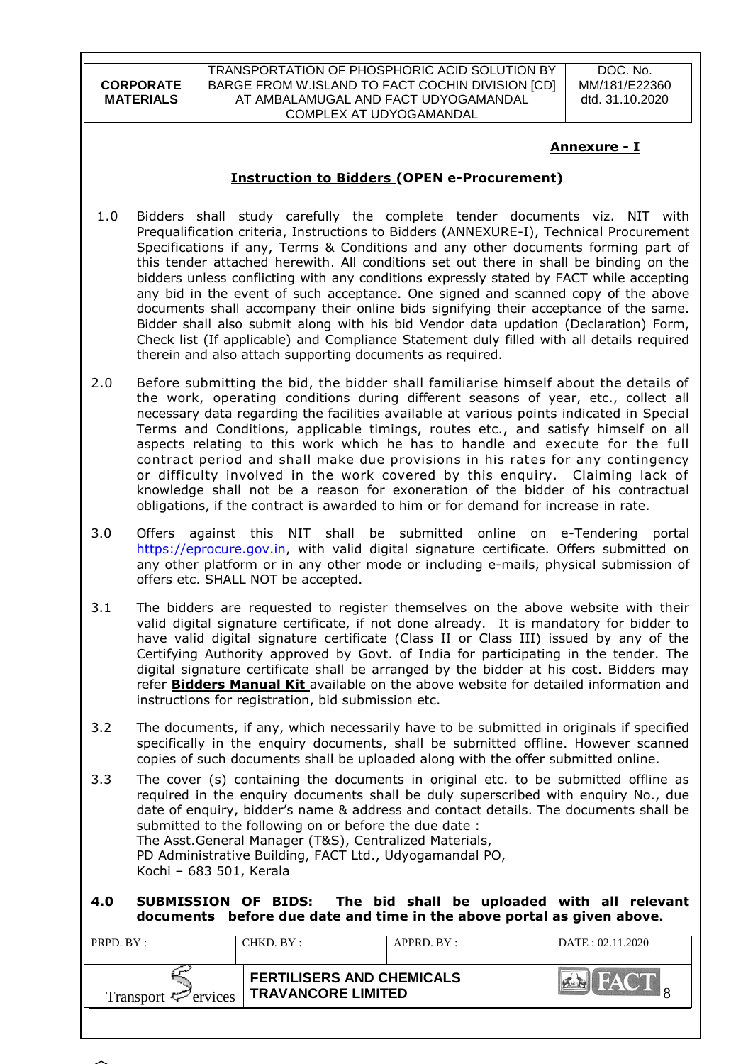**Annexure - I**

## Instruction to Bidders (OPEN e-Procurement)

1.0 Bidders shall study carefully the complete tender documents viz. NIT with Prequalification criteria, Instructions to Bidders (ANNEXURE-I), Technical Procurement Specifications if any, Terms & Conditions and any other documents forming part of this tender attached herewith. All conditions set out there in shall be binding on the bidders unless conflicting with any conditions expressly stated by FACT while accepting any bid in the event of such acceptance. One signed and scanned copy of the above documents shall accompany their online bids signifying their acceptance of the same. Bidder shall also submit along with his bid Vendor data updation (Declaration) Form, Check list (If applicable) and Compliance Statement duly filled with all details required therein and also attach supporting documents as required.

2.0 Before submitting the bid, the bidder shall familiarise himself about the details of the work, operating conditions during different seasons of year, etc., collect all necessary data regarding the facilities available at various points indicated in Special Terms and Conditions, applicable timings, routes etc., and satisfy himself on all aspects relating to this work which he has to handle and execute for the full contract period and shall make due provisions in his rates for any contingency or difficulty involved in the work covered by this enquiry. Claiming lack of knowledge shall not be a reason for exoneration of the bidder of his contractual obligations, if the contract is awarded to him or for demand for increase in rate.

3.0 Offers against this NIT shall be submitted online on e-Tendering portal https://eprocure.gov.in, with valid digital signature certificate. Offers submitted on any other platform or in any other mode or including e-mails, physical submission of offers etc. SHALL NOT be accepted.

3.1 The bidders are requested to register themselves on the above website with their valid digital signature certificate, if not done already. It is mandatory for bidder to have valid digital signature certificate (Class II or Class III) issued by any of the Certifying Authority approved by Govt. of India for participating in the tender. The digital signature certificate shall be arranged by the bidder at his cost. Bidders may refer **Bidders Manual Kit** available on the above website for detailed information and instructions for registration, bid submission etc.

3.2 The documents, if any, which necessarily have to be submitted in originals if specified specifically in the enquiry documents, shall be submitted offline. However scanned copies of such documents shall be uploaded along with the offer submitted online.

3.3 The cover (s) containing the documents in original etc. to be submitted offline as required in the enquiry documents shall be duly superscribed with enquiry No., due date of enquiry, bidder's name & address and contact details. The documents shall be submitted to the following on or before the due date :
The Asst.General Manager (T&S), Centralized Materials,
PD Administrative Building, FACT Ltd., Udyogamandal PO,
Kochi – 683 501, Kerala

**4.0 SUBMISSION OF BIDS: The bid shall be uploaded with all relevant documents before due date and time in the above portal as given above.**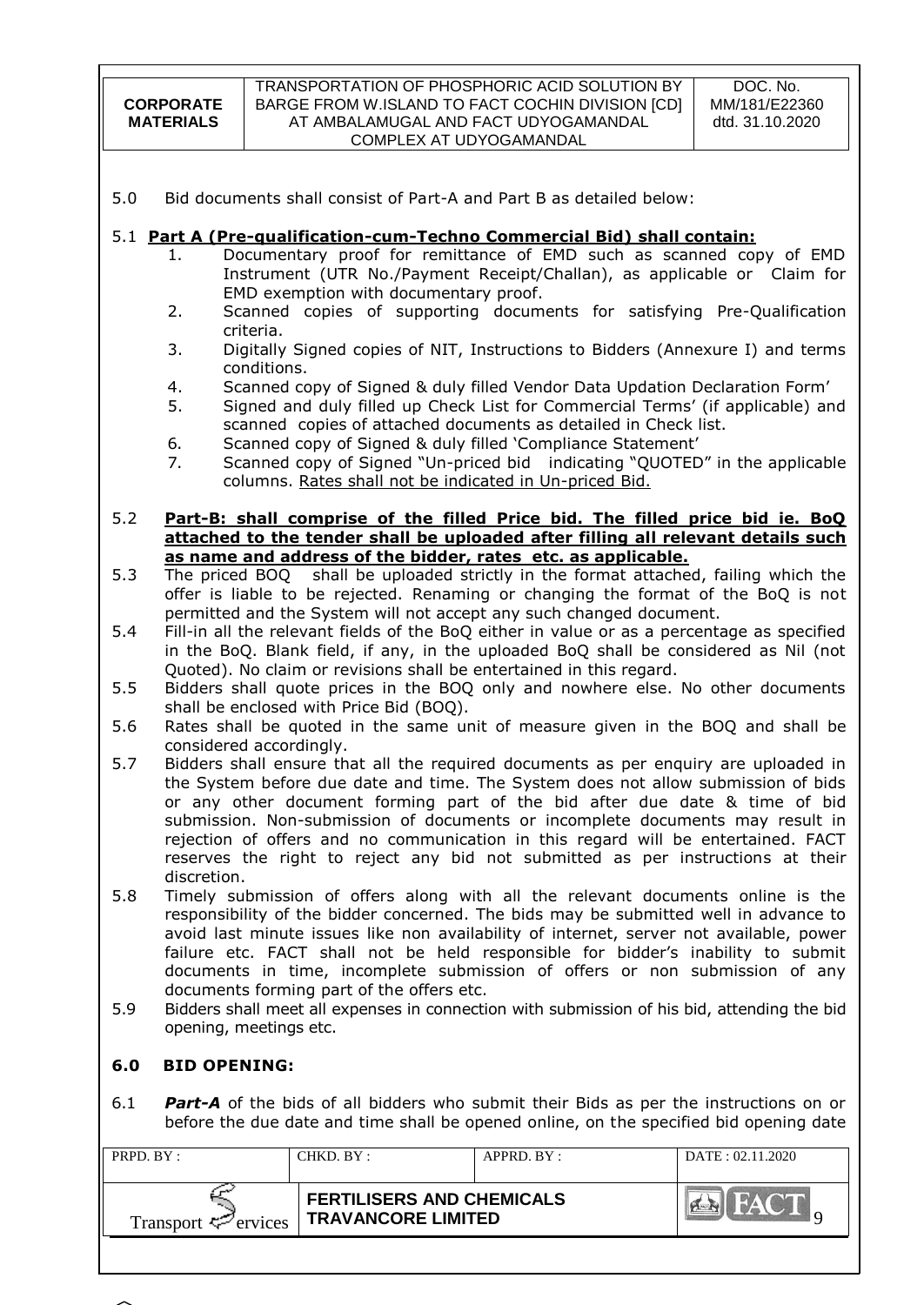5.0 Bid documents shall consist of Part-A and Part B as detailed below:

5.1 **Part A (Pre-qualification-cum-Techno Commercial Bid) shall contain:**

1. Documentary proof for remittance of EMD such as scanned copy of EMD Instrument (UTR No./Payment Receipt/Challan), as applicable or Claim for EMD exemption with documentary proof.
2. Scanned copies of supporting documents for satisfying Pre-Qualification criteria.
3. Digitally Signed copies of NIT, Instructions to Bidders (Annexure I) and terms conditions.
4. Scanned copy of Signed & duly filled Vendor Data Updation Declaration Form'
5. Signed and duly filled up Check List for Commercial Terms' (if applicable) and scanned copies of attached documents as detailed in Check list.
6. Scanned copy of Signed & duly filled 'Compliance Statement'
7. Scanned copy of Signed "Un-priced bid indicating "QUOTED" in the applicable columns. Rates shall not be indicated in Un-priced Bid.

5.2 **Part-B: shall comprise of the filled Price bid. The filled price bid ie. BoQ attached to the tender shall be uploaded after filling all relevant details such as name and address of the bidder, rates etc. as applicable.**

5.3 The priced BOQ shall be uploaded strictly in the format attached, failing which the offer is liable to be rejected. Renaming or changing the format of the BoQ is not permitted and the System will not accept any such changed document.

5.4 Fill-in all the relevant fields of the BoQ either in value or as a percentage as specified in the BoQ. Blank field, if any, in the uploaded BoQ shall be considered as Nil (not Quoted). No claim or revisions shall be entertained in this regard.

5.5 Bidders shall quote prices in the BOQ only and nowhere else. No other documents shall be enclosed with Price Bid (BOQ).

5.6 Rates shall be quoted in the same unit of measure given in the BOQ and shall be considered accordingly.

5.7 Bidders shall ensure that all the required documents as per enquiry are uploaded in the System before due date and time. The System does not allow submission of bids or any other document forming part of the bid after due date & time of bid submission. Non-submission of documents or incomplete documents may result in rejection of offers and no communication in this regard will be entertained. FACT reserves the right to reject any bid not submitted as per instructions at their discretion.

5.8 Timely submission of offers along with all the relevant documents online is the responsibility of the bidder concerned. The bids may be submitted well in advance to avoid last minute issues like non availability of internet, server not available, power failure etc. FACT shall not be held responsible for bidder's inability to submit documents in time, incomplete submission of offers or non submission of any documents forming part of the offers etc.

5.9 Bidders shall meet all expenses in connection with submission of his bid, attending the bid opening, meetings etc.

## 6.0 BID OPENING:

6.1 ***Part-A*** of the bids of all bidders who submit their Bids as per the instructions on or before the due date and time shall be opened online, on the specified bid opening date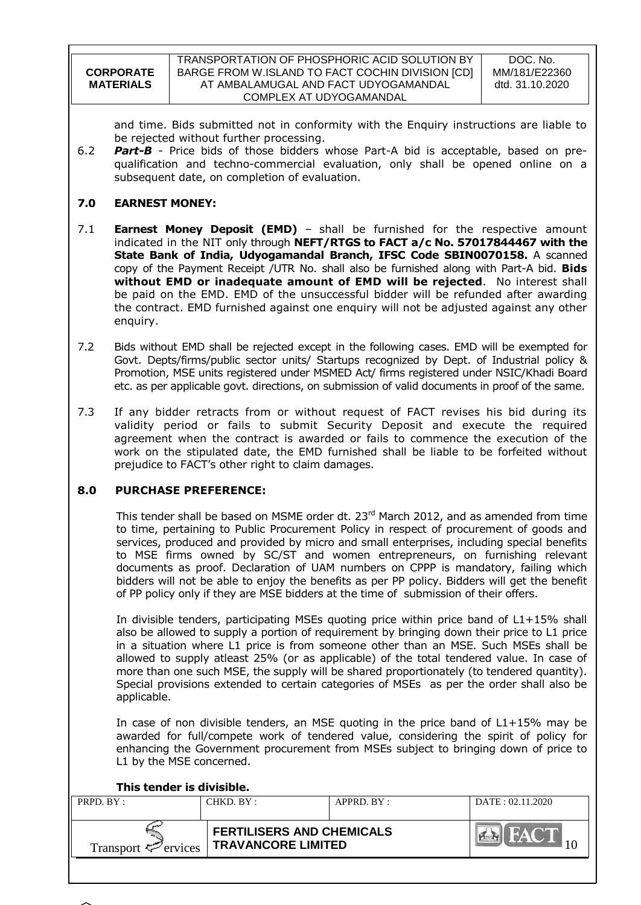and time. Bids submitted not in conformity with the Enquiry instructions are liable to be rejected without further processing.

6.2 ***Part-B*** - Price bids of those bidders whose Part-A bid is acceptable, based on pre-qualification and techno-commercial evaluation, only shall be opened online on a subsequent date, on completion of evaluation.

## 7.0 EARNEST MONEY:

7.1 **Earnest Money Deposit (EMD)** – shall be furnished for the respective amount indicated in the NIT only through **NEFT/RTGS to FACT a/c No. 57017844467 with the State Bank of India, Udyogamandal Branch, IFSC Code SBIN0070158.** A scanned copy of the Payment Receipt /UTR No. shall also be furnished along with Part-A bid. **Bids without EMD or inadequate amount of EMD will be rejected**. No interest shall be paid on the EMD. EMD of the unsuccessful bidder will be refunded after awarding the contract. EMD furnished against one enquiry will not be adjusted against any other enquiry.

7.2 Bids without EMD shall be rejected except in the following cases. EMD will be exempted for Govt. Depts/firms/public sector units/ Startups recognized by Dept. of Industrial policy & Promotion, MSE units registered under MSMED Act/ firms registered under NSIC/Khadi Board etc. as per applicable govt. directions, on submission of valid documents in proof of the same.

7.3 If any bidder retracts from or without request of FACT revises his bid during its validity period or fails to submit Security Deposit and execute the required agreement when the contract is awarded or fails to commence the execution of the work on the stipulated date, the EMD furnished shall be liable to be forfeited without prejudice to FACT's other right to claim damages.

## 8.0 PURCHASE PREFERENCE:

This tender shall be based on MSME order dt. 23rd March 2012, and as amended from time to time, pertaining to Public Procurement Policy in respect of procurement of goods and services, produced and provided by micro and small enterprises, including special benefits to MSE firms owned by SC/ST and women entrepreneurs, on furnishing relevant documents as proof. Declaration of UAM numbers on CPPP is mandatory, failing which bidders will not be able to enjoy the benefits as per PP policy. Bidders will get the benefit of PP policy only if they are MSE bidders at the time of submission of their offers.

In divisible tenders, participating MSEs quoting price within price band of L1+15% shall also be allowed to supply a portion of requirement by bringing down their price to L1 price in a situation where L1 price is from someone other than an MSE. Such MSEs shall be allowed to supply atleast 25% (or as applicable) of the total tendered value. In case of more than one such MSE, the supply will be shared proportionately (to tendered quantity). Special provisions extended to certain categories of MSEs as per the order shall also be applicable.

In case of non divisible tenders, an MSE quoting in the price band of L1+15% may be awarded for full/compete work of tendered value, considering the spirit of policy for enhancing the Government procurement from MSEs subject to bringing down of price to L1 by the MSE concerned.

**This tender is divisible.**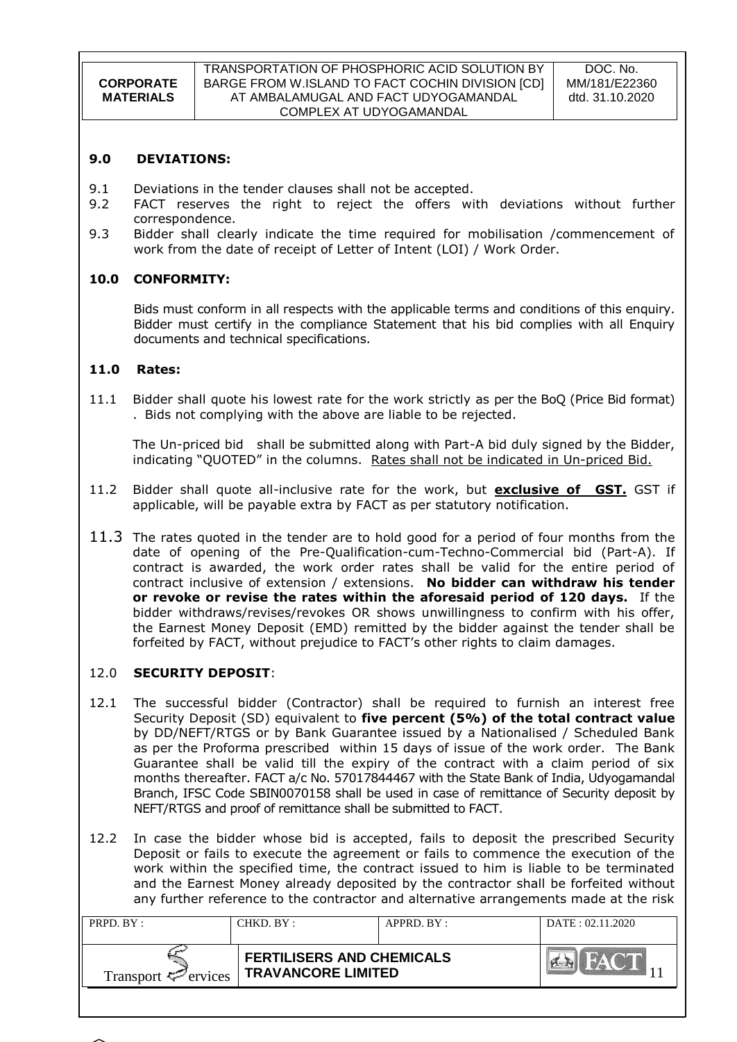## 9.0 DEVIATIONS:

9.1 Deviations in the tender clauses shall not be accepted.

9.2 FACT reserves the right to reject the offers with deviations without further correspondence.

9.3 Bidder shall clearly indicate the time required for mobilisation /commencement of work from the date of receipt of Letter of Intent (LOI) / Work Order.

## 10.0 CONFORMITY:

Bids must conform in all respects with the applicable terms and conditions of this enquiry. Bidder must certify in the compliance Statement that his bid complies with all Enquiry documents and technical specifications.

## 11.0 Rates:

11.1 Bidder shall quote his lowest rate for the work strictly as per the BoQ (Price Bid format) . Bids not complying with the above are liable to be rejected.

The Un-priced bid shall be submitted along with Part-A bid duly signed by the Bidder, indicating "QUOTED" in the columns. Rates shall not be indicated in Un-priced Bid.

11.2 Bidder shall quote all-inclusive rate for the work, but **exclusive of GST.** GST if applicable, will be payable extra by FACT as per statutory notification.

11.3 The rates quoted in the tender are to hold good for a period of four months from the date of opening of the Pre-Qualification-cum-Techno-Commercial bid (Part-A). If contract is awarded, the work order rates shall be valid for the entire period of contract inclusive of extension / extensions. **No bidder can withdraw his tender or revoke or revise the rates within the aforesaid period of 120 days.** If the bidder withdraws/revises/revokes OR shows unwillingness to confirm with his offer, the Earnest Money Deposit (EMD) remitted by the bidder against the tender shall be forfeited by FACT, without prejudice to FACT's other rights to claim damages.

## 12.0 SECURITY DEPOSIT:

12.1 The successful bidder (Contractor) shall be required to furnish an interest free Security Deposit (SD) equivalent to **five percent (5%) of the total contract value** by DD/NEFT/RTGS or by Bank Guarantee issued by a Nationalised / Scheduled Bank as per the Proforma prescribed within 15 days of issue of the work order. The Bank Guarantee shall be valid till the expiry of the contract with a claim period of six months thereafter. FACT a/c No. 57017844467 with the State Bank of India, Udyogamandal Branch, IFSC Code SBIN0070158 shall be used in case of remittance of Security deposit by NEFT/RTGS and proof of remittance shall be submitted to FACT.

12.2 In case the bidder whose bid is accepted, fails to deposit the prescribed Security Deposit or fails to execute the agreement or fails to commence the execution of the work within the specified time, the contract issued to him is liable to be terminated and the Earnest Money already deposited by the contractor shall be forfeited without any further reference to the contractor and alternative arrangements made at the risk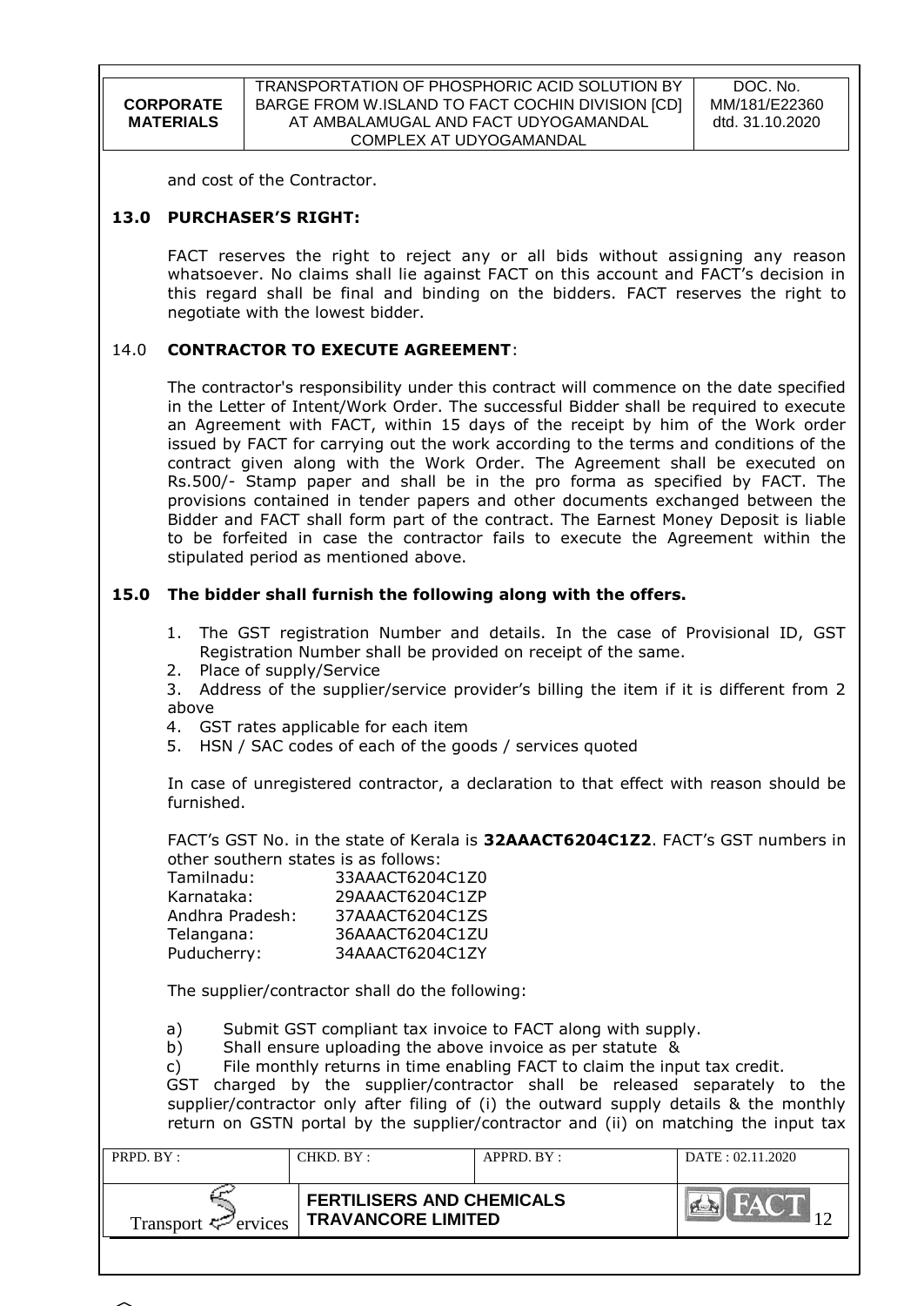and cost of the Contractor.

## 13.0 PURCHASER'S RIGHT:

FACT reserves the right to reject any or all bids without assigning any reason whatsoever. No claims shall lie against FACT on this account and FACT's decision in this regard shall be final and binding on the bidders. FACT reserves the right to negotiate with the lowest bidder.

## 14.0 CONTRACTOR TO EXECUTE AGREEMENT:

The contractor's responsibility under this contract will commence on the date specified in the Letter of Intent/Work Order. The successful Bidder shall be required to execute an Agreement with FACT, within 15 days of the receipt by him of the Work order issued by FACT for carrying out the work according to the terms and conditions of the contract given along with the Work Order. The Agreement shall be executed on Rs.500/- Stamp paper and shall be in the pro forma as specified by FACT. The provisions contained in tender papers and other documents exchanged between the Bidder and FACT shall form part of the contract. The Earnest Money Deposit is liable to be forfeited in case the contractor fails to execute the Agreement within the stipulated period as mentioned above.

## 15.0 The bidder shall furnish the following along with the offers.

1. The GST registration Number and details. In the case of Provisional ID, GST Registration Number shall be provided on receipt of the same.
2. Place of supply/Service
3. Address of the supplier/service provider's billing the item if it is different from 2 above
4. GST rates applicable for each item
5. HSN / SAC codes of each of the goods / services quoted

In case of unregistered contractor, a declaration to that effect with reason should be furnished.

FACT's GST No. in the state of Kerala is **32AAACT6204C1Z2**. FACT's GST numbers in other southern states is as follows:

| | |
|---|---|
| Tamilnadu: | 33AAACT6204C1Z0 |
| Karnataka: | 29AAACT6204C1ZP |
| Andhra Pradesh: | 37AAACT6204C1ZS |
| Telangana: | 36AAACT6204C1ZU |
| Puducherry: | 34AAACT6204C1ZY |

The supplier/contractor shall do the following:

a) Submit GST compliant tax invoice to FACT along with supply.
b) Shall ensure uploading the above invoice as per statute &
c) File monthly returns in time enabling FACT to claim the input tax credit.

GST charged by the supplier/contractor shall be released separately to the supplier/contractor only after filing of (i) the outward supply details & the monthly return on GSTN portal by the supplier/contractor and (ii) on matching the input tax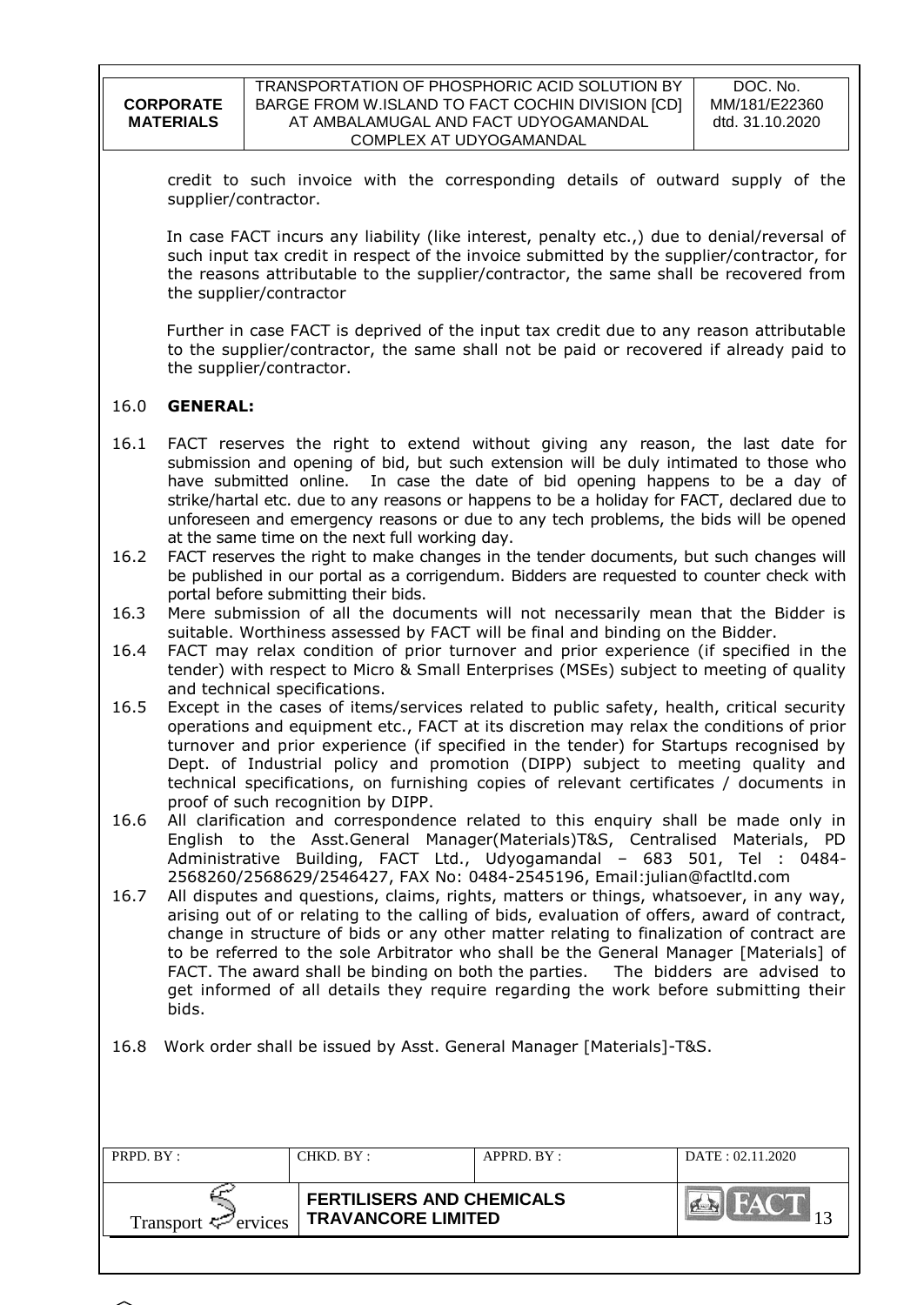credit to such invoice with the corresponding details of outward supply of the supplier/contractor.

In case FACT incurs any liability (like interest, penalty etc.,) due to denial/reversal of such input tax credit in respect of the invoice submitted by the supplier/contractor, for the reasons attributable to the supplier/contractor, the same shall be recovered from the supplier/contractor

Further in case FACT is deprived of the input tax credit due to any reason attributable to the supplier/contractor, the same shall not be paid or recovered if already paid to the supplier/contractor.

## 16.0 GENERAL:

16.1 FACT reserves the right to extend without giving any reason, the last date for submission and opening of bid, but such extension will be duly intimated to those who have submitted online. In case the date of bid opening happens to be a day of strike/hartal etc. due to any reasons or happens to be a holiday for FACT, declared due to unforeseen and emergency reasons or due to any tech problems, the bids will be opened at the same time on the next full working day.

16.2 FACT reserves the right to make changes in the tender documents, but such changes will be published in our portal as a corrigendum. Bidders are requested to counter check with portal before submitting their bids.

16.3 Mere submission of all the documents will not necessarily mean that the Bidder is suitable. Worthiness assessed by FACT will be final and binding on the Bidder.

16.4 FACT may relax condition of prior turnover and prior experience (if specified in the tender) with respect to Micro & Small Enterprises (MSEs) subject to meeting of quality and technical specifications.

16.5 Except in the cases of items/services related to public safety, health, critical security operations and equipment etc., FACT at its discretion may relax the conditions of prior turnover and prior experience (if specified in the tender) for Startups recognised by Dept. of Industrial policy and promotion (DIPP) subject to meeting quality and technical specifications, on furnishing copies of relevant certificates / documents in proof of such recognition by DIPP.

16.6 All clarification and correspondence related to this enquiry shall be made only in English to the Asst.General Manager(Materials)T&S, Centralised Materials, PD Administrative Building, FACT Ltd., Udyogamandal – 683 501, Tel : 0484-2568260/2568629/2546427, FAX No: 0484-2545196, Email:julian@factltd.com

16.7 All disputes and questions, claims, rights, matters or things, whatsoever, in any way, arising out of or relating to the calling of bids, evaluation of offers, award of contract, change in structure of bids or any other matter relating to finalization of contract are to be referred to the sole Arbitrator who shall be the General Manager [Materials] of FACT. The award shall be binding on both the parties. The bidders are advised to get informed of all details they require regarding the work before submitting their bids.

16.8 Work order shall be issued by Asst. General Manager [Materials]-T&S.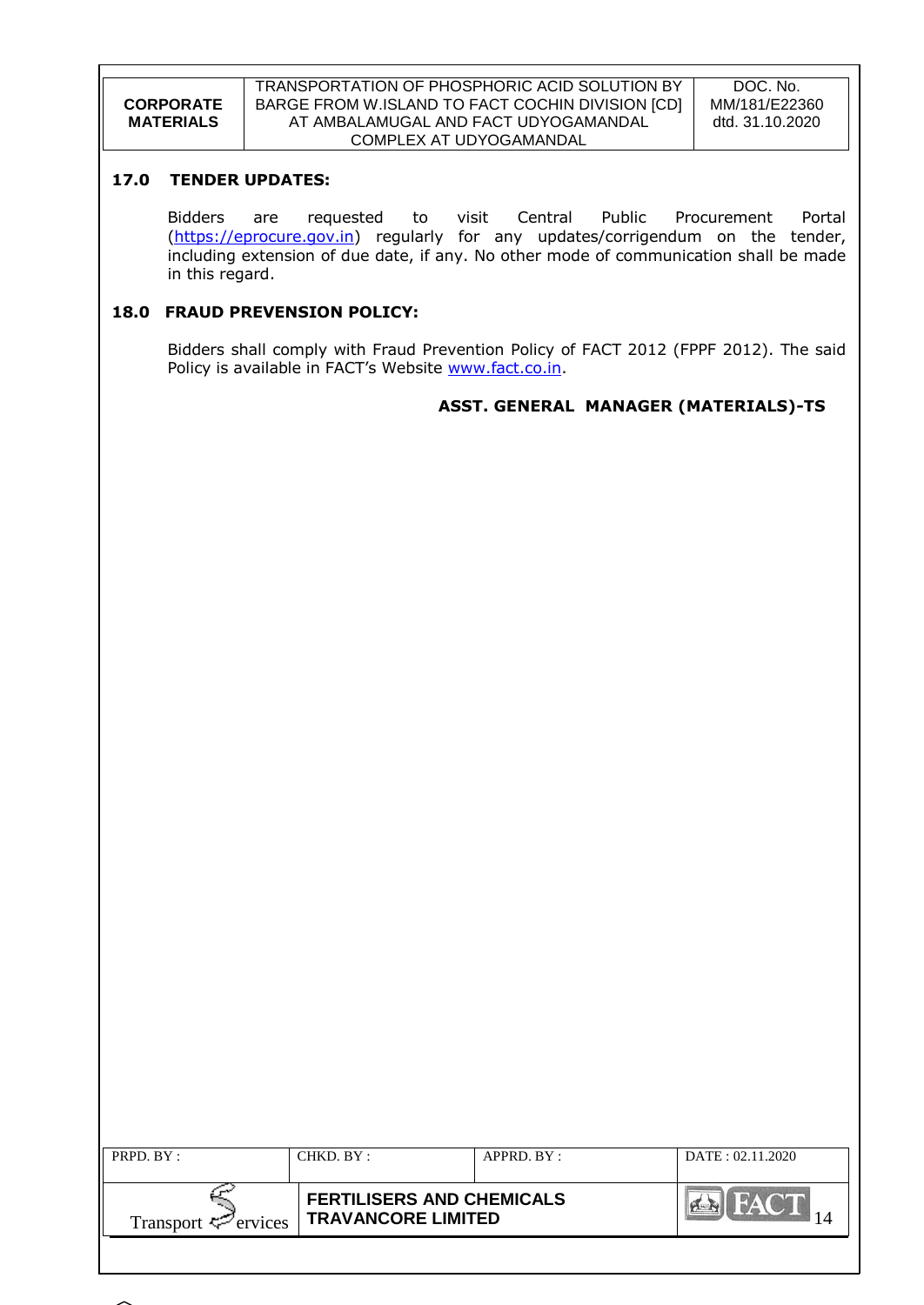## 17.0 TENDER UPDATES:

Bidders are requested to visit Central Public Procurement Portal (https://eprocure.gov.in) regularly for any updates/corrigendum on the tender, including extension of due date, if any. No other mode of communication shall be made in this regard.

## 18.0 FRAUD PREVENSION POLICY:

Bidders shall comply with Fraud Prevention Policy of FACT 2012 (FPPF 2012). The said Policy is available in FACT's Website www.fact.co.in.

**ASST. GENERAL MANAGER (MATERIALS)-TS**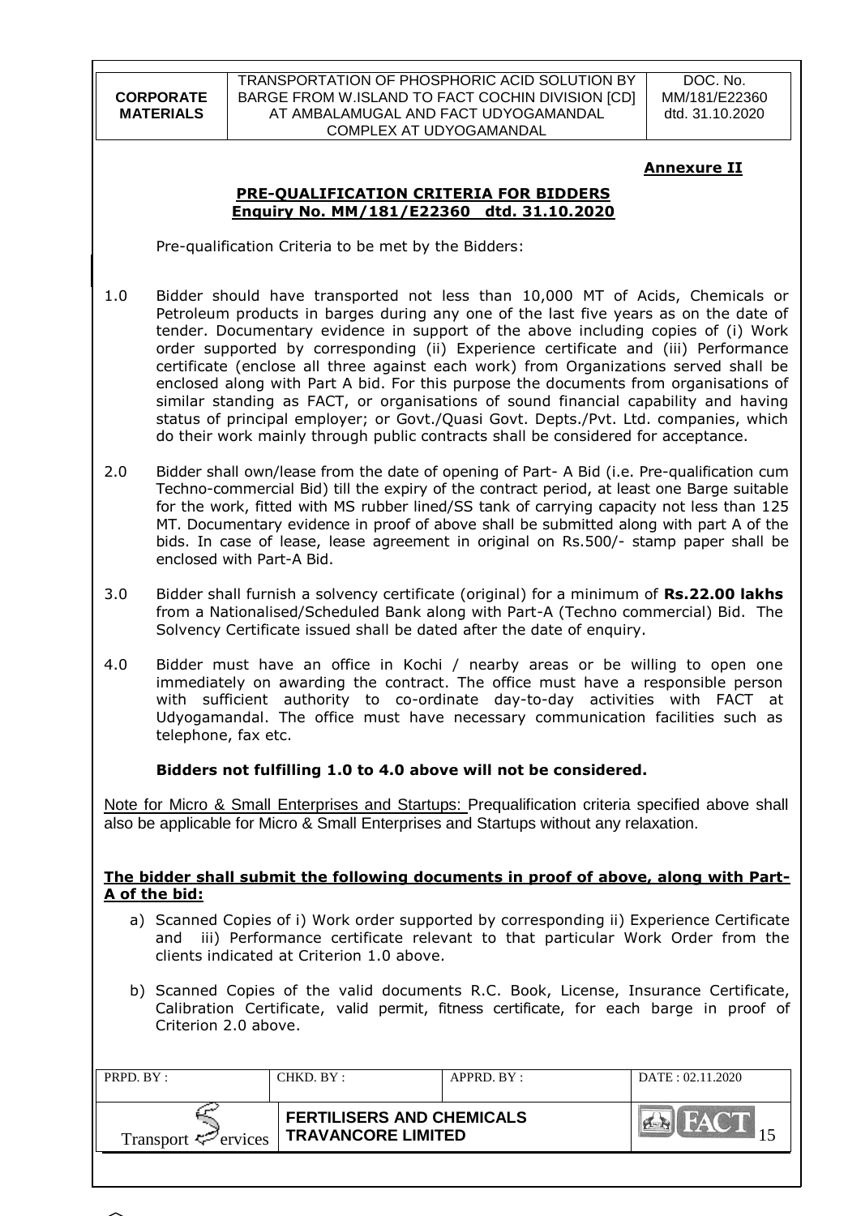**Annexure II**

**PRE-QUALIFICATION CRITERIA FOR BIDDERS**
**Enquiry No. MM/181/E22360 dtd. 31.10.2020**

Pre-qualification Criteria to be met by the Bidders:

1.0 Bidder should have transported not less than 10,000 MT of Acids, Chemicals or Petroleum products in barges during any one of the last five years as on the date of tender. Documentary evidence in support of the above including copies of (i) Work order supported by corresponding (ii) Experience certificate and (iii) Performance certificate (enclose all three against each work) from Organizations served shall be enclosed along with Part A bid. For this purpose the documents from organisations of similar standing as FACT, or organisations of sound financial capability and having status of principal employer; or Govt./Quasi Govt. Depts./Pvt. Ltd. companies, which do their work mainly through public contracts shall be considered for acceptance.

2.0 Bidder shall own/lease from the date of opening of Part- A Bid (i.e. Pre-qualification cum Techno-commercial Bid) till the expiry of the contract period, at least one Barge suitable for the work, fitted with MS rubber lined/SS tank of carrying capacity not less than 125 MT. Documentary evidence in proof of above shall be submitted along with part A of the bids. In case of lease, lease agreement in original on Rs.500/- stamp paper shall be enclosed with Part-A Bid.

3.0 Bidder shall furnish a solvency certificate (original) for a minimum of **Rs.22.00 lakhs** from a Nationalised/Scheduled Bank along with Part-A (Techno commercial) Bid. The Solvency Certificate issued shall be dated after the date of enquiry.

4.0 Bidder must have an office in Kochi / nearby areas or be willing to open one immediately on awarding the contract. The office must have a responsible person with sufficient authority to co-ordinate day-to-day activities with FACT at Udyogamandal. The office must have necessary communication facilities such as telephone, fax etc.

**Bidders not fulfilling 1.0 to 4.0 above will not be considered.**

Note for Micro & Small Enterprises and Startups: Prequalification criteria specified above shall also be applicable for Micro & Small Enterprises and Startups without any relaxation.

**The bidder shall submit the following documents in proof of above, along with Part-A of the bid:**

a) Scanned Copies of i) Work order supported by corresponding ii) Experience Certificate and iii) Performance certificate relevant to that particular Work Order from the clients indicated at Criterion 1.0 above.

b) Scanned Copies of the valid documents R.C. Book, License, Insurance Certificate, Calibration Certificate, valid permit, fitness certificate, for each barge in proof of Criterion 2.0 above.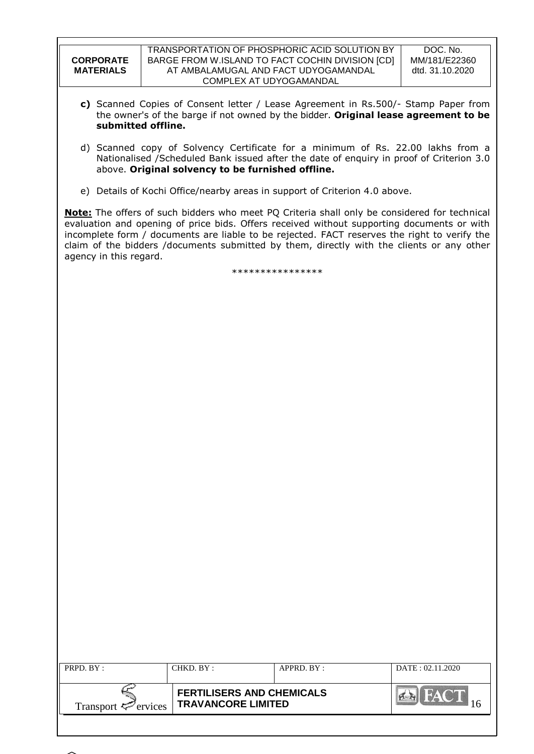**c)** Scanned Copies of Consent letter / Lease Agreement in Rs.500/- Stamp Paper from the owner's of the barge if not owned by the bidder. **Original lease agreement to be submitted offline.**

d) Scanned copy of Solvency Certificate for a minimum of Rs. 22.00 lakhs from a Nationalised /Scheduled Bank issued after the date of enquiry in proof of Criterion 3.0 above. **Original solvency to be furnished offline.**

e) Details of Kochi Office/nearby areas in support of Criterion 4.0 above.

**Note:** The offers of such bidders who meet PQ Criteria shall only be considered for technical evaluation and opening of price bids. Offers received without supporting documents or with incomplete form / documents are liable to be rejected. FACT reserves the right to verify the claim of the bidders /documents submitted by them, directly with the clients or any other agency in this regard.

****************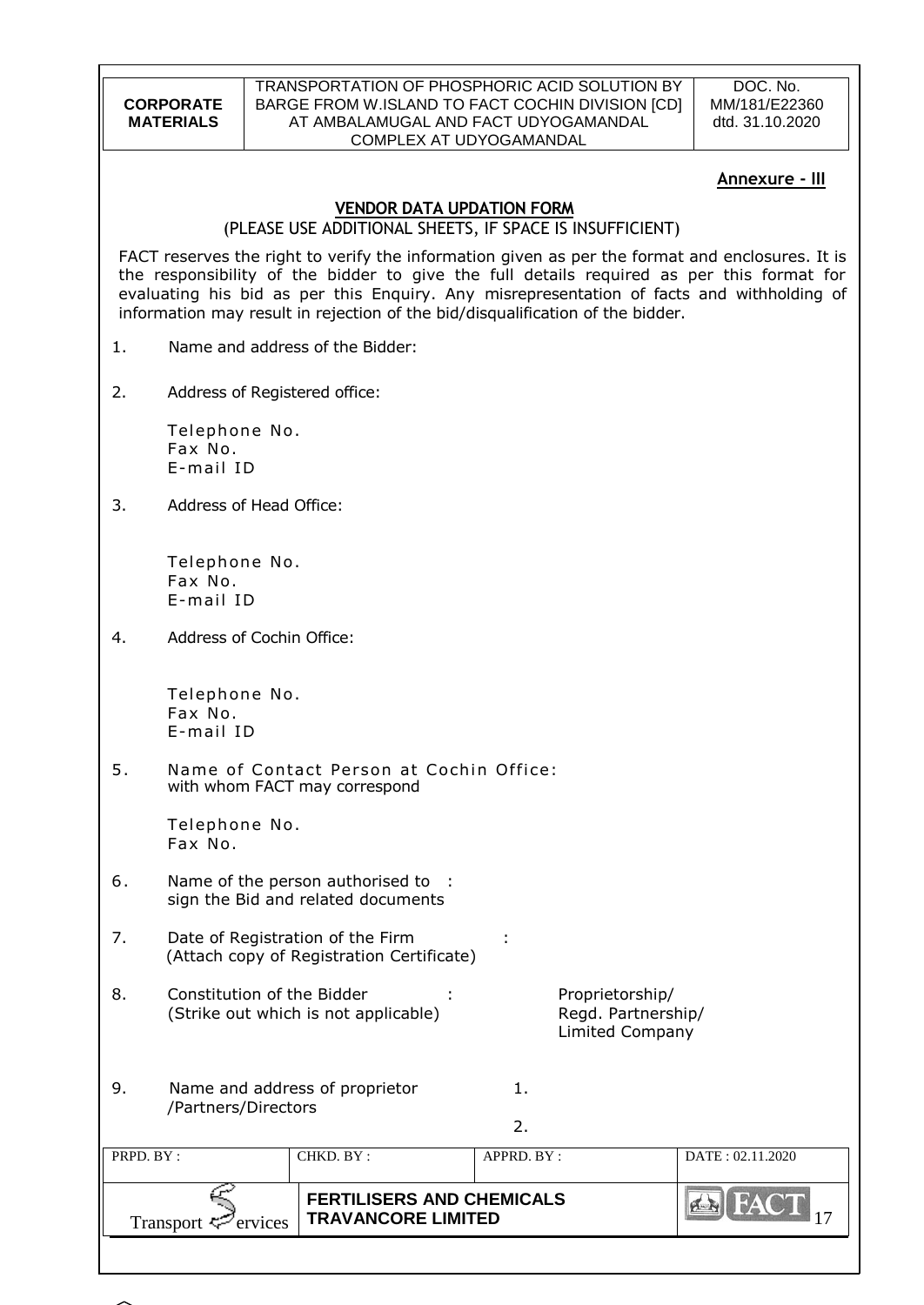**Annexure - III**

## VENDOR DATA UPDATION FORM

(PLEASE USE ADDITIONAL SHEETS, IF SPACE IS INSUFFICIENT)

FACT reserves the right to verify the information given as per the format and enclosures. It is the responsibility of the bidder to give the full details required as per this format for evaluating his bid as per this Enquiry. Any misrepresentation of facts and withholding of information may result in rejection of the bid/disqualification of the bidder.

1. Name and address of the Bidder:

2. Address of Registered office:

   Telephone No.
   Fax No.
   E-mail ID

3. Address of Head Office:

   Telephone No.
   Fax No.
   E-mail ID

4. Address of Cochin Office:

   Telephone No.
   Fax No.
   E-mail ID

5. Name of Contact Person at Cochin Office:
   with whom FACT may correspond

   Telephone No.
   Fax No.

6. Name of the person authorised to sign the Bid and related documents :

7. Date of Registration of the Firm (Attach copy of Registration Certificate) :

8. Constitution of the Bidder (Strike out which is not applicable) : Proprietorship/ Regd. Partnership/ Limited Company

9. Name and address of proprietor /Partners/Directors
   1.
   2.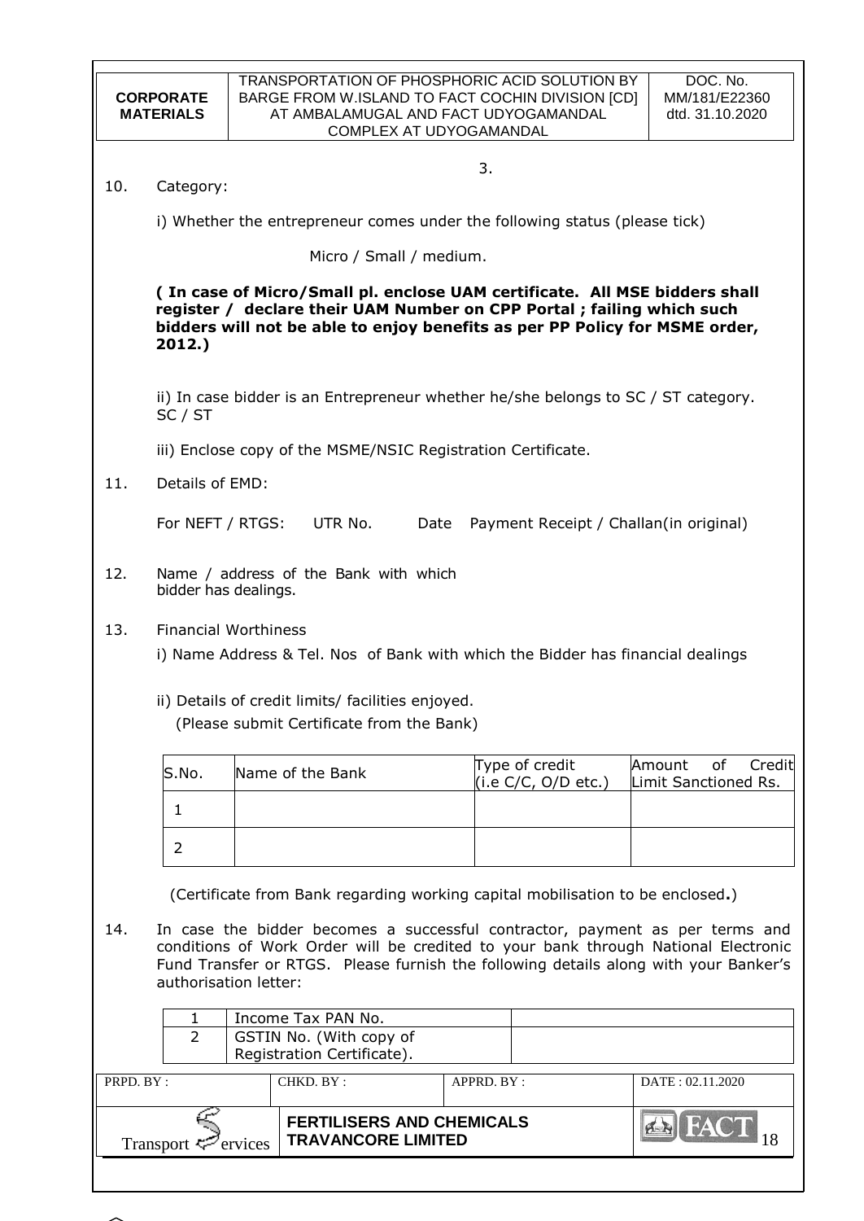3.

10. Category:

i) Whether the entrepreneur comes under the following status (please tick)

Micro / Small / medium.

**( In case of Micro/Small pl. enclose UAM certificate. All MSE bidders shall register / declare their UAM Number on CPP Portal ; failing which such bidders will not be able to enjoy benefits as per PP Policy for MSME order, 2012.)**

ii) In case bidder is an Entrepreneur whether he/she belongs to SC / ST category. SC / ST

iii) Enclose copy of the MSME/NSIC Registration Certificate.

11. Details of EMD:

For NEFT / RTGS: UTR No. Date Payment Receipt / Challan(in original)

12. Name / address of the Bank with which bidder has dealings.

13. Financial Worthiness

i) Name Address & Tel. Nos of Bank with which the Bidder has financial dealings

ii) Details of credit limits/ facilities enjoyed.
(Please submit Certificate from the Bank)

| S.No. | Name of the Bank | Type of credit (i.e C/C, O/D etc.) | Amount of Credit Limit Sanctioned Rs. |
|---|---|---|---|
| 1 | | | |
| 2 | | | |

(Certificate from Bank regarding working capital mobilisation to be enclosed**.**)

14. In case the bidder becomes a successful contractor, payment as per terms and conditions of Work Order will be credited to your bank through National Electronic Fund Transfer or RTGS. Please furnish the following details along with your Banker's authorisation letter:

| | | |
|---|---|---|
| 1 | Income Tax PAN No. | |
| 2 | GSTIN No. (With copy of Registration Certificate). | |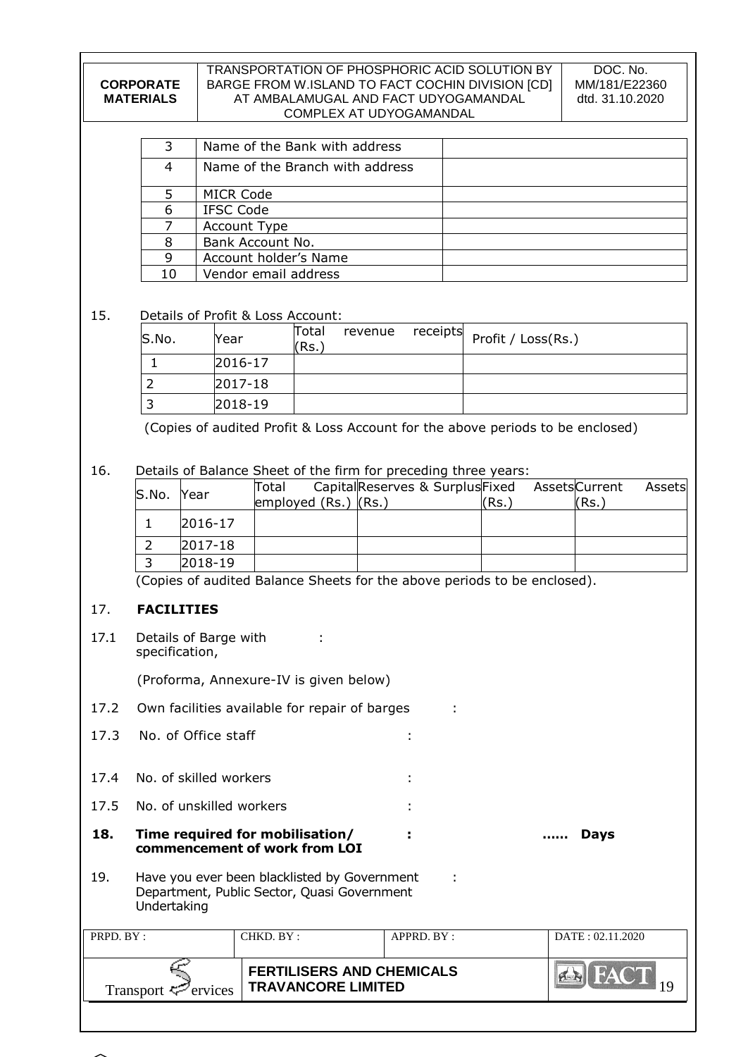| 3 | Name of the Bank with address | |
|---|---|---|
| 4 | Name of the Branch with address | |
| 5 | MICR Code | |
| 6 | IFSC Code | |
| 7 | Account Type | |
| 8 | Bank Account No. | |
| 9 | Account holder's Name | |
| 10 | Vendor email address | |

15. Details of Profit & Loss Account:

| S.No. | Year | Total revenue receipts (Rs.) | Profit / Loss(Rs.) |
|---|---|---|---|
| 1 | 2016-17 | | |
| 2 | 2017-18 | | |
| 3 | 2018-19 | | |

(Copies of audited Profit & Loss Account for the above periods to be enclosed)

16. Details of Balance Sheet of the firm for preceding three years:

| S.No. | Year | Total Capital employed (Rs.) | Reserves & Surplus (Rs.) | Fixed Assets (Rs.) | Current Assets (Rs.) |
|---|---|---|---|---|---|
| 1 | 2016-17 | | | | |
| 2 | 2017-18 | | | | |
| 3 | 2018-19 | | | | |

(Copies of audited Balance Sheets for the above periods to be enclosed).

17. **FACILITIES**

17.1 Details of Barge with specification, :

(Proforma, Annexure-IV is given below)

17.2 Own facilities available for repair of barges :

17.3 No. of Office staff :

17.4 No. of skilled workers :

17.5 No. of unskilled workers :

**18. Time required for mobilisation/ commencement of work from LOI : ...... Days**

19. Have you ever been blacklisted by Government Department, Public Sector, Quasi Government Undertaking :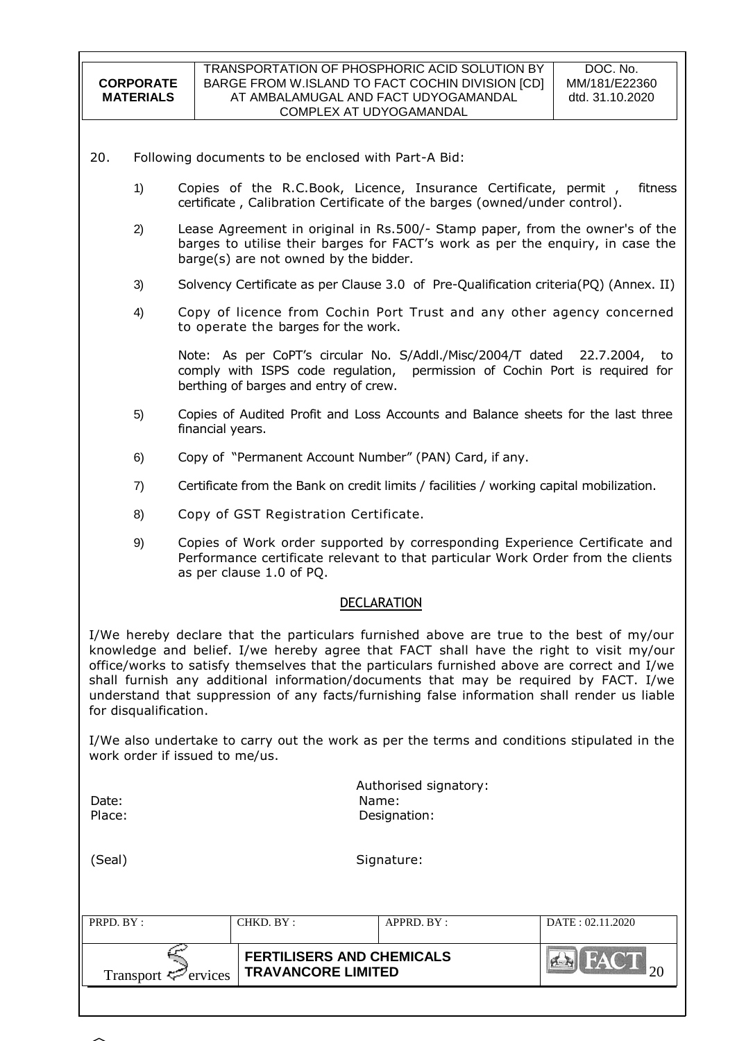20. Following documents to be enclosed with Part-A Bid:

1) Copies of the R.C.Book, Licence, Insurance Certificate, permit , fitness certificate , Calibration Certificate of the barges (owned/under control).

2) Lease Agreement in original in Rs.500/- Stamp paper, from the owner's of the barges to utilise their barges for FACT's work as per the enquiry, in case the barge(s) are not owned by the bidder.

3) Solvency Certificate as per Clause 3.0 of Pre-Qualification criteria(PQ) (Annex. II)

4) Copy of licence from Cochin Port Trust and any other agency concerned to operate the barges for the work.

   Note: As per CoPT's circular No. S/Addl./Misc/2004/T dated 22.7.2004, to comply with ISPS code regulation, permission of Cochin Port is required for berthing of barges and entry of crew.

5) Copies of Audited Profit and Loss Accounts and Balance sheets for the last three financial years.

6) Copy of "Permanent Account Number" (PAN) Card, if any.

7) Certificate from the Bank on credit limits / facilities / working capital mobilization.

8) Copy of GST Registration Certificate.

9) Copies of Work order supported by corresponding Experience Certificate and Performance certificate relevant to that particular Work Order from the clients as per clause 1.0 of PQ.

## DECLARATION

I/We hereby declare that the particulars furnished above are true to the best of my/our knowledge and belief. I/we hereby agree that FACT shall have the right to visit my/our office/works to satisfy themselves that the particulars furnished above are correct and I/we shall furnish any additional information/documents that may be required by FACT. I/we understand that suppression of any facts/furnishing false information shall render us liable for disqualification.

I/We also undertake to carry out the work as per the terms and conditions stipulated in the work order if issued to me/us.

Authorised signatory:

Date: Name:

Place: Designation:

(Seal) Signature: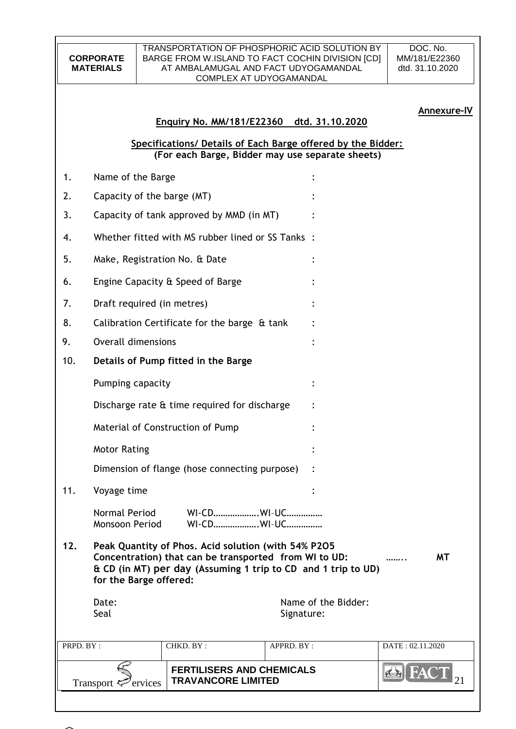**Annexure-IV**

**Enquiry No. MM/181/E22360 dtd. 31.10.2020**

**Specifications/ Details of Each Barge offered by the Bidder:**
**(For each Barge, Bidder may use separate sheets)**

1. Name of the Barge :
2. Capacity of the barge (MT) :
3. Capacity of tank approved by MMD (in MT) :
4. Whether fitted with MS rubber lined or SS Tanks :
5. Make, Registration No. & Date :
6. Engine Capacity & Speed of Barge :
7. Draft required (in metres) :
8. Calibration Certificate for the barge & tank :
9. Overall dimensions :
10. **Details of Pump fitted in the Barge**

    Pumping capacity :

    Discharge rate & time required for discharge :

    Material of Construction of Pump :

    Motor Rating :

    Dimension of flange (hose connecting purpose) :

11. Voyage time :

    Normal Period WI-CD……………….WI-UC……………
    Monsoon Period WI-CD……………….WI-UC……………

12. **Peak Quantity of Phos. Acid solution (with 54% P2O5 Concentration) that can be transported from WI to UD: …….. MT & CD (in MT) per day (Assuming 1 trip to CD and 1 trip to UD) for the Barge offered:**

Date: Name of the Bidder:
Seal Signature: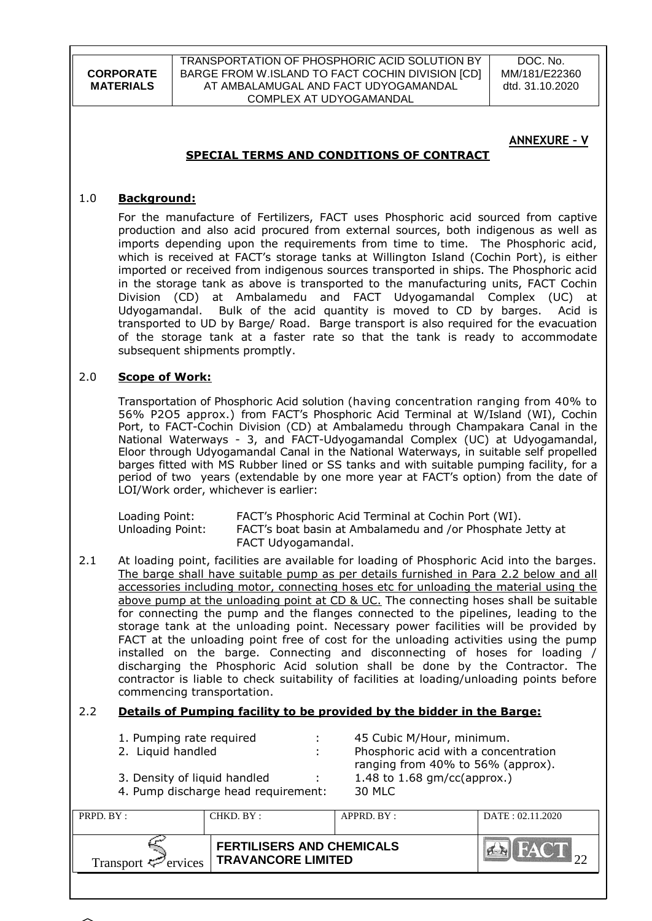**ANNEXURE - V**

## SPECIAL TERMS AND CONDITIONS OF CONTRACT

### 1.0 Background:

For the manufacture of Fertilizers, FACT uses Phosphoric acid sourced from captive production and also acid procured from external sources, both indigenous as well as imports depending upon the requirements from time to time. The Phosphoric acid, which is received at FACT's storage tanks at Willington Island (Cochin Port), is either imported or received from indigenous sources transported in ships. The Phosphoric acid in the storage tank as above is transported to the manufacturing units, FACT Cochin Division (CD) at Ambalamedu and FACT Udyogamandal Complex (UC) at Udyogamandal. Bulk of the acid quantity is moved to CD by barges. Acid is transported to UD by Barge/ Road. Barge transport is also required for the evacuation of the storage tank at a faster rate so that the tank is ready to accommodate subsequent shipments promptly.

### 2.0 Scope of Work:

Transportation of Phosphoric Acid solution (having concentration ranging from 40% to 56% P2O5 approx.) from FACT's Phosphoric Acid Terminal at W/Island (WI), Cochin Port, to FACT-Cochin Division (CD) at Ambalamedu through Champakara Canal in the National Waterways - 3, and FACT-Udyogamandal Complex (UC) at Udyogamandal, Eloor through Udyogamandal Canal in the National Waterways, in suitable self propelled barges fitted with MS Rubber lined or SS tanks and with suitable pumping facility, for a period of two years (extendable by one more year at FACT's option) from the date of LOI/Work order, whichever is earlier:

| | |
|---|---|
| Loading Point: | FACT's Phosphoric Acid Terminal at Cochin Port (WI). |
| Unloading Point: | FACT's boat basin at Ambalamedu and /or Phosphate Jetty at FACT Udyogamandal. |

2.1 At loading point, facilities are available for loading of Phosphoric Acid into the barges. The barge shall have suitable pump as per details furnished in Para 2.2 below and all accessories including motor, connecting hoses etc for unloading the material using the above pump at the unloading point at CD & UC. The connecting hoses shall be suitable for connecting the pump and the flanges connected to the pipelines, leading to the storage tank at the unloading point. Necessary power facilities will be provided by FACT at the unloading point free of cost for the unloading activities using the pump installed on the barge. Connecting and disconnecting of hoses for loading / discharging the Phosphoric Acid solution shall be done by the Contractor. The contractor is liable to check suitability of facilities at loading/unloading points before commencing transportation.

### 2.2 Details of Pumping facility to be provided by the bidder in the Barge:

| | | |
|---|---|---|
| 1. Pumping rate required | : | 45 Cubic M/Hour, minimum. |
| 2. Liquid handled | : | Phosphoric acid with a concentration ranging from 40% to 56% (approx). |
| 3. Density of liquid handled | : | 1.48 to 1.68 gm/cc(approx.) |
| 4. Pump discharge head requirement: | | 30 MLC |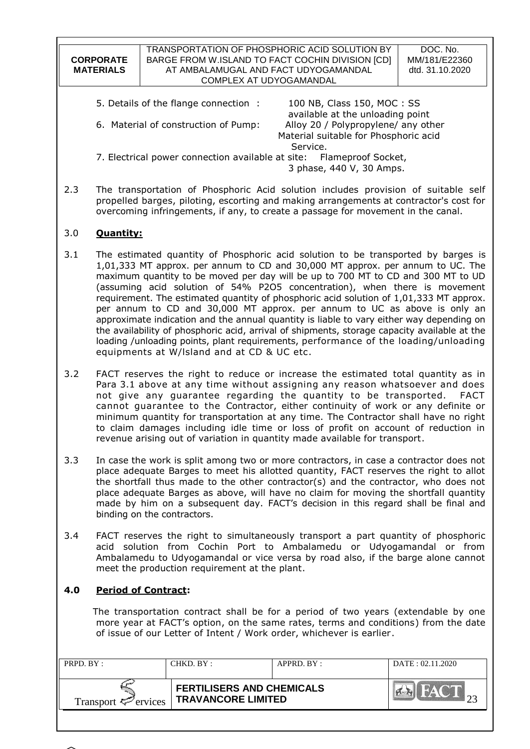5. Details of the flange connection : 100 NB, Class 150, MOC : SS available at the unloading point

6. Material of construction of Pump: Alloy 20 / Polypropylene/ any other Material suitable for Phosphoric acid Service.

7. Electrical power connection available at site: Flameproof Socket, 3 phase, 440 V, 30 Amps.

2.3 The transportation of Phosphoric Acid solution includes provision of suitable self propelled barges, piloting, escorting and making arrangements at contractor's cost for overcoming infringements, if any, to create a passage for movement in the canal.

## 3.0 Quantity:

3.1 The estimated quantity of Phosphoric acid solution to be transported by barges is 1,01,333 MT approx. per annum to CD and 30,000 MT approx. per annum to UC. The maximum quantity to be moved per day will be up to 700 MT to CD and 300 MT to UD (assuming acid solution of 54% $P_2O_5$ concentration), when there is movement requirement. The estimated quantity of phosphoric acid solution of 1,01,333 MT approx. per annum to CD and 30,000 MT approx. per annum to UC as above is only an approximate indication and the annual quantity is liable to vary either way depending on the availability of phosphoric acid, arrival of shipments, storage capacity available at the loading /unloading points, plant requirements, performance of the loading/unloading equipments at W/Island and at CD & UC etc.

3.2 FACT reserves the right to reduce or increase the estimated total quantity as in Para 3.1 above at any time without assigning any reason whatsoever and does not give any guarantee regarding the quantity to be transported. FACT cannot guarantee to the Contractor, either continuity of work or any definite or minimum quantity for transportation at any time. The Contractor shall have no right to claim damages including idle time or loss of profit on account of reduction in revenue arising out of variation in quantity made available for transport.

3.3 In case the work is split among two or more contractors, in case a contractor does not place adequate Barges to meet his allotted quantity, FACT reserves the right to allot the shortfall thus made to the other contractor(s) and the contractor, who does not place adequate Barges as above, will have no claim for moving the shortfall quantity made by him on a subsequent day. FACT's decision in this regard shall be final and binding on the contractors.

3.4 FACT reserves the right to simultaneously transport a part quantity of phosphoric acid solution from Cochin Port to Ambalamedu or Udyogamandal or from Ambalamedu to Udyogamandal or vice versa by road also, if the barge alone cannot meet the production requirement at the plant.

## 4.0 Period of Contract:

The transportation contract shall be for a period of two years (extendable by one more year at FACT's option, on the same rates, terms and conditions) from the date of issue of our Letter of Intent / Work order, whichever is earlier.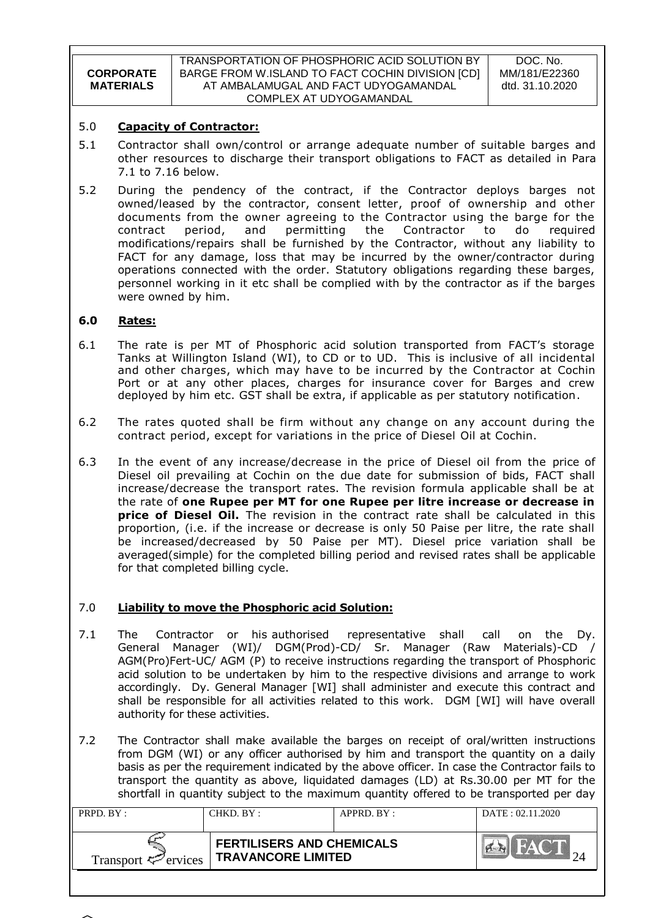## 5.0 **Capacity of Contractor:**

5.1 Contractor shall own/control or arrange adequate number of suitable barges and other resources to discharge their transport obligations to FACT as detailed in Para 7.1 to 7.16 below.

5.2 During the pendency of the contract, if the Contractor deploys barges not owned/leased by the contractor, consent letter, proof of ownership and other documents from the owner agreeing to the Contractor using the barge for the contract period, and permitting the Contractor to do required modifications/repairs shall be furnished by the Contractor, without any liability to FACT for any damage, loss that may be incurred by the owner/contractor during operations connected with the order. Statutory obligations regarding these barges, personnel working in it etc shall be complied with by the contractor as if the barges were owned by him.

## 6.0 **Rates:**

6.1 The rate is per MT of Phosphoric acid solution transported from FACT's storage Tanks at Willington Island (WI), to CD or to UD. This is inclusive of all incidental and other charges, which may have to be incurred by the Contractor at Cochin Port or at any other places, charges for insurance cover for Barges and crew deployed by him etc. GST shall be extra, if applicable as per statutory notification.

6.2 The rates quoted shall be firm without any change on any account during the contract period, except for variations in the price of Diesel Oil at Cochin.

6.3 In the event of any increase/decrease in the price of Diesel oil from the price of Diesel oil prevailing at Cochin on the due date for submission of bids, FACT shall increase/decrease the transport rates. The revision formula applicable shall be at the rate of **one Rupee per MT for one Rupee per litre increase or decrease in price of Diesel Oil.** The revision in the contract rate shall be calculated in this proportion, (i.e. if the increase or decrease is only 50 Paise per litre, the rate shall be increased/decreased by 50 Paise per MT). Diesel price variation shall be averaged(simple) for the completed billing period and revised rates shall be applicable for that completed billing cycle.

## 7.0 **Liability to move the Phosphoric acid Solution:**

7.1 The Contractor or his authorised representative shall call on the Dy. General Manager (WI)/ DGM(Prod)-CD/ Sr. Manager (Raw Materials)-CD / AGM(Pro)Fert-UC/ AGM (P) to receive instructions regarding the transport of Phosphoric acid solution to be undertaken by him to the respective divisions and arrange to work accordingly. Dy. General Manager [WI] shall administer and execute this contract and shall be responsible for all activities related to this work. DGM [WI] will have overall authority for these activities.

7.2 The Contractor shall make available the barges on receipt of oral/written instructions from DGM (WI) or any officer authorised by him and transport the quantity on a daily basis as per the requirement indicated by the above officer. In case the Contractor fails to transport the quantity as above, liquidated damages (LD) at Rs.30.00 per MT for the shortfall in quantity subject to the maximum quantity offered to be transported per day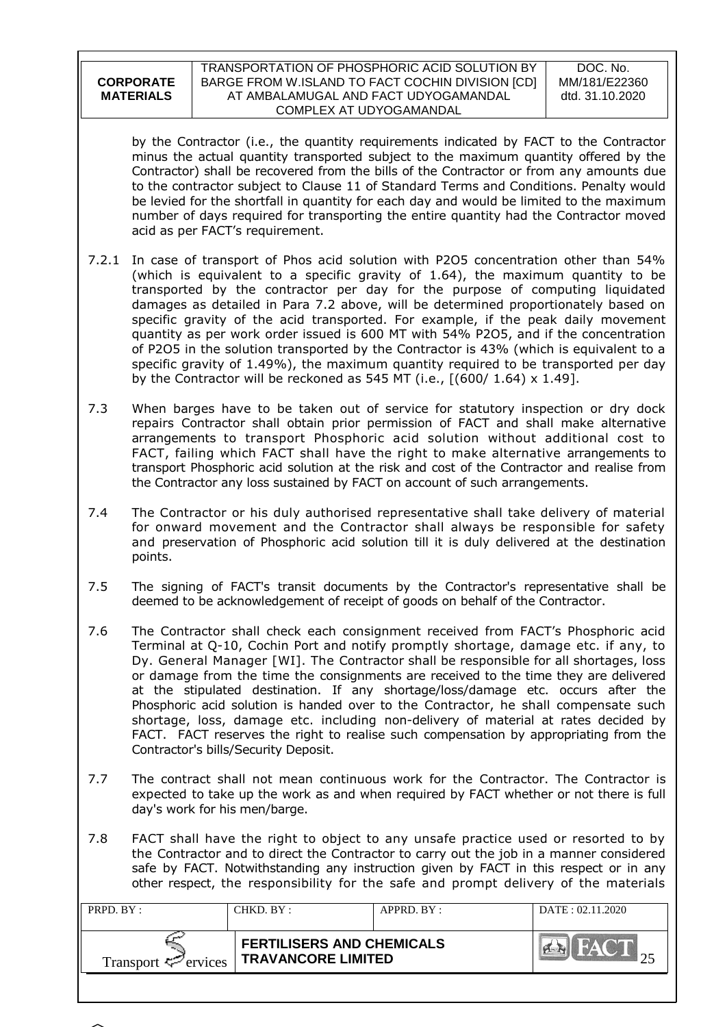by the Contractor (i.e., the quantity requirements indicated by FACT to the Contractor minus the actual quantity transported subject to the maximum quantity offered by the Contractor) shall be recovered from the bills of the Contractor or from any amounts due to the contractor subject to Clause 11 of Standard Terms and Conditions. Penalty would be levied for the shortfall in quantity for each day and would be limited to the maximum number of days required for transporting the entire quantity had the Contractor moved acid as per FACT's requirement.

7.2.1 In case of transport of Phos acid solution with $P_2O_5$ concentration other than 54% (which is equivalent to a specific gravity of 1.64), the maximum quantity to be transported by the contractor per day for the purpose of computing liquidated damages as detailed in Para 7.2 above, will be determined proportionately based on specific gravity of the acid transported. For example, if the peak daily movement quantity as per work order issued is 600 MT with 54% $P_2O_5$, and if the concentration of $P_2O_5$ in the solution transported by the Contractor is 43% (which is equivalent to a specific gravity of 1.49%), the maximum quantity required to be transported per day by the Contractor will be reckoned as 545 MT (i.e., [(600/ 1.64) x 1.49].

7.3 When barges have to be taken out of service for statutory inspection or dry dock repairs Contractor shall obtain prior permission of FACT and shall make alternative arrangements to transport Phosphoric acid solution without additional cost to FACT, failing which FACT shall have the right to make alternative arrangements to transport Phosphoric acid solution at the risk and cost of the Contractor and realise from the Contractor any loss sustained by FACT on account of such arrangements.

7.4 The Contractor or his duly authorised representative shall take delivery of material for onward movement and the Contractor shall always be responsible for safety and preservation of Phosphoric acid solution till it is duly delivered at the destination points.

7.5 The signing of FACT's transit documents by the Contractor's representative shall be deemed to be acknowledgement of receipt of goods on behalf of the Contractor.

7.6 The Contractor shall check each consignment received from FACT's Phosphoric acid Terminal at Q-10, Cochin Port and notify promptly shortage, damage etc. if any, to Dy. General Manager [WI]. The Contractor shall be responsible for all shortages, loss or damage from the time the consignments are received to the time they are delivered at the stipulated destination. If any shortage/loss/damage etc. occurs after the Phosphoric acid solution is handed over to the Contractor, he shall compensate such shortage, loss, damage etc. including non-delivery of material at rates decided by FACT. FACT reserves the right to realise such compensation by appropriating from the Contractor's bills/Security Deposit.

7.7 The contract shall not mean continuous work for the Contractor. The Contractor is expected to take up the work as and when required by FACT whether or not there is full day's work for his men/barge.

7.8 FACT shall have the right to object to any unsafe practice used or resorted to by the Contractor and to direct the Contractor to carry out the job in a manner considered safe by FACT. Notwithstanding any instruction given by FACT in this respect or in any other respect, the responsibility for the safe and prompt delivery of the materials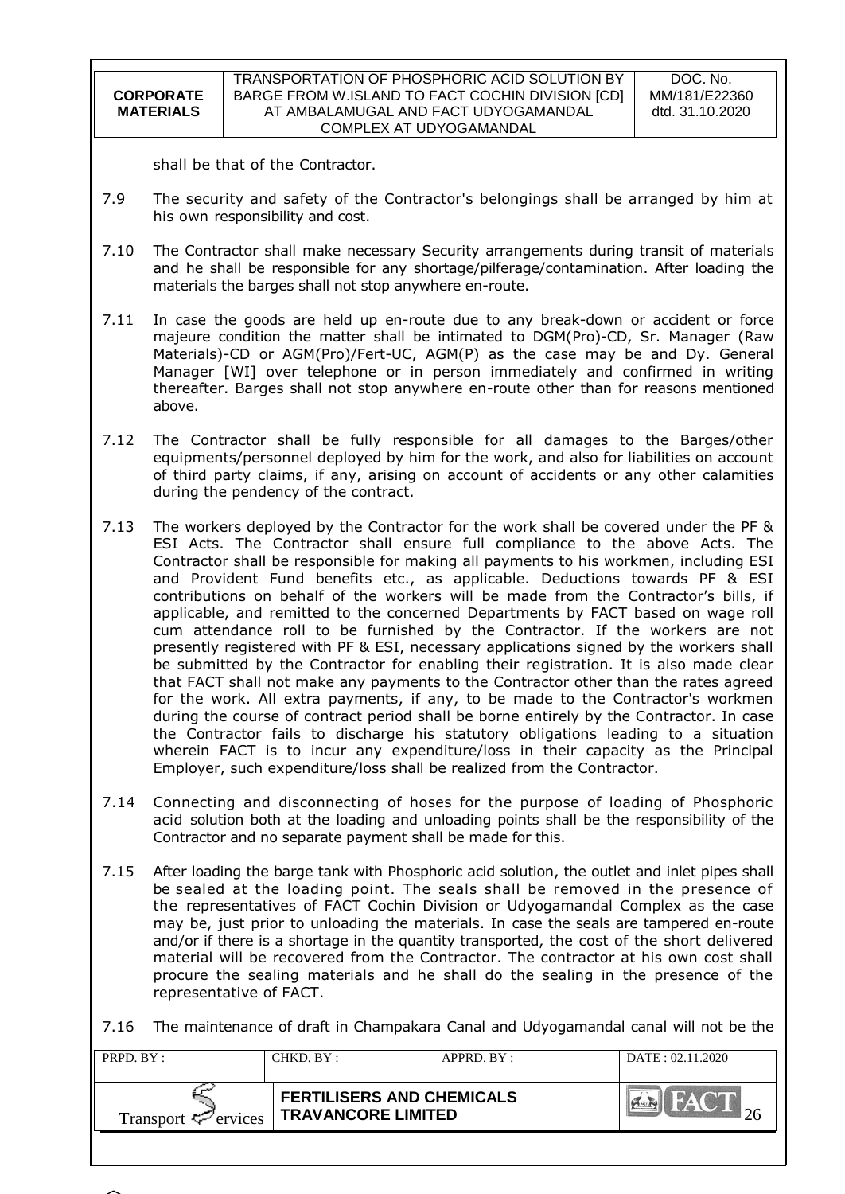shall be that of the Contractor.

7.9 The security and safety of the Contractor's belongings shall be arranged by him at his own responsibility and cost.

7.10 The Contractor shall make necessary Security arrangements during transit of materials and he shall be responsible for any shortage/pilferage/contamination. After loading the materials the barges shall not stop anywhere en-route.

7.11 In case the goods are held up en-route due to any break-down or accident or force majeure condition the matter shall be intimated to DGM(Pro)-CD, Sr. Manager (Raw Materials)-CD or AGM(Pro)/Fert-UC, AGM(P) as the case may be and Dy. General Manager [WI] over telephone or in person immediately and confirmed in writing thereafter. Barges shall not stop anywhere en-route other than for reasons mentioned above.

7.12 The Contractor shall be fully responsible for all damages to the Barges/other equipments/personnel deployed by him for the work, and also for liabilities on account of third party claims, if any, arising on account of accidents or any other calamities during the pendency of the contract.

7.13 The workers deployed by the Contractor for the work shall be covered under the PF & ESI Acts. The Contractor shall ensure full compliance to the above Acts. The Contractor shall be responsible for making all payments to his workmen, including ESI and Provident Fund benefits etc., as applicable. Deductions towards PF & ESI contributions on behalf of the workers will be made from the Contractor's bills, if applicable, and remitted to the concerned Departments by FACT based on wage roll cum attendance roll to be furnished by the Contractor. If the workers are not presently registered with PF & ESI, necessary applications signed by the workers shall be submitted by the Contractor for enabling their registration. It is also made clear that FACT shall not make any payments to the Contractor other than the rates agreed for the work. All extra payments, if any, to be made to the Contractor's workmen during the course of contract period shall be borne entirely by the Contractor. In case the Contractor fails to discharge his statutory obligations leading to a situation wherein FACT is to incur any expenditure/loss in their capacity as the Principal Employer, such expenditure/loss shall be realized from the Contractor.

7.14 Connecting and disconnecting of hoses for the purpose of loading of Phosphoric acid solution both at the loading and unloading points shall be the responsibility of the Contractor and no separate payment shall be made for this.

7.15 After loading the barge tank with Phosphoric acid solution, the outlet and inlet pipes shall be sealed at the loading point. The seals shall be removed in the presence of the representatives of FACT Cochin Division or Udyogamandal Complex as the case may be, just prior to unloading the materials. In case the seals are tampered en-route and/or if there is a shortage in the quantity transported, the cost of the short delivered material will be recovered from the Contractor. The contractor at his own cost shall procure the sealing materials and he shall do the sealing in the presence of the representative of FACT.

7.16 The maintenance of draft in Champakara Canal and Udyogamandal canal will not be the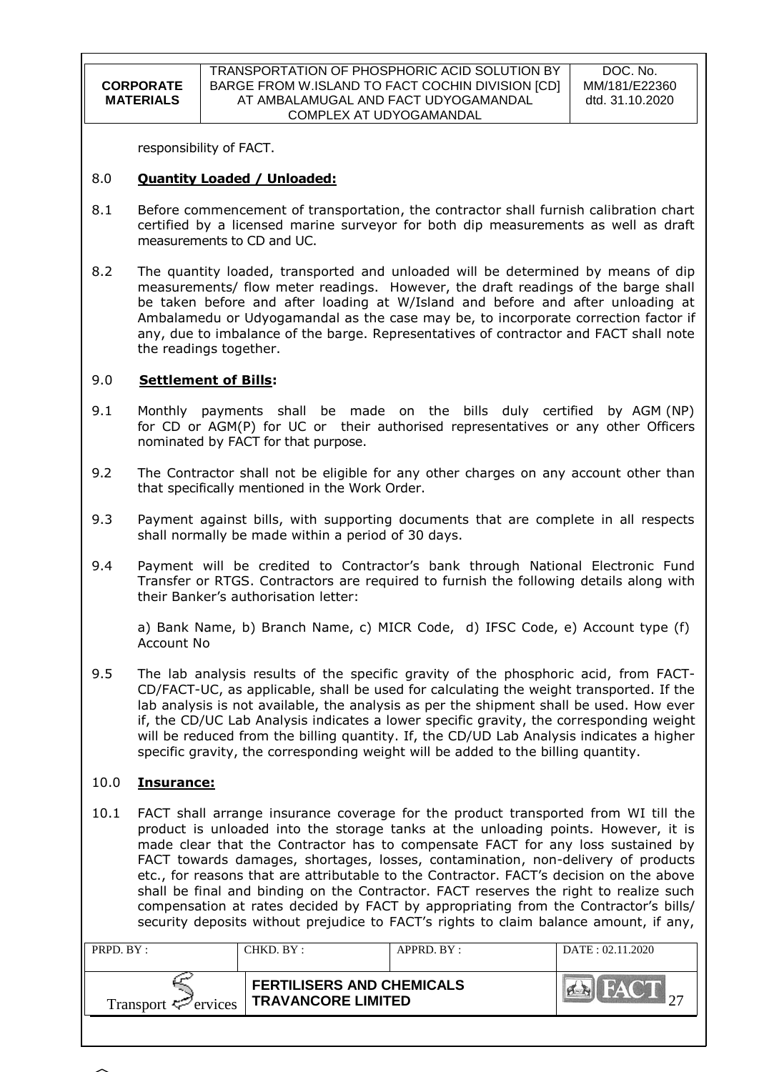responsibility of FACT.

## 8.0 **Quantity Loaded / Unloaded:**

8.1 Before commencement of transportation, the contractor shall furnish calibration chart certified by a licensed marine surveyor for both dip measurements as well as draft measurements to CD and UC.

8.2 The quantity loaded, transported and unloaded will be determined by means of dip measurements/ flow meter readings. However, the draft readings of the barge shall be taken before and after loading at W/Island and before and after unloading at Ambalamedu or Udyogamandal as the case may be, to incorporate correction factor if any, due to imbalance of the barge. Representatives of contractor and FACT shall note the readings together.

## 9.0 **Settlement of Bills:**

9.1 Monthly payments shall be made on the bills duly certified by AGM (NP) for CD or AGM(P) for UC or their authorised representatives or any other Officers nominated by FACT for that purpose.

9.2 The Contractor shall not be eligible for any other charges on any account other than that specifically mentioned in the Work Order.

9.3 Payment against bills, with supporting documents that are complete in all respects shall normally be made within a period of 30 days.

9.4 Payment will be credited to Contractor's bank through National Electronic Fund Transfer or RTGS. Contractors are required to furnish the following details along with their Banker's authorisation letter:

a) Bank Name, b) Branch Name, c) MICR Code, d) IFSC Code, e) Account type (f) Account No

9.5 The lab analysis results of the specific gravity of the phosphoric acid, from FACT-CD/FACT-UC, as applicable, shall be used for calculating the weight transported. If the lab analysis is not available, the analysis as per the shipment shall be used. How ever if, the CD/UC Lab Analysis indicates a lower specific gravity, the corresponding weight will be reduced from the billing quantity. If, the CD/UD Lab Analysis indicates a higher specific gravity, the corresponding weight will be added to the billing quantity.

## 10.0 **Insurance:**

10.1 FACT shall arrange insurance coverage for the product transported from WI till the product is unloaded into the storage tanks at the unloading points. However, it is made clear that the Contractor has to compensate FACT for any loss sustained by FACT towards damages, shortages, losses, contamination, non-delivery of products etc., for reasons that are attributable to the Contractor. FACT's decision on the above shall be final and binding on the Contractor. FACT reserves the right to realize such compensation at rates decided by FACT by appropriating from the Contractor's bills/ security deposits without prejudice to FACT's rights to claim balance amount, if any,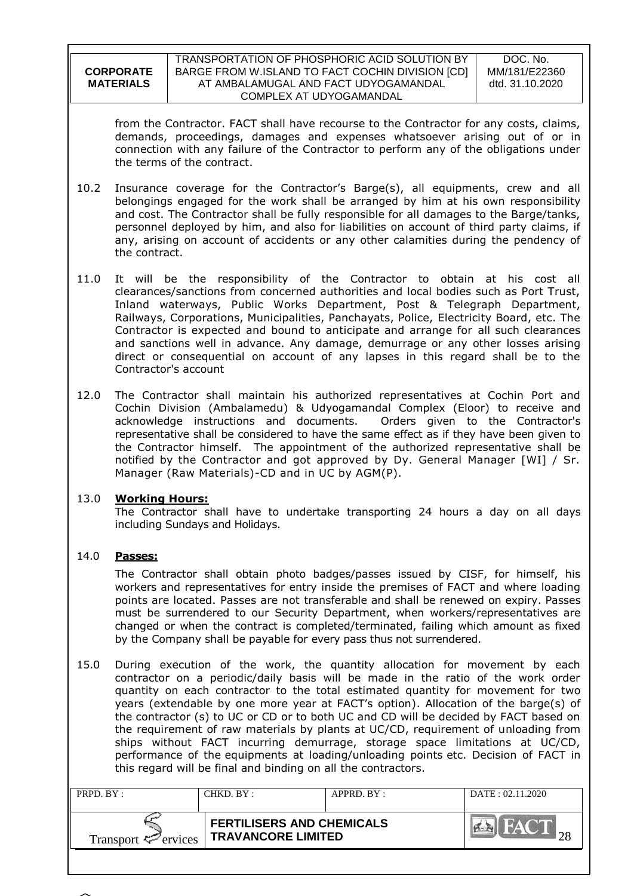from the Contractor. FACT shall have recourse to the Contractor for any costs, claims, demands, proceedings, damages and expenses whatsoever arising out of or in connection with any failure of the Contractor to perform any of the obligations under the terms of the contract.

10.2 Insurance coverage for the Contractor's Barge(s), all equipments, crew and all belongings engaged for the work shall be arranged by him at his own responsibility and cost. The Contractor shall be fully responsible for all damages to the Barge/tanks, personnel deployed by him, and also for liabilities on account of third party claims, if any, arising on account of accidents or any other calamities during the pendency of the contract.

11.0 It will be the responsibility of the Contractor to obtain at his cost all clearances/sanctions from concerned authorities and local bodies such as Port Trust, Inland waterways, Public Works Department, Post & Telegraph Department, Railways, Corporations, Municipalities, Panchayats, Police, Electricity Board, etc. The Contractor is expected and bound to anticipate and arrange for all such clearances and sanctions well in advance. Any damage, demurrage or any other losses arising direct or consequential on account of any lapses in this regard shall be to the Contractor's account

12.0 The Contractor shall maintain his authorized representatives at Cochin Port and Cochin Division (Ambalamedu) & Udyogamandal Complex (Eloor) to receive and acknowledge instructions and documents. Orders given to the Contractor's representative shall be considered to have the same effect as if they have been given to the Contractor himself. The appointment of the authorized representative shall be notified by the Contractor and got approved by Dy. General Manager [WI] / Sr. Manager (Raw Materials)-CD and in UC by AGM(P).

13.0 **Working Hours:**

The Contractor shall have to undertake transporting 24 hours a day on all days including Sundays and Holidays.

14.0 **Passes:**

The Contractor shall obtain photo badges/passes issued by CISF, for himself, his workers and representatives for entry inside the premises of FACT and where loading points are located. Passes are not transferable and shall be renewed on expiry. Passes must be surrendered to our Security Department, when workers/representatives are changed or when the contract is completed/terminated, failing which amount as fixed by the Company shall be payable for every pass thus not surrendered.

15.0 During execution of the work, the quantity allocation for movement by each contractor on a periodic/daily basis will be made in the ratio of the work order quantity on each contractor to the total estimated quantity for movement for two years (extendable by one more year at FACT's option). Allocation of the barge(s) of the contractor (s) to UC or CD or to both UC and CD will be decided by FACT based on the requirement of raw materials by plants at UC/CD, requirement of unloading from ships without FACT incurring demurrage, storage space limitations at UC/CD, performance of the equipments at loading/unloading points etc. Decision of FACT in this regard will be final and binding on all the contractors.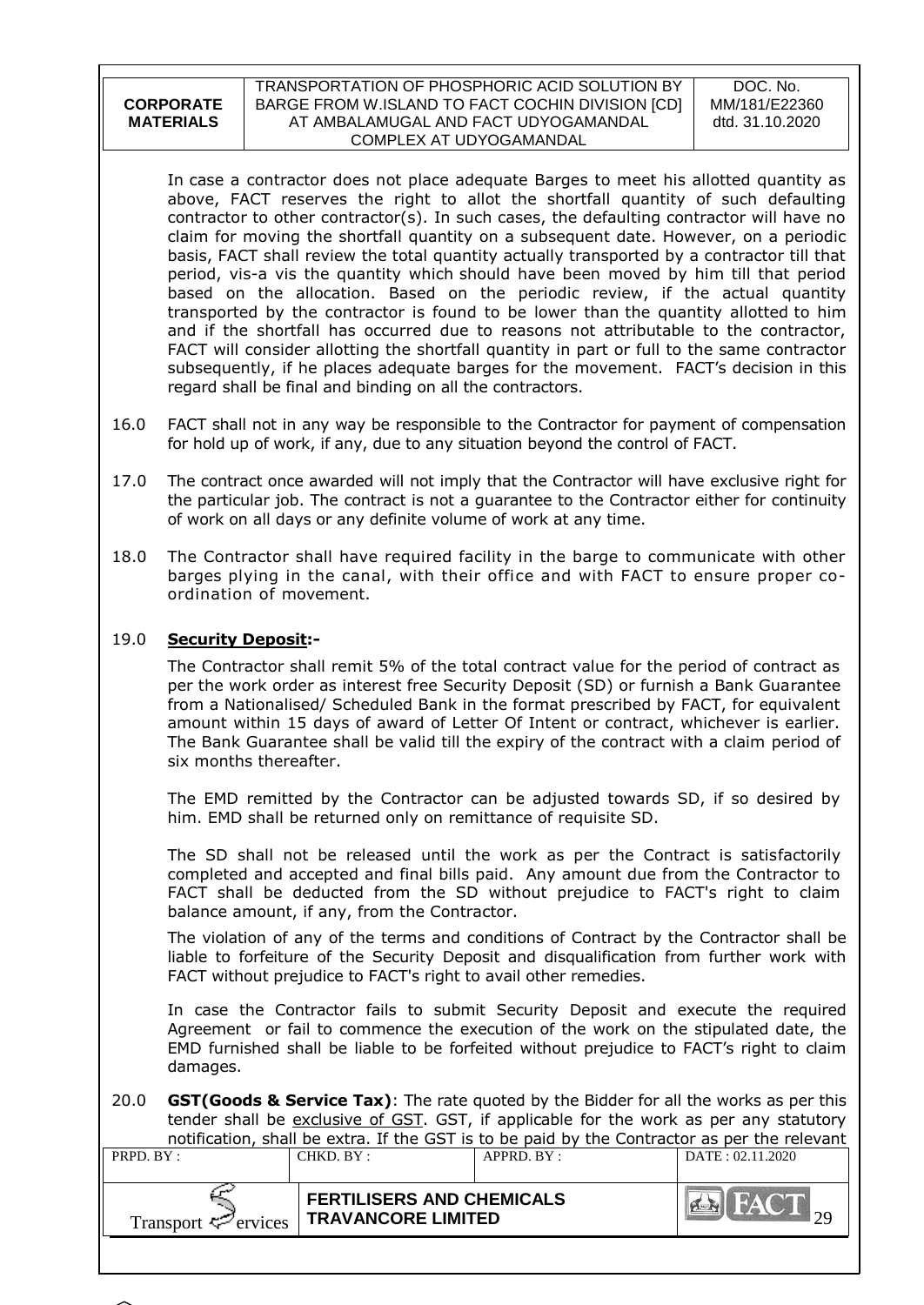In case a contractor does not place adequate Barges to meet his allotted quantity as above, FACT reserves the right to allot the shortfall quantity of such defaulting contractor to other contractor(s). In such cases, the defaulting contractor will have no claim for moving the shortfall quantity on a subsequent date. However, on a periodic basis, FACT shall review the total quantity actually transported by a contractor till that period, vis-a vis the quantity which should have been moved by him till that period based on the allocation. Based on the periodic review, if the actual quantity transported by the contractor is found to be lower than the quantity allotted to him and if the shortfall has occurred due to reasons not attributable to the contractor, FACT will consider allotting the shortfall quantity in part or full to the same contractor subsequently, if he places adequate barges for the movement. FACT's decision in this regard shall be final and binding on all the contractors.

16.0 FACT shall not in any way be responsible to the Contractor for payment of compensation for hold up of work, if any, due to any situation beyond the control of FACT.

17.0 The contract once awarded will not imply that the Contractor will have exclusive right for the particular job. The contract is not a guarantee to the Contractor either for continuity of work on all days or any definite volume of work at any time.

18.0 The Contractor shall have required facility in the barge to communicate with other barges plying in the canal, with their office and with FACT to ensure proper co-ordination of movement.

19.0 **Security Deposit:-**

The Contractor shall remit 5% of the total contract value for the period of contract as per the work order as interest free Security Deposit (SD) or furnish a Bank Guarantee from a Nationalised/ Scheduled Bank in the format prescribed by FACT, for equivalent amount within 15 days of award of Letter Of Intent or contract, whichever is earlier. The Bank Guarantee shall be valid till the expiry of the contract with a claim period of six months thereafter.

The EMD remitted by the Contractor can be adjusted towards SD, if so desired by him. EMD shall be returned only on remittance of requisite SD.

The SD shall not be released until the work as per the Contract is satisfactorily completed and accepted and final bills paid. Any amount due from the Contractor to FACT shall be deducted from the SD without prejudice to FACT's right to claim balance amount, if any, from the Contractor.

The violation of any of the terms and conditions of Contract by the Contractor shall be liable to forfeiture of the Security Deposit and disqualification from further work with FACT without prejudice to FACT's right to avail other remedies.

In case the Contractor fails to submit Security Deposit and execute the required Agreement or fail to commence the execution of the work on the stipulated date, the EMD furnished shall be liable to be forfeited without prejudice to FACT's right to claim damages.

20.0 **GST(Goods & Service Tax)**: The rate quoted by the Bidder for all the works as per this tender shall be exclusive of GST. GST, if applicable for the work as per any statutory notification, shall be extra. If the GST is to be paid by the Contractor as per the relevant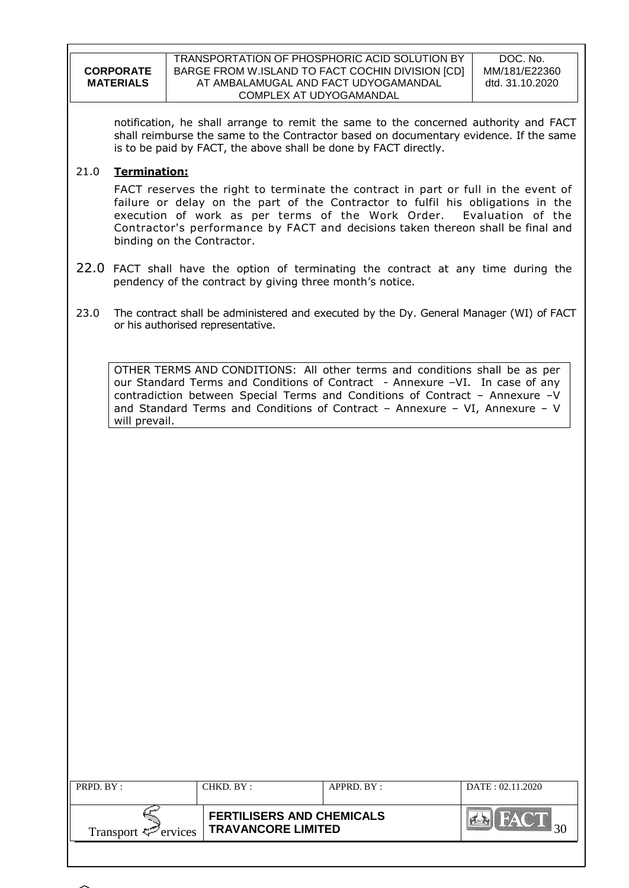notification, he shall arrange to remit the same to the concerned authority and FACT shall reimburse the same to the Contractor based on documentary evidence. If the same is to be paid by FACT, the above shall be done by FACT directly.

21.0 **Termination:**

FACT reserves the right to terminate the contract in part or full in the event of failure or delay on the part of the Contractor to fulfil his obligations in the execution of work as per terms of the Work Order. Evaluation of the Contractor's performance by FACT and decisions taken thereon shall be final and binding on the Contractor.

22.0 FACT shall have the option of terminating the contract at any time during the pendency of the contract by giving three month's notice.

23.0 The contract shall be administered and executed by the Dy. General Manager (WI) of FACT or his authorised representative.

| OTHER TERMS AND CONDITIONS: All other terms and conditions shall be as per our Standard Terms and Conditions of Contract - Annexure –VI. In case of any contradiction between Special Terms and Conditions of Contract – Annexure –V and Standard Terms and Conditions of Contract – Annexure – VI, Annexure – V will prevail. |
|---|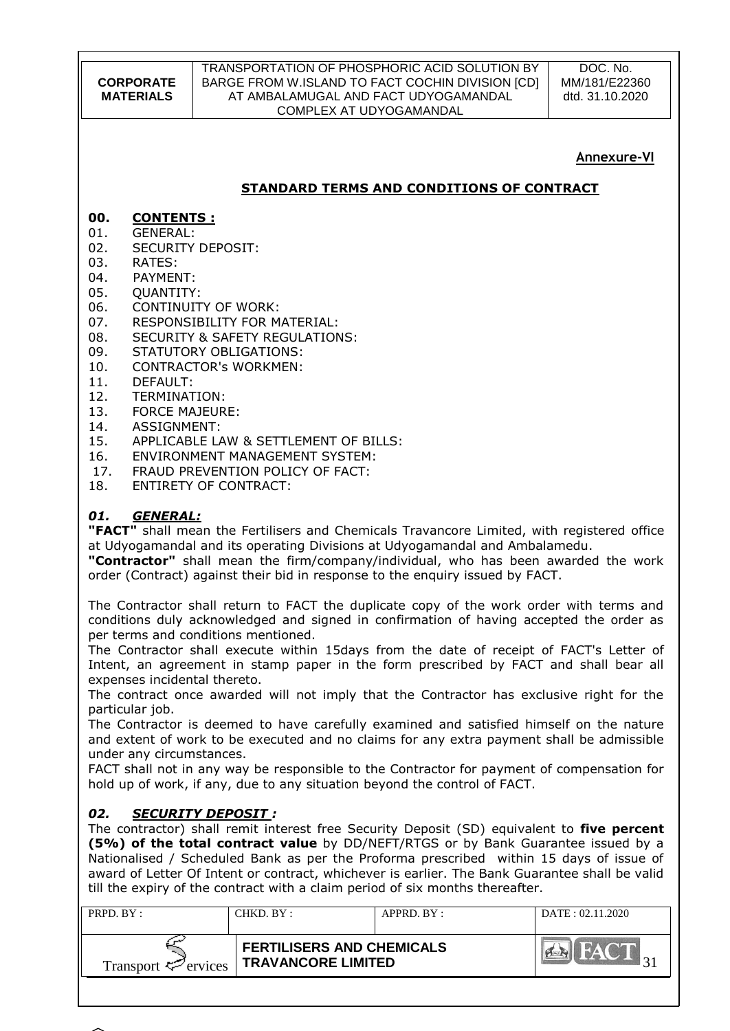**Annexure-VI**

## STANDARD TERMS AND CONDITIONS OF CONTRACT

### 00. CONTENTS :

01. GENERAL:
02. SECURITY DEPOSIT:
03. RATES:
04. PAYMENT:
05. QUANTITY:
06. CONTINUITY OF WORK:
07. RESPONSIBILITY FOR MATERIAL:
08. SECURITY & SAFETY REGULATIONS:
09. STATUTORY OBLIGATIONS:
10. CONTRACTOR's WORKMEN:
11. DEFAULT:
12. TERMINATION:
13. FORCE MAJEURE:
14. ASSIGNMENT:
15. APPLICABLE LAW & SETTLEMENT OF BILLS:
16. ENVIRONMENT MANAGEMENT SYSTEM:
17. FRAUD PREVENTION POLICY OF FACT:
18. ENTIRETY OF CONTRACT:

### *01. GENERAL:*

**"FACT"** shall mean the Fertilisers and Chemicals Travancore Limited, with registered office at Udyogamandal and its operating Divisions at Udyogamandal and Ambalamedu.

**"Contractor"** shall mean the firm/company/individual, who has been awarded the work order (Contract) against their bid in response to the enquiry issued by FACT.

The Contractor shall return to FACT the duplicate copy of the work order with terms and conditions duly acknowledged and signed in confirmation of having accepted the order as per terms and conditions mentioned.

The Contractor shall execute within 15days from the date of receipt of FACT's Letter of Intent, an agreement in stamp paper in the form prescribed by FACT and shall bear all expenses incidental thereto.

The contract once awarded will not imply that the Contractor has exclusive right for the particular job.

The Contractor is deemed to have carefully examined and satisfied himself on the nature and extent of work to be executed and no claims for any extra payment shall be admissible under any circumstances.

FACT shall not in any way be responsible to the Contractor for payment of compensation for hold up of work, if any, due to any situation beyond the control of FACT.

### *02. SECURITY DEPOSIT :*

The contractor) shall remit interest free Security Deposit (SD) equivalent to **five percent (5%) of the total contract value** by DD/NEFT/RTGS or by Bank Guarantee issued by a Nationalised / Scheduled Bank as per the Proforma prescribed within 15 days of issue of award of Letter Of Intent or contract, whichever is earlier. The Bank Guarantee shall be valid till the expiry of the contract with a claim period of six months thereafter.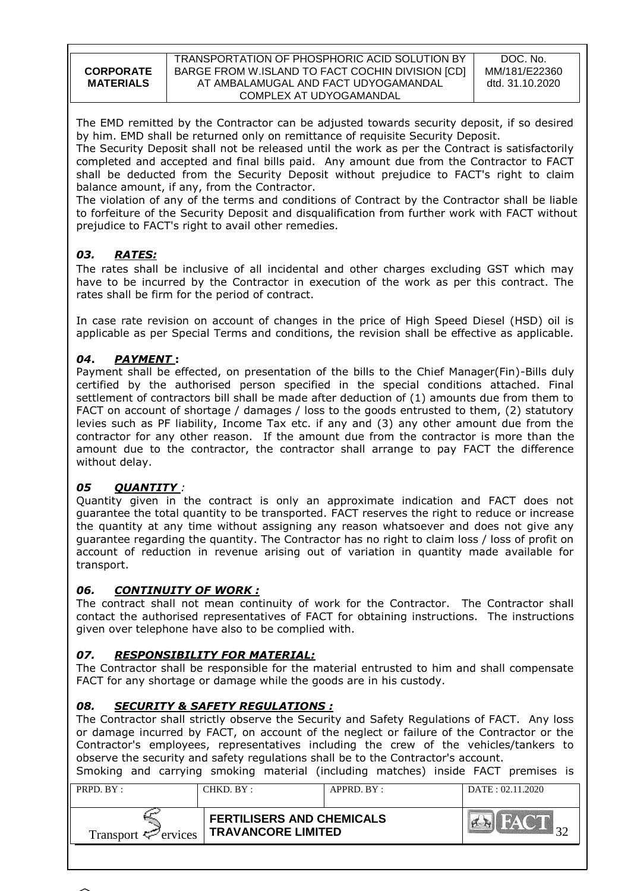The EMD remitted by the Contractor can be adjusted towards security deposit, if so desired by him. EMD shall be returned only on remittance of requisite Security Deposit.

The Security Deposit shall not be released until the work as per the Contract is satisfactorily completed and accepted and final bills paid. Any amount due from the Contractor to FACT shall be deducted from the Security Deposit without prejudice to FACT's right to claim balance amount, if any, from the Contractor.

The violation of any of the terms and conditions of Contract by the Contractor shall be liable to forfeiture of the Security Deposit and disqualification from further work with FACT without prejudice to FACT's right to avail other remedies.

### *03. RATES:*

The rates shall be inclusive of all incidental and other charges excluding GST which may have to be incurred by the Contractor in execution of the work as per this contract. The rates shall be firm for the period of contract.

In case rate revision on account of changes in the price of High Speed Diesel (HSD) oil is applicable as per Special Terms and conditions, the revision shall be effective as applicable.

### *04. PAYMENT :*

Payment shall be effected, on presentation of the bills to the Chief Manager(Fin)-Bills duly certified by the authorised person specified in the special conditions attached. Final settlement of contractors bill shall be made after deduction of (1) amounts due from them to FACT on account of shortage / damages / loss to the goods entrusted to them, (2) statutory levies such as PF liability, Income Tax etc. if any and (3) any other amount due from the contractor for any other reason. If the amount due from the contractor is more than the amount due to the contractor, the contractor shall arrange to pay FACT the difference without delay.

### *05 QUANTITY :*

Quantity given in the contract is only an approximate indication and FACT does not guarantee the total quantity to be transported. FACT reserves the right to reduce or increase the quantity at any time without assigning any reason whatsoever and does not give any guarantee regarding the quantity. The Contractor has no right to claim loss / loss of profit on account of reduction in revenue arising out of variation in quantity made available for transport.

### *06. CONTINUITY OF WORK :*

The contract shall not mean continuity of work for the Contractor. The Contractor shall contact the authorised representatives of FACT for obtaining instructions. The instructions given over telephone have also to be complied with.

### *07. RESPONSIBILITY FOR MATERIAL:*

The Contractor shall be responsible for the material entrusted to him and shall compensate FACT for any shortage or damage while the goods are in his custody.

### *08. SECURITY & SAFETY REGULATIONS :*

The Contractor shall strictly observe the Security and Safety Regulations of FACT. Any loss or damage incurred by FACT, on account of the neglect or failure of the Contractor or the Contractor's employees, representatives including the crew of the vehicles/tankers to observe the security and safety regulations shall be to the Contractor's account.

Smoking and carrying smoking material (including matches) inside FACT premises is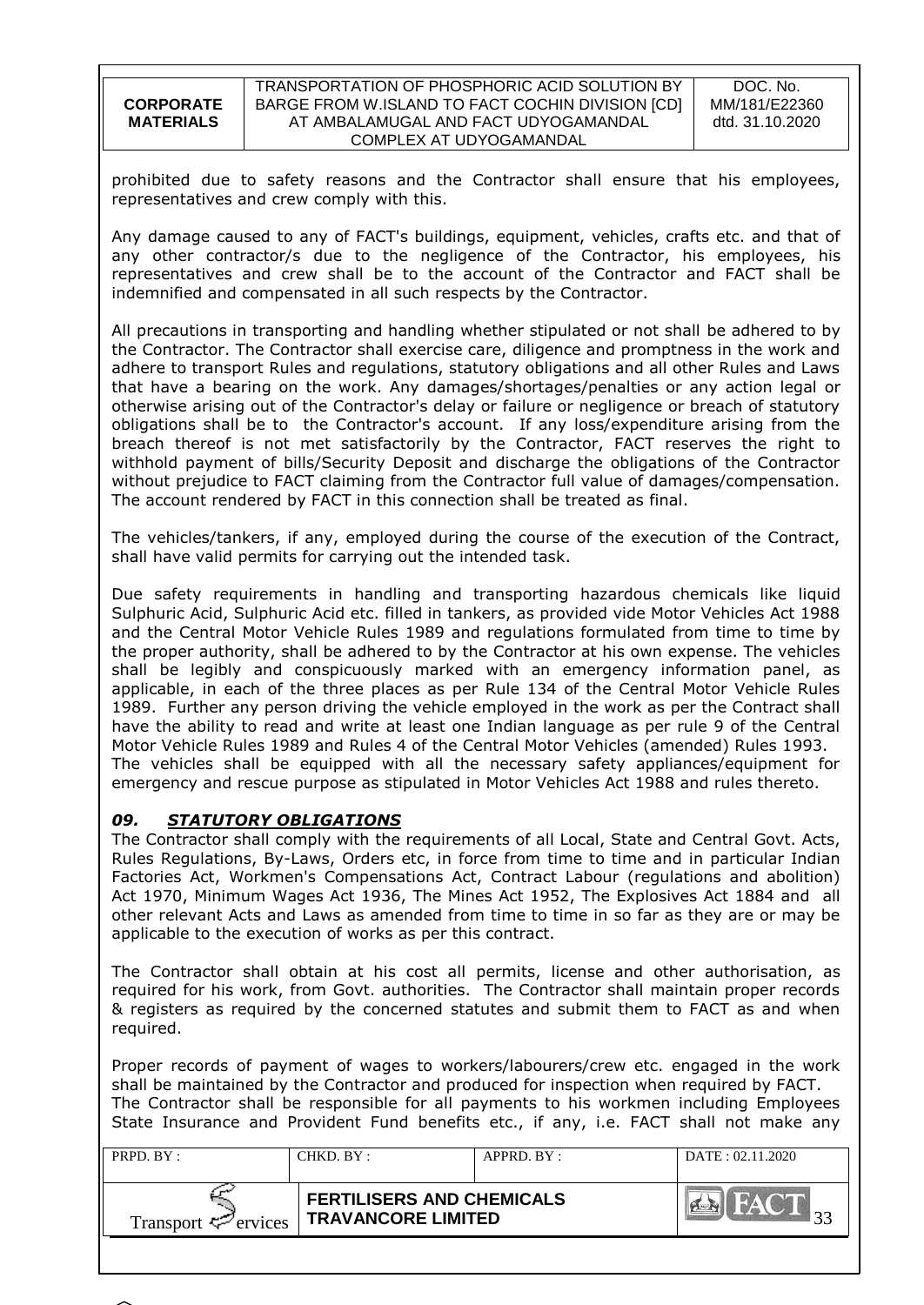prohibited due to safety reasons and the Contractor shall ensure that his employees, representatives and crew comply with this.

Any damage caused to any of FACT's buildings, equipment, vehicles, crafts etc. and that of any other contractor/s due to the negligence of the Contractor, his employees, his representatives and crew shall be to the account of the Contractor and FACT shall be indemnified and compensated in all such respects by the Contractor.

All precautions in transporting and handling whether stipulated or not shall be adhered to by the Contractor. The Contractor shall exercise care, diligence and promptness in the work and adhere to transport Rules and regulations, statutory obligations and all other Rules and Laws that have a bearing on the work. Any damages/shortages/penalties or any action legal or otherwise arising out of the Contractor's delay or failure or negligence or breach of statutory obligations shall be to the Contractor's account. If any loss/expenditure arising from the breach thereof is not met satisfactorily by the Contractor, FACT reserves the right to withhold payment of bills/Security Deposit and discharge the obligations of the Contractor without prejudice to FACT claiming from the Contractor full value of damages/compensation. The account rendered by FACT in this connection shall be treated as final.

The vehicles/tankers, if any, employed during the course of the execution of the Contract, shall have valid permits for carrying out the intended task.

Due safety requirements in handling and transporting hazardous chemicals like liquid Sulphuric Acid, Sulphuric Acid etc. filled in tankers, as provided vide Motor Vehicles Act 1988 and the Central Motor Vehicle Rules 1989 and regulations formulated from time to time by the proper authority, shall be adhered to by the Contractor at his own expense. The vehicles shall be legibly and conspicuously marked with an emergency information panel, as applicable, in each of the three places as per Rule 134 of the Central Motor Vehicle Rules 1989. Further any person driving the vehicle employed in the work as per the Contract shall have the ability to read and write at least one Indian language as per rule 9 of the Central Motor Vehicle Rules 1989 and Rules 4 of the Central Motor Vehicles (amended) Rules 1993. The vehicles shall be equipped with all the necessary safety appliances/equipment for emergency and rescue purpose as stipulated in Motor Vehicles Act 1988 and rules thereto.

## *09. STATUTORY OBLIGATIONS*

The Contractor shall comply with the requirements of all Local, State and Central Govt. Acts, Rules Regulations, By-Laws, Orders etc, in force from time to time and in particular Indian Factories Act, Workmen's Compensations Act, Contract Labour (regulations and abolition) Act 1970, Minimum Wages Act 1936, The Mines Act 1952, The Explosives Act 1884 and all other relevant Acts and Laws as amended from time to time in so far as they are or may be applicable to the execution of works as per this contract.

The Contractor shall obtain at his cost all permits, license and other authorisation, as required for his work, from Govt. authorities. The Contractor shall maintain proper records & registers as required by the concerned statutes and submit them to FACT as and when required.

Proper records of payment of wages to workers/labourers/crew etc. engaged in the work shall be maintained by the Contractor and produced for inspection when required by FACT. The Contractor shall be responsible for all payments to his workmen including Employees State Insurance and Provident Fund benefits etc., if any, i.e. FACT shall not make any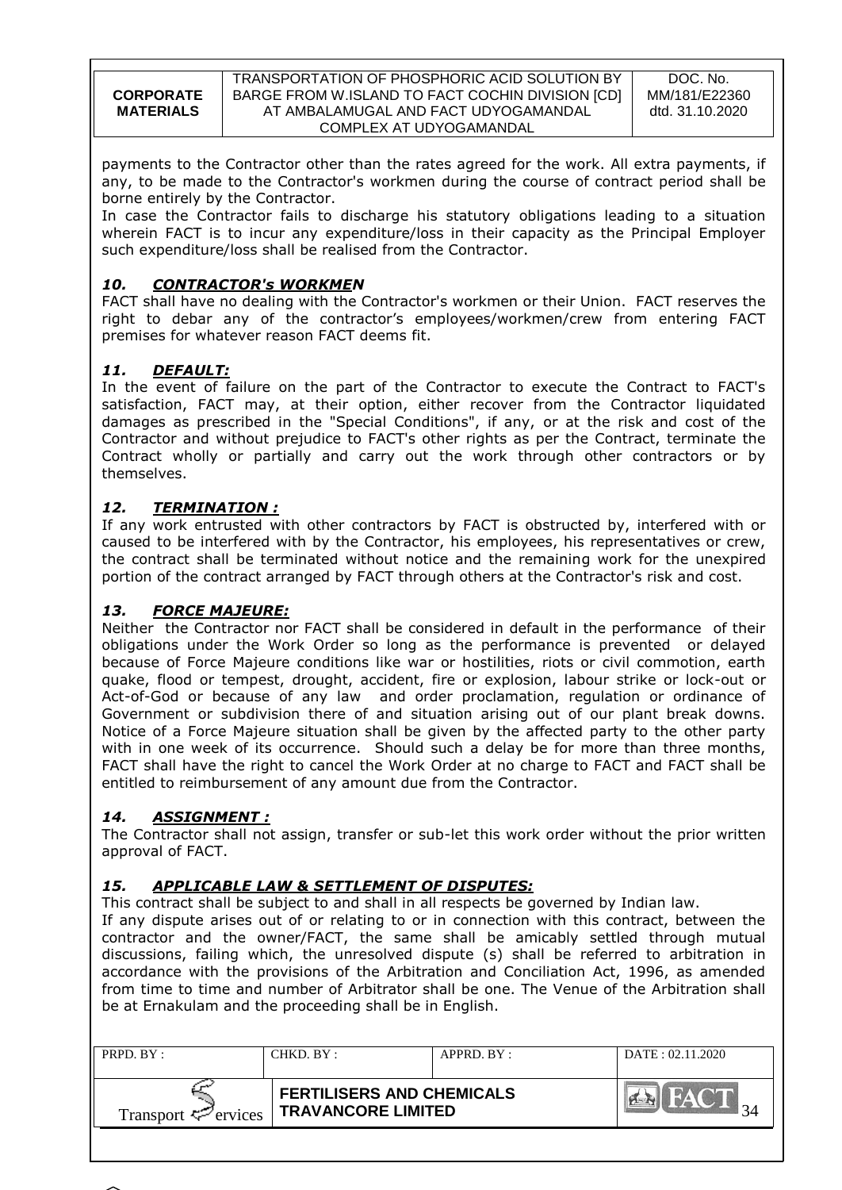payments to the Contractor other than the rates agreed for the work. All extra payments, if any, to be made to the Contractor's workmen during the course of contract period shall be borne entirely by the Contractor.

In case the Contractor fails to discharge his statutory obligations leading to a situation wherein FACT is to incur any expenditure/loss in their capacity as the Principal Employer such expenditure/loss shall be realised from the Contractor.

### *10. CONTRACTOR's WORKMEN*

FACT shall have no dealing with the Contractor's workmen or their Union. FACT reserves the right to debar any of the contractor's employees/workmen/crew from entering FACT premises for whatever reason FACT deems fit.

### *11. DEFAULT:*

In the event of failure on the part of the Contractor to execute the Contract to FACT's satisfaction, FACT may, at their option, either recover from the Contractor liquidated damages as prescribed in the "Special Conditions", if any, or at the risk and cost of the Contractor and without prejudice to FACT's other rights as per the Contract, terminate the Contract wholly or partially and carry out the work through other contractors or by themselves.

### *12. TERMINATION :*

If any work entrusted with other contractors by FACT is obstructed by, interfered with or caused to be interfered with by the Contractor, his employees, his representatives or crew, the contract shall be terminated without notice and the remaining work for the unexpired portion of the contract arranged by FACT through others at the Contractor's risk and cost.

### *13. FORCE MAJEURE:*

Neither the Contractor nor FACT shall be considered in default in the performance of their obligations under the Work Order so long as the performance is prevented or delayed because of Force Majeure conditions like war or hostilities, riots or civil commotion, earth quake, flood or tempest, drought, accident, fire or explosion, labour strike or lock-out or Act-of-God or because of any law and order proclamation, regulation or ordinance of Government or subdivision there of and situation arising out of our plant break downs. Notice of a Force Majeure situation shall be given by the affected party to the other party with in one week of its occurrence. Should such a delay be for more than three months, FACT shall have the right to cancel the Work Order at no charge to FACT and FACT shall be entitled to reimbursement of any amount due from the Contractor.

### *14. ASSIGNMENT :*

The Contractor shall not assign, transfer or sub-let this work order without the prior written approval of FACT.

### *15. APPLICABLE LAW & SETTLEMENT OF DISPUTES:*

This contract shall be subject to and shall in all respects be governed by Indian law.

If any dispute arises out of or relating to or in connection with this contract, between the contractor and the owner/FACT, the same shall be amicably settled through mutual discussions, failing which, the unresolved dispute (s) shall be referred to arbitration in accordance with the provisions of the Arbitration and Conciliation Act, 1996, as amended from time to time and number of Arbitrator shall be one. The Venue of the Arbitration shall be at Ernakulam and the proceeding shall be in English.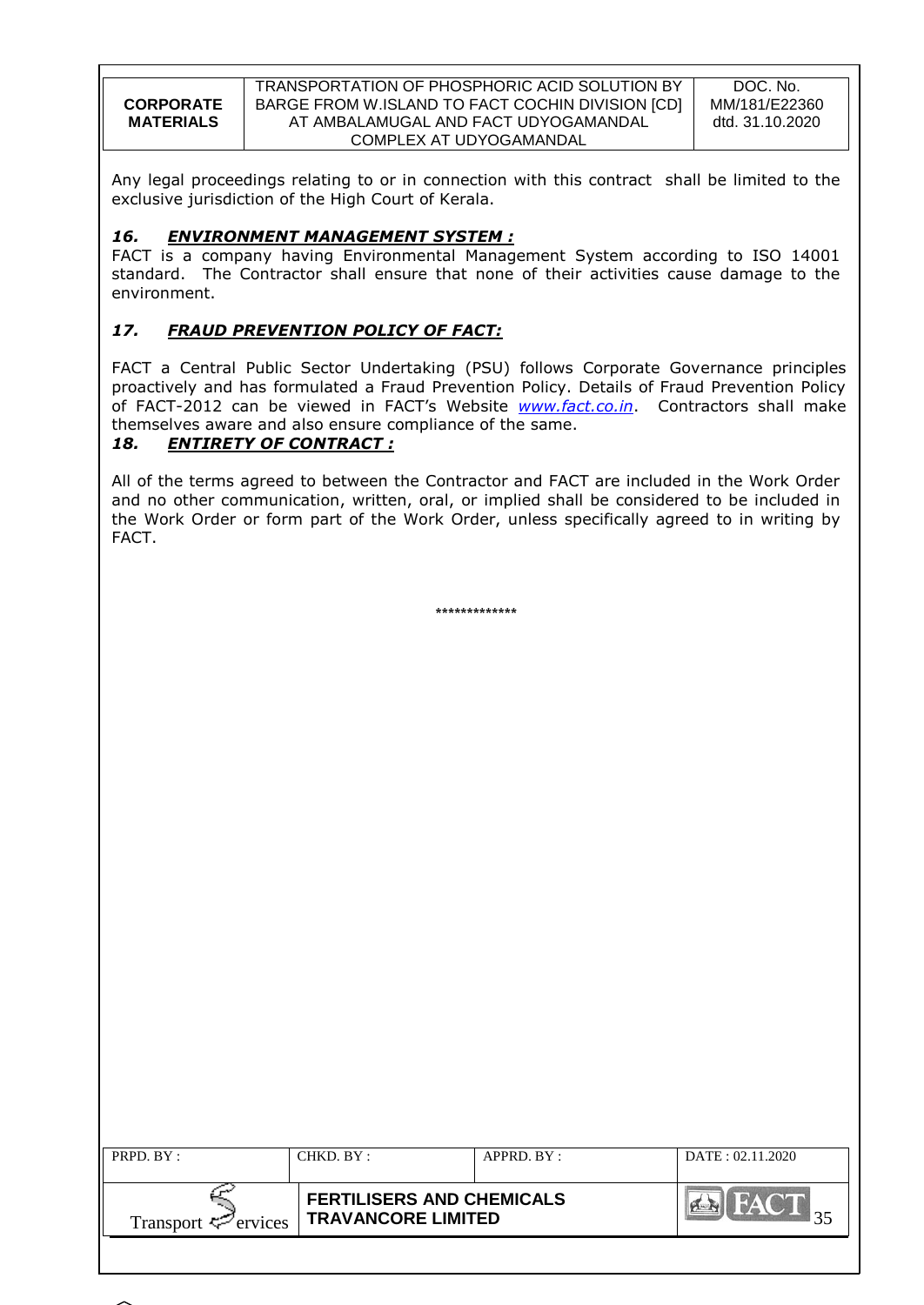Any legal proceedings relating to or in connection with this contract shall be limited to the exclusive jurisdiction of the High Court of Kerala.

### *16. ENVIRONMENT MANAGEMENT SYSTEM :*

FACT is a company having Environmental Management System according to ISO 14001 standard. The Contractor shall ensure that none of their activities cause damage to the environment.

### *17. FRAUD PREVENTION POLICY OF FACT:*

FACT a Central Public Sector Undertaking (PSU) follows Corporate Governance principles proactively and has formulated a Fraud Prevention Policy. Details of Fraud Prevention Policy of FACT-2012 can be viewed in FACT's Website *www.fact.co.in*. Contractors shall make themselves aware and also ensure compliance of the same.

### *18. ENTIRETY OF CONTRACT :*

All of the terms agreed to between the Contractor and FACT are included in the Work Order and no other communication, written, oral, or implied shall be considered to be included in the Work Order or form part of the Work Order, unless specifically agreed to in writing by FACT.

*************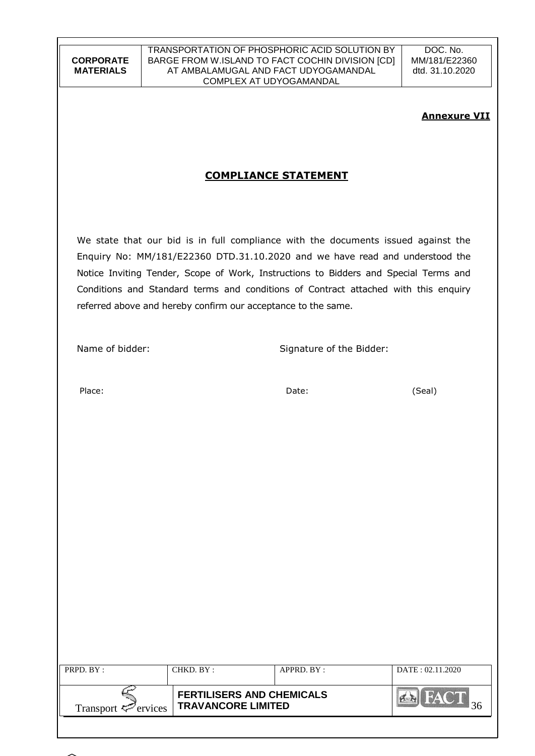**Annexure VII**

## COMPLIANCE STATEMENT

We state that our bid is in full compliance with the documents issued against the Enquiry No: MM/181/E22360 DTD.31.10.2020 and we have read and understood the Notice Inviting Tender, Scope of Work, Instructions to Bidders and Special Terms and Conditions and Standard terms and conditions of Contract attached with this enquiry referred above and hereby confirm our acceptance to the same.

Name of bidder: Signature of the Bidder:

Place: Date: (Seal)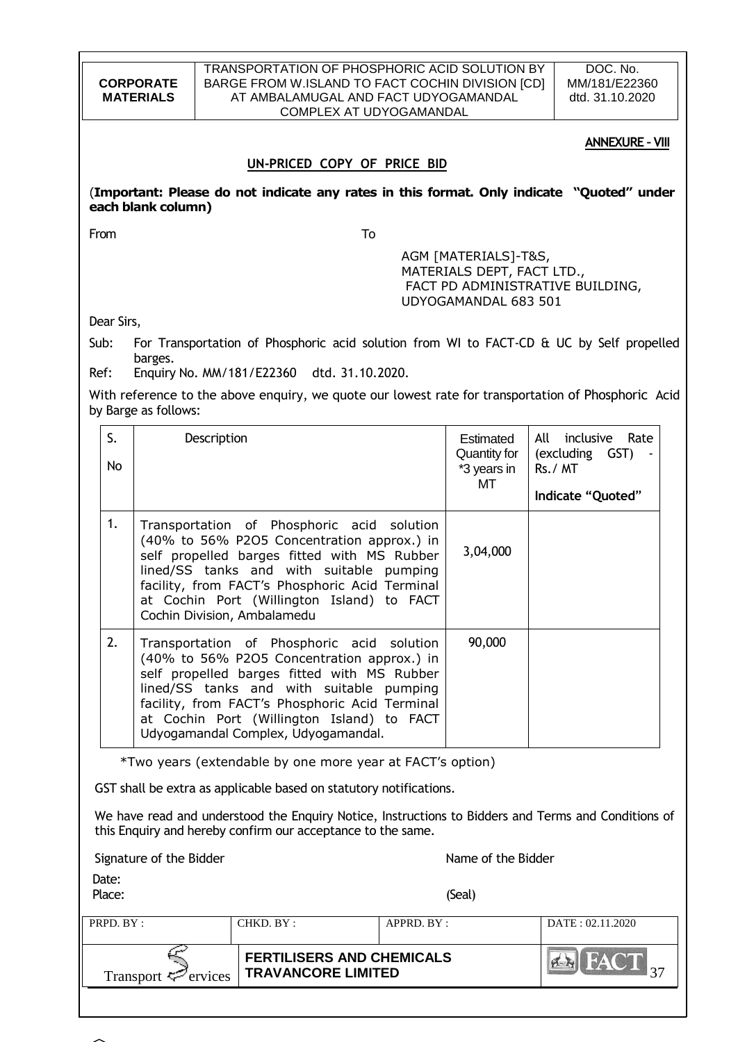**ANNEXURE - VIII**

## UN-PRICED COPY OF PRICE BID

(**Important: Please do not indicate any rates in this format. Only indicate "Quoted" under each blank column)**

From

To

AGM [MATERIALS]-T&S,
MATERIALS DEPT, FACT LTD.,
FACT PD ADMINISTRATIVE BUILDING,
UDYOGAMANDAL 683 501

Dear Sirs,

Sub: For Transportation of Phosphoric acid solution from WI to FACT-CD & UC by Self propelled barges.

Ref: Enquiry No. MM/181/E22360 dtd. 31.10.2020.

With reference to the above enquiry, we quote our lowest rate for transportation of Phosphoric Acid by Barge as follows:

| S. No | Description | Estimated Quantity for *3 years in MT | All inclusive Rate (excluding GST) - Rs./ MT **Indicate "Quoted"** |
|---|---|---|---|
| 1. | Transportation of Phosphoric acid solution (40% to 56% $P_2O_5$ Concentration approx.) in self propelled barges fitted with MS Rubber lined/SS tanks and with suitable pumping facility, from FACT's Phosphoric Acid Terminal at Cochin Port (Willington Island) to FACT Cochin Division, Ambalamedu | 3,04,000 | |
| 2. | Transportation of Phosphoric acid solution (40% to 56% $P_2O_5$ Concentration approx.) in self propelled barges fitted with MS Rubber lined/SS tanks and with suitable pumping facility, from FACT's Phosphoric Acid Terminal at Cochin Port (Willington Island) to FACT Udyogamandal Complex, Udyogamandal. | 90,000 | |

*Two years (extendable by one more year at FACT's option)

GST shall be extra as applicable based on statutory notifications.

We have read and understood the Enquiry Notice, Instructions to Bidders and Terms and Conditions of this Enquiry and hereby confirm our acceptance to the same.

Signature of the Bidder

Name of the Bidder

Date:

Place:

(Seal)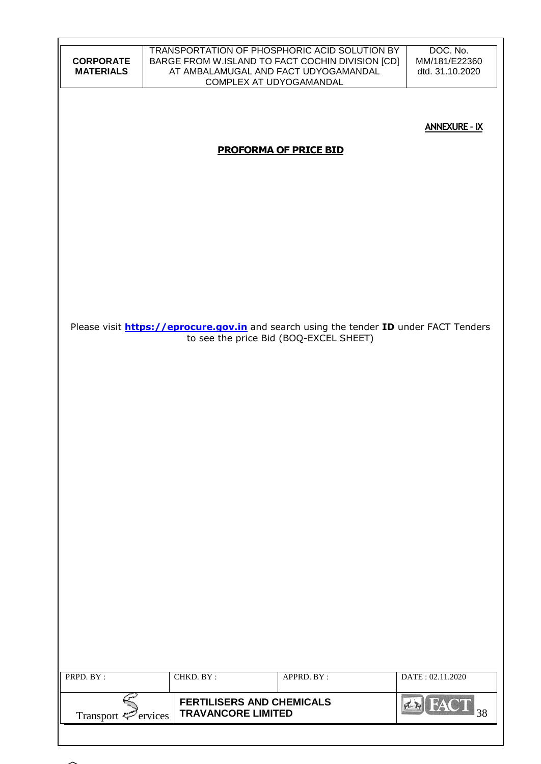**ANNEXURE - IX**

## PROFORMA OF PRICE BID

Please visit **https://eprocure.gov.in** and search using the tender **ID** under FACT Tenders to see the price Bid (BOQ-EXCEL SHEET)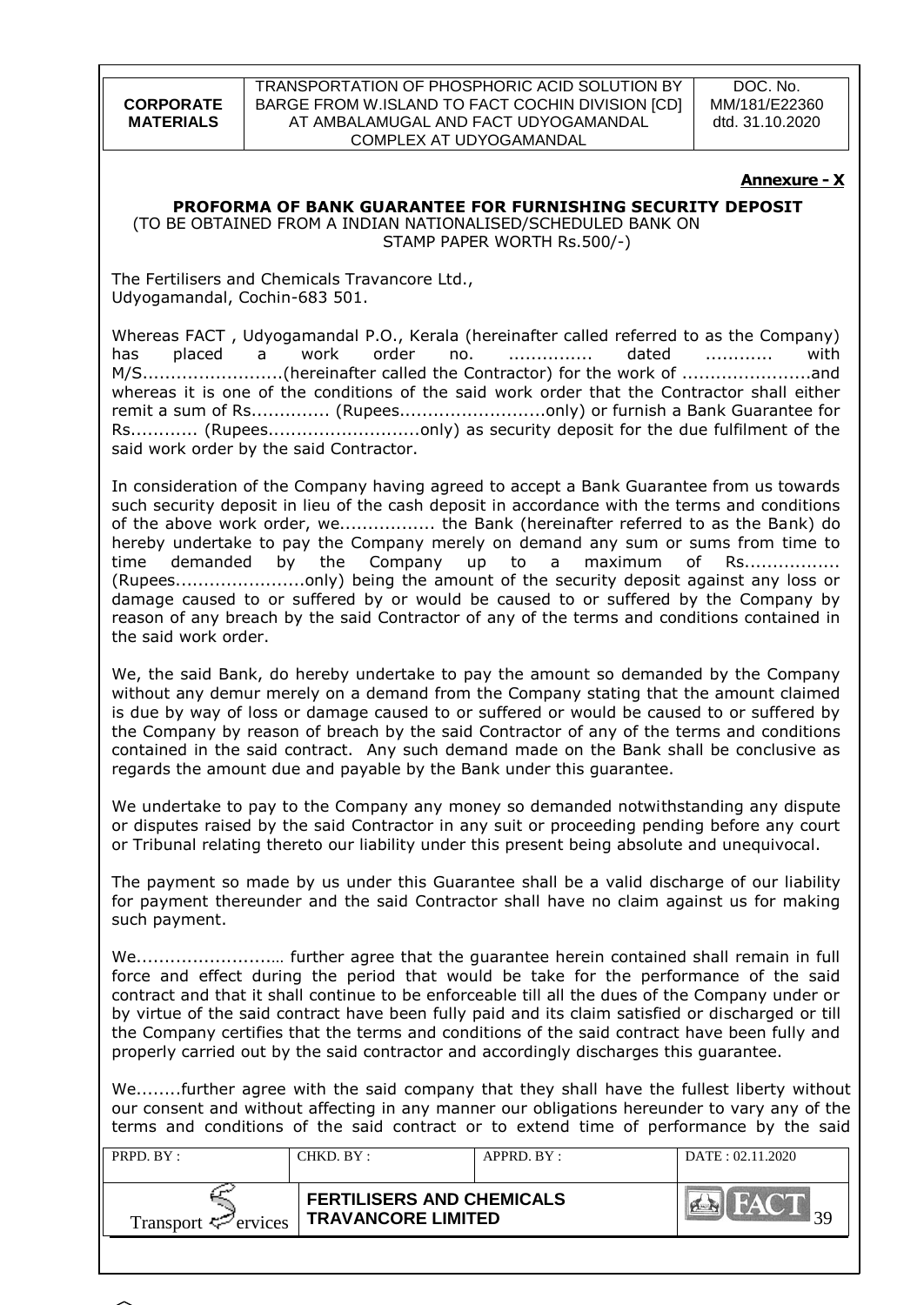**Annexure - X**

**PROFORMA OF BANK GUARANTEE FOR FURNISHING SECURITY DEPOSIT**

(TO BE OBTAINED FROM A INDIAN NATIONALISED/SCHEDULED BANK ON STAMP PAPER WORTH Rs.500/-)

The Fertilisers and Chemicals Travancore Ltd.,
Udyogamandal, Cochin-683 501.

Whereas FACT , Udyogamandal P.O., Kerala (hereinafter called referred to as the Company) has placed a work order no. ............... dated ........... with M/S.........................(hereinafter called the Contractor) for the work of .......................and whereas it is one of the conditions of the said work order that the Contractor shall either remit a sum of Rs............. (Rupees..........................only) or furnish a Bank Guarantee for Rs............ (Rupees...........................only) as security deposit for the due fulfilment of the said work order by the said Contractor.

In consideration of the Company having agreed to accept a Bank Guarantee from us towards such security deposit in lieu of the cash deposit in accordance with the terms and conditions of the above work order, we................. the Bank (hereinafter referred to as the Bank) do hereby undertake to pay the Company merely on demand any sum or sums from time to time demanded by the Company up to a maximum of Rs................ (Rupees.......................only) being the amount of the security deposit against any loss or damage caused to or suffered by or would be caused to or suffered by the Company by reason of any breach by the said Contractor of any of the terms and conditions contained in the said work order.

We, the said Bank, do hereby undertake to pay the amount so demanded by the Company without any demur merely on a demand from the Company stating that the amount claimed is due by way of loss or damage caused to or suffered or would be caused to or suffered by the Company by reason of breach by the said Contractor of any of the terms and conditions contained in the said contract. Any such demand made on the Bank shall be conclusive as regards the amount due and payable by the Bank under this guarantee.

We undertake to pay to the Company any money so demanded notwithstanding any dispute or disputes raised by the said Contractor in any suit or proceeding pending before any court or Tribunal relating thereto our liability under this present being absolute and unequivocal.

The payment so made by us under this Guarantee shall be a valid discharge of our liability for payment thereunder and the said Contractor shall have no claim against us for making such payment.

We........................… further agree that the guarantee herein contained shall remain in full force and effect during the period that would be take for the performance of the said contract and that it shall continue to be enforceable till all the dues of the Company under or by virtue of the said contract have been fully paid and its claim satisfied or discharged or till the Company certifies that the terms and conditions of the said contract have been fully and properly carried out by the said contractor and accordingly discharges this guarantee.

We........further agree with the said company that they shall have the fullest liberty without our consent and without affecting in any manner our obligations hereunder to vary any of the terms and conditions of the said contract or to extend time of performance by the said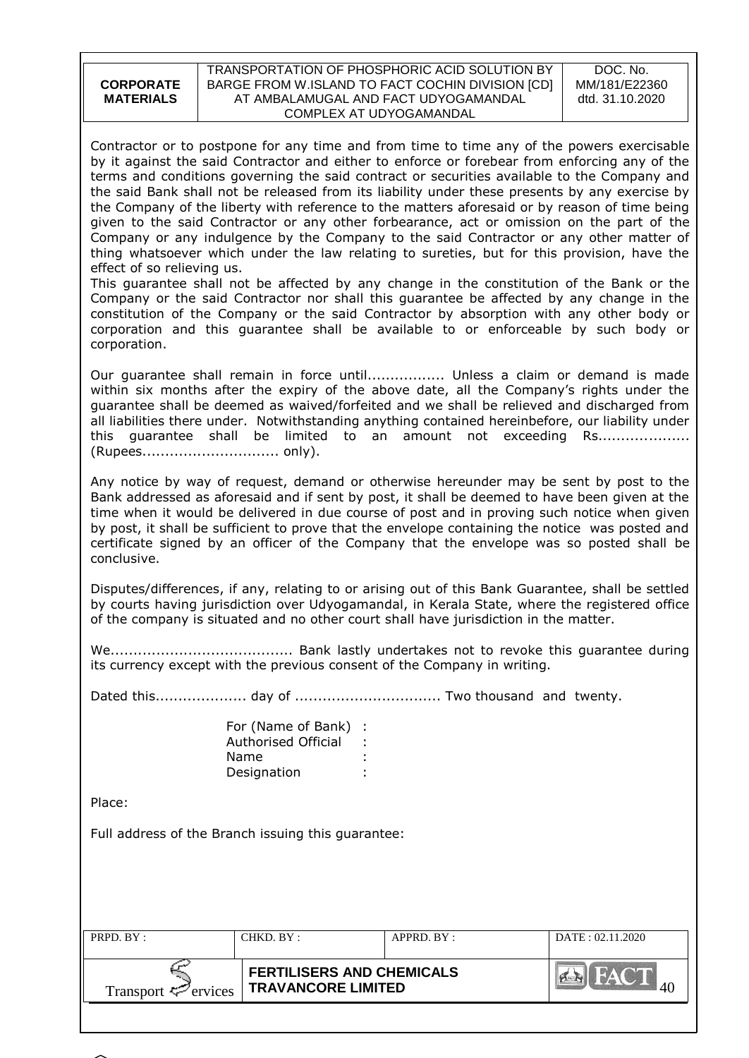Contractor or to postpone for any time and from time to time any of the powers exercisable by it against the said Contractor and either to enforce or forebear from enforcing any of the terms and conditions governing the said contract or securities available to the Company and the said Bank shall not be released from its liability under these presents by any exercise by the Company of the liberty with reference to the matters aforesaid or by reason of time being given to the said Contractor or any other forbearance, act or omission on the part of the Company or any indulgence by the Company to the said Contractor or any other matter of thing whatsoever which under the law relating to sureties, but for this provision, have the effect of so relieving us.

This guarantee shall not be affected by any change in the constitution of the Bank or the Company or the said Contractor nor shall this guarantee be affected by any change in the constitution of the Company or the said Contractor by absorption with any other body or corporation and this guarantee shall be available to or enforceable by such body or corporation.

Our guarantee shall remain in force until................. Unless a claim or demand is made within six months after the expiry of the above date, all the Company's rights under the guarantee shall be deemed as waived/forfeited and we shall be relieved and discharged from all liabilities there under. Notwithstanding anything contained hereinbefore, our liability under this guarantee shall be limited to an amount not exceeding Rs.................... (Rupees.............................. only).

Any notice by way of request, demand or otherwise hereunder may be sent by post to the Bank addressed as aforesaid and if sent by post, it shall be deemed to have been given at the time when it would be delivered in due course of post and in proving such notice when given by post, it shall be sufficient to prove that the envelope containing the notice was posted and certificate signed by an officer of the Company that the envelope was so posted shall be conclusive.

Disputes/differences, if any, relating to or arising out of this Bank Guarantee, shall be settled by courts having jurisdiction over Udyogamandal, in Kerala State, where the registered office of the company is situated and no other court shall have jurisdiction in the matter.

We........................................ Bank lastly undertakes not to revoke this guarantee during its currency except with the previous consent of the Company in writing.

Dated this.................... day of ................................ Two thousand and twenty.

For (Name of Bank) :
Authorised Official :
Name :
Designation :

Place:

Full address of the Branch issuing this guarantee: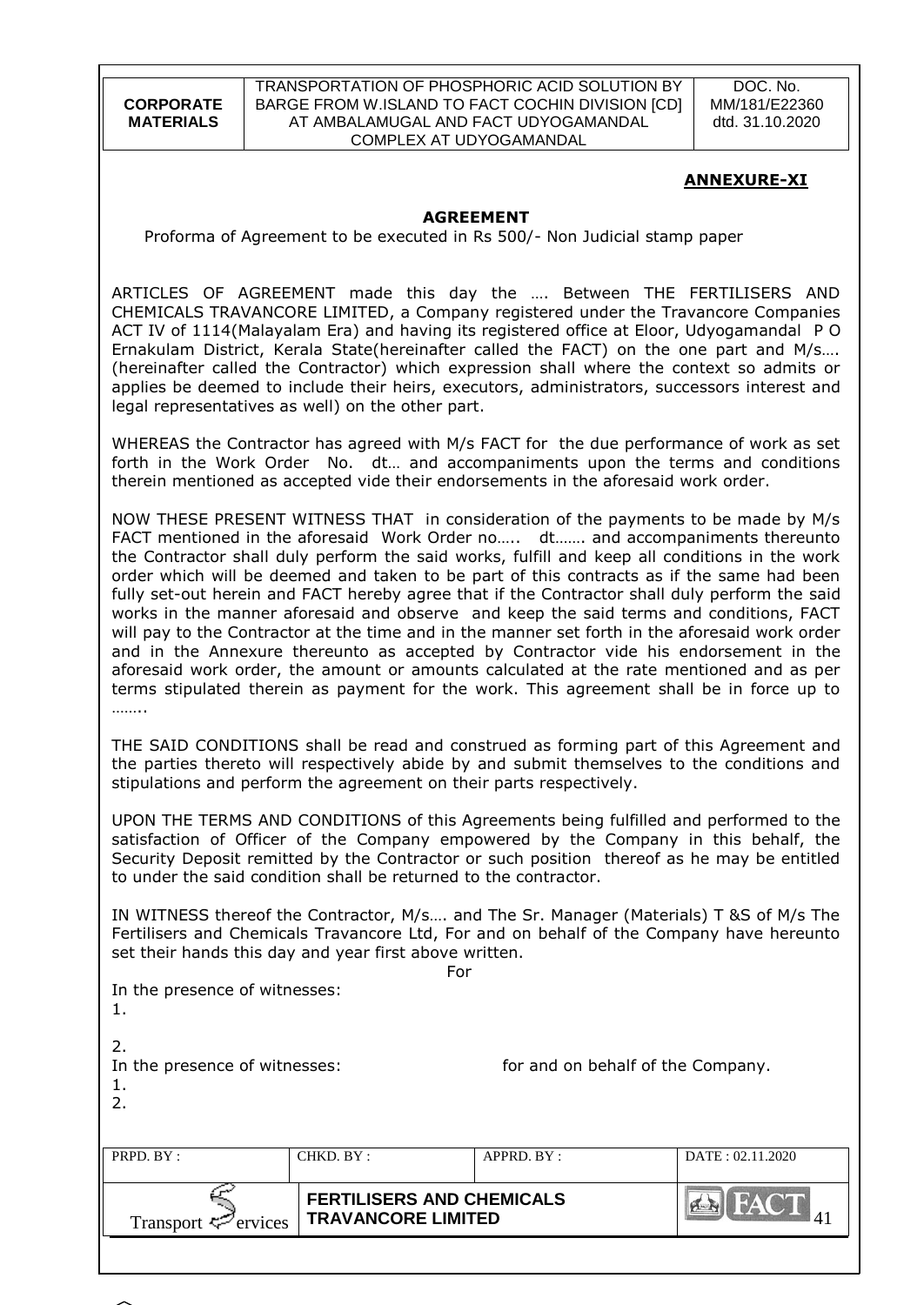**ANNEXURE-XI**

**AGREEMENT**

Proforma of Agreement to be executed in Rs 500/- Non Judicial stamp paper

ARTICLES OF AGREEMENT made this day the …. Between THE FERTILISERS AND CHEMICALS TRAVANCORE LIMITED, a Company registered under the Travancore Companies ACT IV of 1114(Malayalam Era) and having its registered office at Eloor, Udyogamandal P O Ernakulam District, Kerala State(hereinafter called the FACT) on the one part and M/s…. (hereinafter called the Contractor) which expression shall where the context so admits or applies be deemed to include their heirs, executors, administrators, successors interest and legal representatives as well) on the other part.

WHEREAS the Contractor has agreed with M/s FACT for the due performance of work as set forth in the Work Order No. dt… and accompaniments upon the terms and conditions therein mentioned as accepted vide their endorsements in the aforesaid work order.

NOW THESE PRESENT WITNESS THAT in consideration of the payments to be made by M/s FACT mentioned in the aforesaid Work Order no….. dt……. and accompaniments thereunto the Contractor shall duly perform the said works, fulfill and keep all conditions in the work order which will be deemed and taken to be part of this contracts as if the same had been fully set-out herein and FACT hereby agree that if the Contractor shall duly perform the said works in the manner aforesaid and observe and keep the said terms and conditions, FACT will pay to the Contractor at the time and in the manner set forth in the aforesaid work order and in the Annexure thereunto as accepted by Contractor vide his endorsement in the aforesaid work order, the amount or amounts calculated at the rate mentioned and as per terms stipulated therein as payment for the work. This agreement shall be in force up to ……..

THE SAID CONDITIONS shall be read and construed as forming part of this Agreement and the parties thereto will respectively abide by and submit themselves to the conditions and stipulations and perform the agreement on their parts respectively.

UPON THE TERMS AND CONDITIONS of this Agreements being fulfilled and performed to the satisfaction of Officer of the Company empowered by the Company in this behalf, the Security Deposit remitted by the Contractor or such position thereof as he may be entitled to under the said condition shall be returned to the contractor.

IN WITNESS thereof the Contractor, M/s…. and The Sr. Manager (Materials) T &S of M/s The Fertilisers and Chemicals Travancore Ltd, For and on behalf of the Company have hereunto set their hands this day and year first above written.

For

In the presence of witnesses:

1.

2.

In the presence of witnesses: for and on behalf of the Company.

1.

2.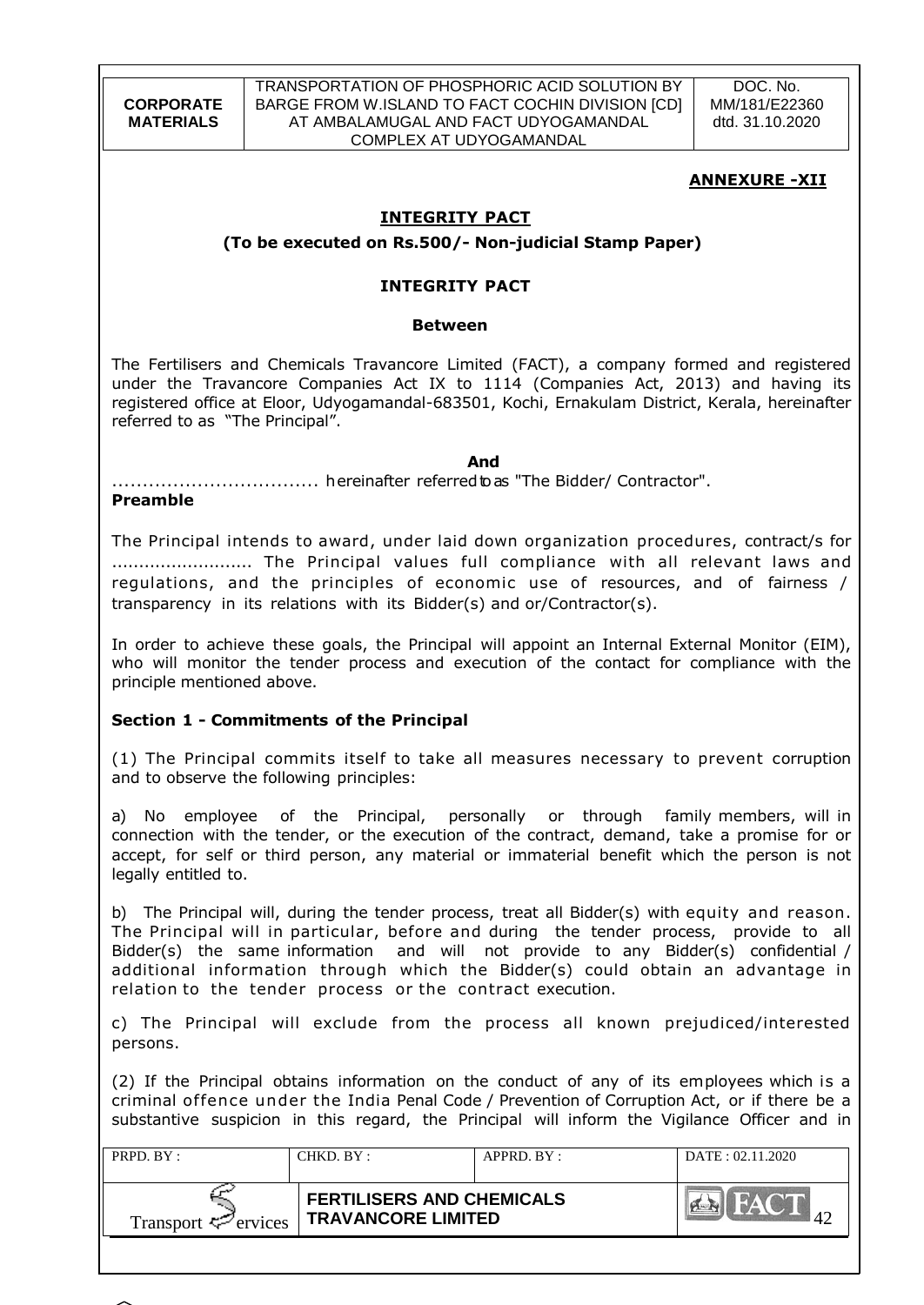**ANNEXURE -XII**

## INTEGRITY PACT

**(To be executed on Rs.500/- Non-judicial Stamp Paper)**

### INTEGRITY PACT

**Between**

The Fertilisers and Chemicals Travancore Limited (FACT), a company formed and registered under the Travancore Companies Act IX to 1114 (Companies Act, 2013) and having its registered office at Eloor, Udyogamandal-683501, Kochi, Ernakulam District, Kerala, hereinafter referred to as "The Principal".

**And**

.................................. hereinafter referred to as "The Bidder/ Contractor".

**Preamble**

The Principal intends to award, under laid down organization procedures, contract/s for ......................... The Principal values full compliance with all relevant laws and regulations, and the principles of economic use of resources, and of fairness / transparency in its relations with its Bidder(s) and or/Contractor(s).

In order to achieve these goals, the Principal will appoint an Internal External Monitor (EIM), who will monitor the tender process and execution of the contact for compliance with the principle mentioned above.

**Section 1 - Commitments of the Principal**

(1) The Principal commits itself to take all measures necessary to prevent corruption and to observe the following principles:

a) No employee of the Principal, personally or through family members, will in connection with the tender, or the execution of the contract, demand, take a promise for or accept, for self or third person, any material or immaterial benefit which the person is not legally entitled to.

b) The Principal will, during the tender process, treat all Bidder(s) with equity and reason. The Principal will in particular, before and during the tender process, provide to all Bidder(s) the same information and will not provide to any Bidder(s) confidential / additional information through which the Bidder(s) could obtain an advantage in relation to the tender process or the contract execution.

c) The Principal will exclude from the process all known prejudiced/interested persons.

(2) If the Principal obtains information on the conduct of any of its employees which is a criminal offence under the India Penal Code / Prevention of Corruption Act, or if there be a substantive suspicion in this regard, the Principal will inform the Vigilance Officer and in

| PRPD. BY : | CHKD. BY : | APPRD. BY : | DATE : 02.11.2020 |
|---|---|---|---|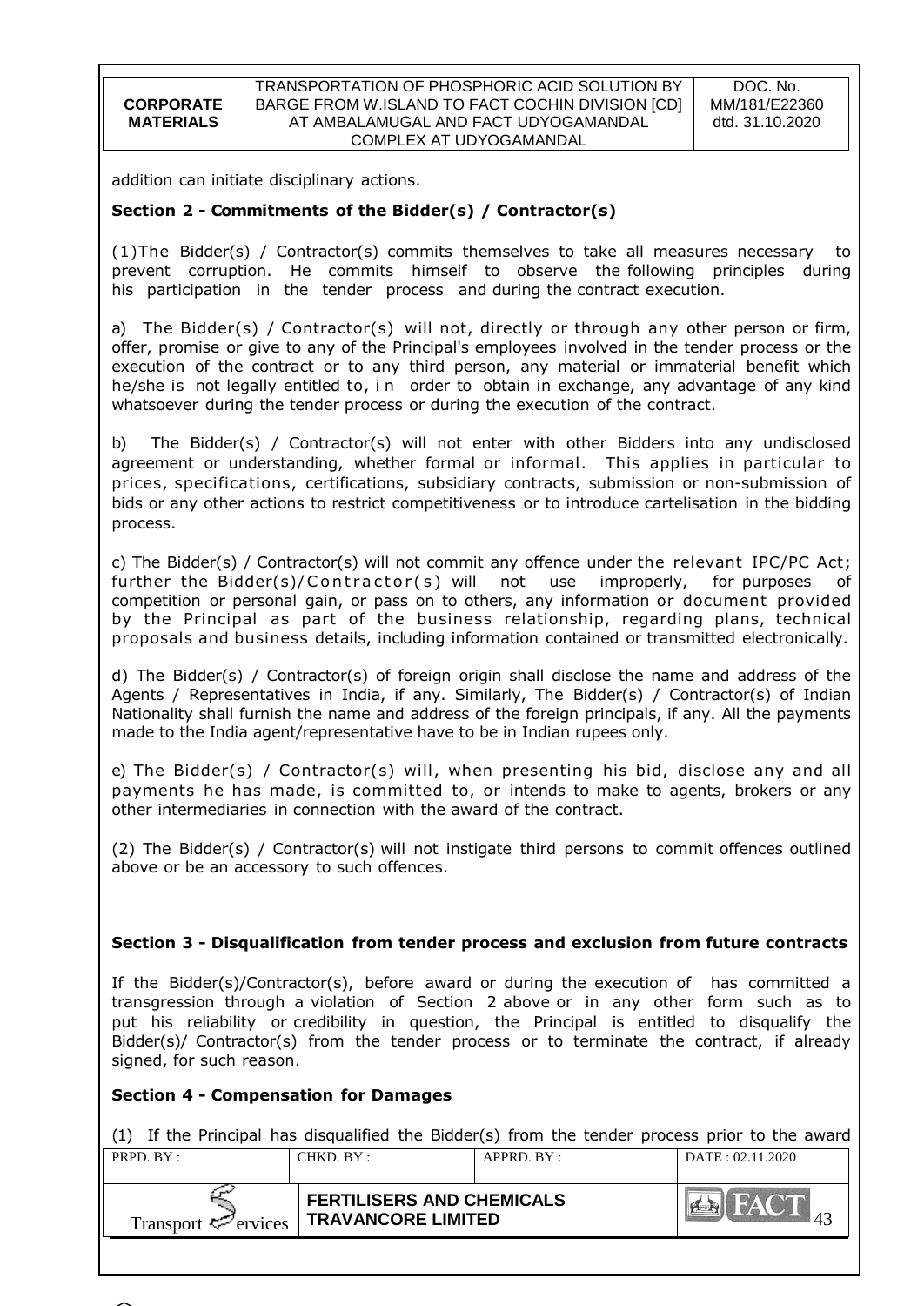addition can initiate disciplinary actions.

**Section 2 - Commitments of the Bidder(s) / Contractor(s)**

(1)The Bidder(s) / Contractor(s) commits themselves to take all measures necessary to prevent corruption. He commits himself to observe the following principles during his participation in the tender process and during the contract execution.

a) The Bidder(s) / Contractor(s) will not, directly or through any other person or firm, offer, promise or give to any of the Principal's employees involved in the tender process or the execution of the contract or to any third person, any material or immaterial benefit which he/she is not legally entitled to, in order to obtain in exchange, any advantage of any kind whatsoever during the tender process or during the execution of the contract.

b) The Bidder(s) / Contractor(s) will not enter with other Bidders into any undisclosed agreement or understanding, whether formal or informal. This applies in particular to prices, specifications, certifications, subsidiary contracts, submission or non-submission of bids or any other actions to restrict competitiveness or to introduce cartelisation in the bidding process.

c) The Bidder(s) / Contractor(s) will not commit any offence under the relevant IPC/PC Act; further the Bidder(s)/Contractor(s) will not use improperly, for purposes of competition or personal gain, or pass on to others, any information or document provided by the Principal as part of the business relationship, regarding plans, technical proposals and business details, including information contained or transmitted electronically.

d) The Bidder(s) / Contractor(s) of foreign origin shall disclose the name and address of the Agents / Representatives in India, if any. Similarly, The Bidder(s) / Contractor(s) of Indian Nationality shall furnish the name and address of the foreign principals, if any. All the payments made to the India agent/representative have to be in Indian rupees only.

e) The Bidder(s) / Contractor(s) will, when presenting his bid, disclose any and all payments he has made, is committed to, or intends to make to agents, brokers or any other intermediaries in connection with the award of the contract.

(2) The Bidder(s) / Contractor(s) will not instigate third persons to commit offences outlined above or be an accessory to such offences.

**Section 3 - Disqualification from tender process and exclusion from future contracts**

If the Bidder(s)/Contractor(s), before award or during the execution of has committed a transgression through a violation of Section 2 above or in any other form such as to put his reliability or credibility in question, the Principal is entitled to disqualify the Bidder(s)/ Contractor(s) from the tender process or to terminate the contract, if already signed, for such reason.

**Section 4 - Compensation for Damages**

(1) If the Principal has disqualified the Bidder(s) from the tender process prior to the award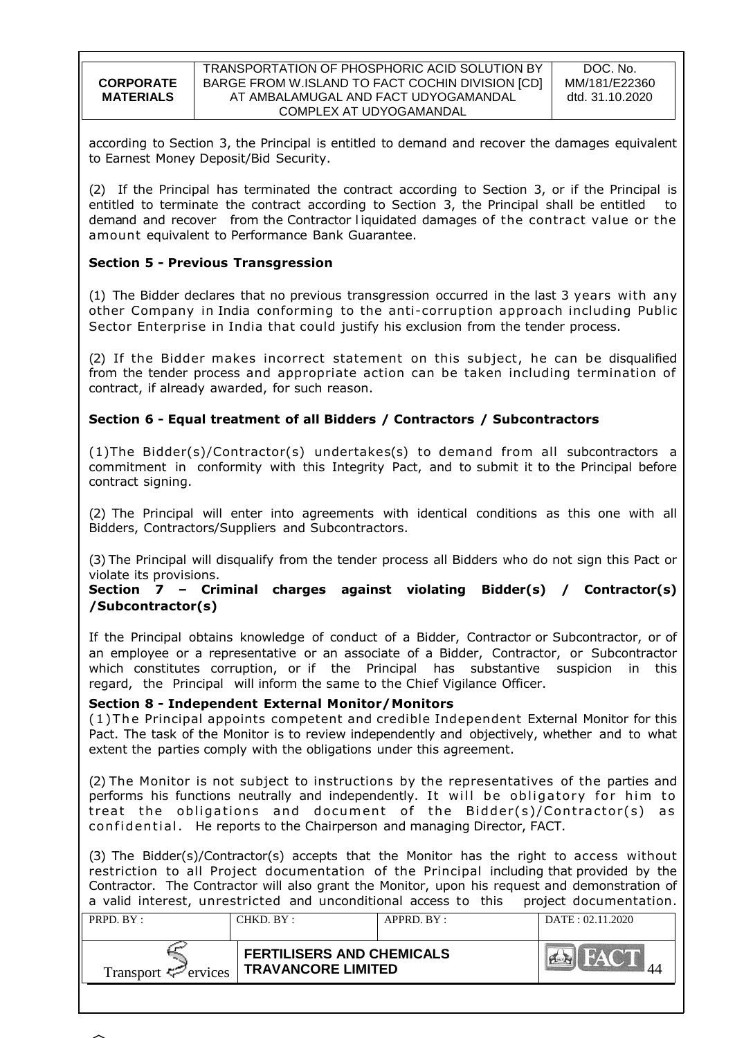according to Section 3, the Principal is entitled to demand and recover the damages equivalent to Earnest Money Deposit/Bid Security.

(2) If the Principal has terminated the contract according to Section 3, or if the Principal is entitled to terminate the contract according to Section 3, the Principal shall be entitled to demand and recover from the Contractor liquidated damages of the contract value or the amount equivalent to Performance Bank Guarantee.

**Section 5 - Previous Transgression**

(1) The Bidder declares that no previous transgression occurred in the last 3 years with any other Company in India conforming to the anti-corruption approach including Public Sector Enterprise in India that could justify his exclusion from the tender process.

(2) If the Bidder makes incorrect statement on this subject, he can be disqualified from the tender process and appropriate action can be taken including termination of contract, if already awarded, for such reason.

**Section 6 - Equal treatment of all Bidders / Contractors / Subcontractors**

(1)The Bidder(s)/Contractor(s) undertakes(s) to demand from all subcontractors a commitment in conformity with this Integrity Pact, and to submit it to the Principal before contract signing.

(2) The Principal will enter into agreements with identical conditions as this one with all Bidders, Contractors/Suppliers and Subcontractors.

(3) The Principal will disqualify from the tender process all Bidders who do not sign this Pact or violate its provisions.

**Section 7 – Criminal charges against violating Bidder(s) / Contractor(s) /Subcontractor(s)**

If the Principal obtains knowledge of conduct of a Bidder, Contractor or Subcontractor, or of an employee or a representative or an associate of a Bidder, Contractor, or Subcontractor which constitutes corruption, or if the Principal has substantive suspicion in this regard, the Principal will inform the same to the Chief Vigilance Officer.

**Section 8 - Independent External Monitor/Monitors**

(1)The Principal appoints competent and credible Independent External Monitor for this Pact. The task of the Monitor is to review independently and objectively, whether and to what extent the parties comply with the obligations under this agreement.

(2) The Monitor is not subject to instructions by the representatives of the parties and performs his functions neutrally and independently. It will be obligatory for him to treat the obligations and document of the Bidder(s)/Contractor(s) as confidential. He reports to the Chairperson and managing Director, FACT.

(3) The Bidder(s)/Contractor(s) accepts that the Monitor has the right to access without restriction to all Project documentation of the Principal including that provided by the Contractor. The Contractor will also grant the Monitor, upon his request and demonstration of a valid interest, unrestricted and unconditional access to this project documentation.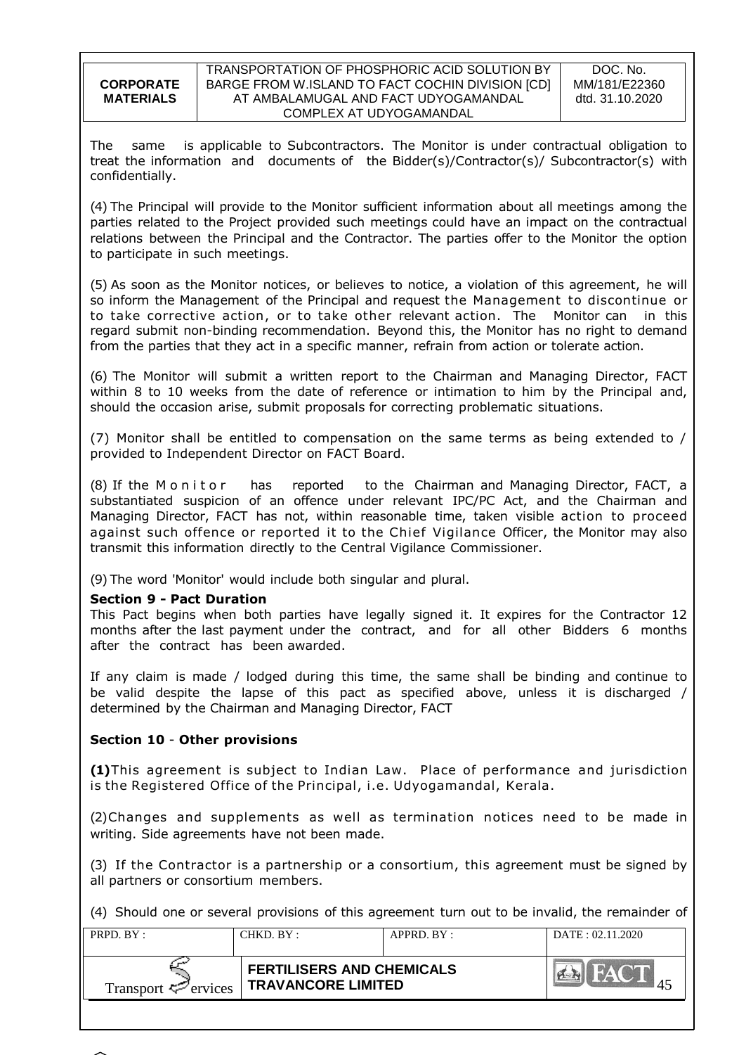The same is applicable to Subcontractors. The Monitor is under contractual obligation to treat the information and documents of the Bidder(s)/Contractor(s)/ Subcontractor(s) with confidentially.

(4) The Principal will provide to the Monitor sufficient information about all meetings among the parties related to the Project provided such meetings could have an impact on the contractual relations between the Principal and the Contractor. The parties offer to the Monitor the option to participate in such meetings.

(5) As soon as the Monitor notices, or believes to notice, a violation of this agreement, he will so inform the Management of the Principal and request the Management to discontinue or to take corrective action, or to take other relevant action. The Monitor can in this regard submit non-binding recommendation. Beyond this, the Monitor has no right to demand from the parties that they act in a specific manner, refrain from action or tolerate action.

(6) The Monitor will submit a written report to the Chairman and Managing Director, FACT within 8 to 10 weeks from the date of reference or intimation to him by the Principal and, should the occasion arise, submit proposals for correcting problematic situations.

(7) Monitor shall be entitled to compensation on the same terms as being extended to / provided to Independent Director on FACT Board.

(8) If the Monitor has reported to the Chairman and Managing Director, FACT, a substantiated suspicion of an offence under relevant IPC/PC Act, and the Chairman and Managing Director, FACT has not, within reasonable time, taken visible action to proceed against such offence or reported it to the Chief Vigilance Officer, the Monitor may also transmit this information directly to the Central Vigilance Commissioner.

(9) The word 'Monitor' would include both singular and plural.

**Section 9 - Pact Duration**

This Pact begins when both parties have legally signed it. It expires for the Contractor 12 months after the last payment under the contract, and for all other Bidders 6 months after the contract has been awarded.

If any claim is made / lodged during this time, the same shall be binding and continue to be valid despite the lapse of this pact as specified above, unless it is discharged / determined by the Chairman and Managing Director, FACT

**Section 10 - Other provisions**

**(1)** This agreement is subject to Indian Law. Place of performance and jurisdiction is the Registered Office of the Principal, i.e. Udyogamandal, Kerala.

(2) Changes and supplements as well as termination notices need to be made in writing. Side agreements have not been made.

(3) If the Contractor is a partnership or a consortium, this agreement must be signed by all partners or consortium members.

(4) Should one or several provisions of this agreement turn out to be invalid, the remainder of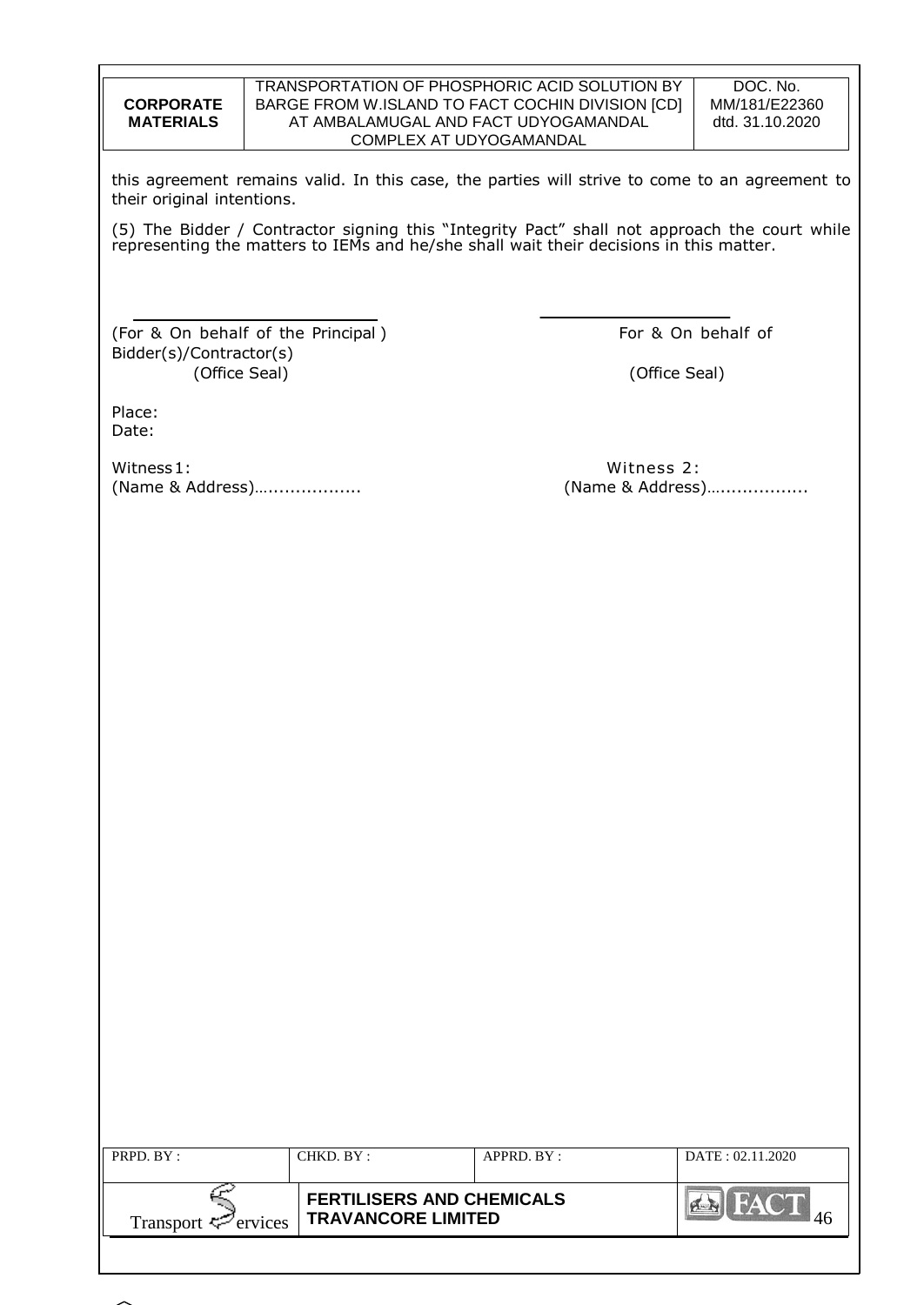this agreement remains valid. In this case, the parties will strive to come to an agreement to their original intentions.

(5) The Bidder / Contractor signing this "Integrity Pact" shall not approach the court while representing the matters to IEMs and he/she shall wait their decisions in this matter.

| | |
|---|---|
| _______________________ | ____________________ |
| (For & On behalf of the Principal ) | For & On behalf of Bidder(s)/Contractor(s) |
| (Office Seal) | (Office Seal) |

Place:
Date:

| | |
|---|---|
| Witness 1: | Witness 2: |
| (Name & Address)……………….. | (Name & Address)……………… |